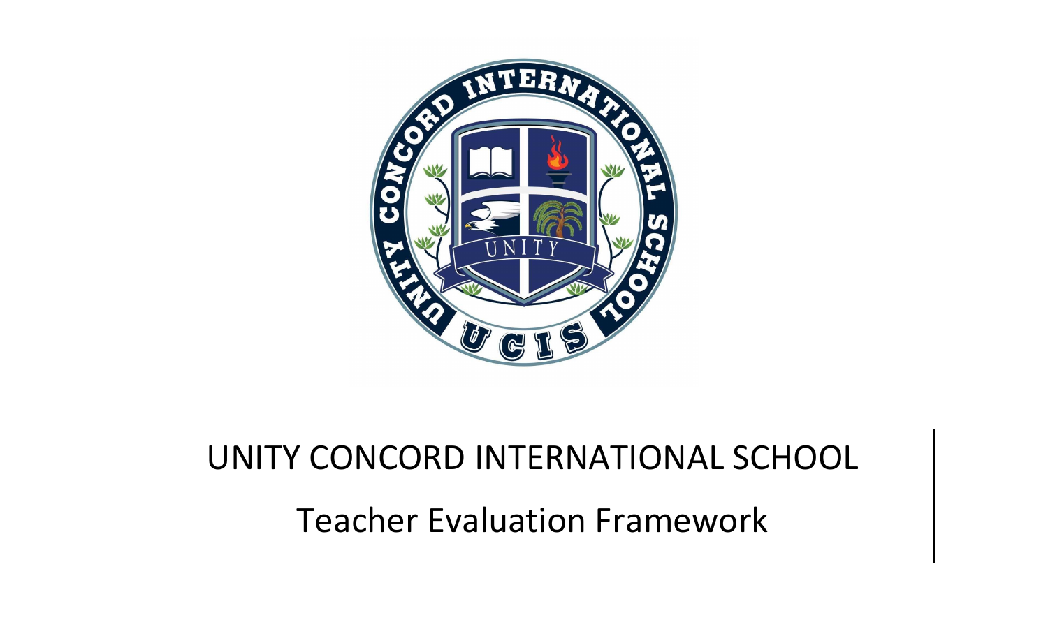# UNITY CONCORD INTERNATIONAL SCHOOL

## Teacher Evaluation Framework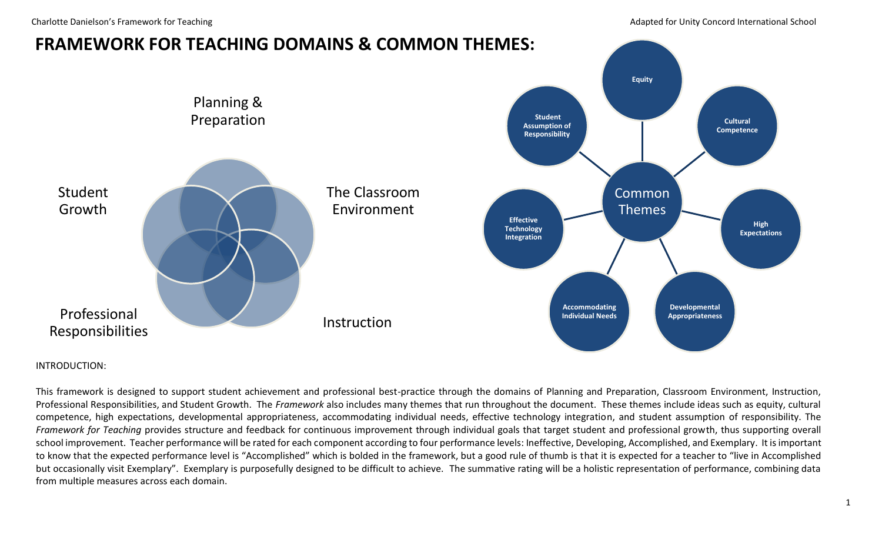# FRAMEWORK FOR TEACHING DOMAINS & COMMON THEMES:

Planning & Preparation

The Classroom Environment

Instruction

Professional Responsibilities

Student Growth

Common Themes

- Equity
- Cultural Competence
- High Expectations
- Developmental Appropriateness
- Accommodating Individual Needs
- Effective Technology Integration
- Student Assumption of Responsibility

INTRODUCTION:

This framework is designed to support student achievement and professional best-practice through the domains of Planning and Preparation, Classroom Environment, Instruction, Professional Responsibilities, and Student Growth. The *Framework* also includes many themes that run throughout the document. These themes include ideas such as equity, cultural competence, high expectations, developmental appropriateness, accommodating individual needs, effective technology integration, and student assumption of responsibility. The *Framework for Teaching* provides structure and feedback for continuous improvement through individual goals that target student and professional growth, thus supporting overall school improvement. Teacher performance will be rated for each component according to four performance levels: Ineffective, Developing, Accomplished, and Exemplary. It is important to know that the expected performance level is "Accomplished" which is bolded in the framework, but a good rule of thumb is that it is expected for a teacher to "live in Accomplished but occasionally visit Exemplary". Exemplary is purposefully designed to be difficult to achieve. The summative rating will be a holistic representation of performance, combining data from multiple measures across each domain.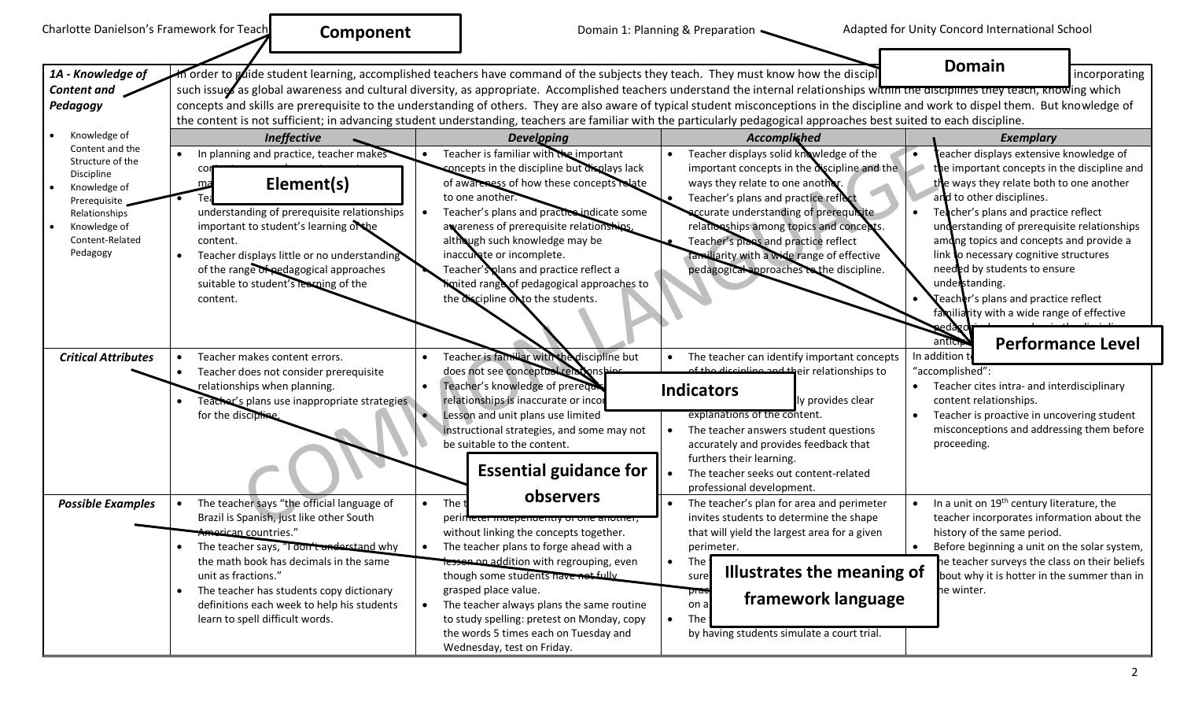Charlotte Danielson's Framework for Teaching — Domain 1: Planning & Preparation — Adapted for Unity Concord International School

| **1A - Knowledge of Content and Pedagogy** | In order to guide student learning, accomplished teachers have command of the subjects they teach. They must know how the discipl[ine] ... incorporating such issues as global awareness and cultural diversity, as appropriate. Accomplished teachers understand the internal relationships within the disciplines they teach, knowing which concepts and skills are prerequisite to the understanding of others. They are also aware of typical student misconceptions in the discipline and work to dispel them. But knowledge of the content is not sufficient; in advancing student understanding, teachers are familiar with the particularly pedagogical approaches best suited to each discipline. | | | |
|---|---|---|---|---|
| | ***Ineffective*** | ***Developing*** | ***Accomplished*** | ***Exemplary*** |
| • Knowledge of Content and the Structure of the Discipline<br>• Knowledge of Prerequisite Relationships<br>• Knowledge of Content-Related Pedagogy | • In planning and practice, teacher makes co... ma...<br>• Tea... understanding of prerequisite relationships important to student's learning of the content.<br>• Teacher displays little or no understanding of the range of pedagogical approaches suitable to student's learning of the content. | • Teacher is familiar with the important concepts in the discipline but displays lack of awareness of how these concepts relate to one another.<br>• Teacher's plans and practice indicate some awareness of prerequisite relationships, although such knowledge may be inaccurate or incomplete.<br>• Teacher's plans and practice reflect a limited range of pedagogical approaches to the discipline or to the students. | • Teacher displays solid knowledge of the important concepts in the discipline and the ways they relate to one another.<br>• Teacher's plans and practice reflect accurate understanding of prerequisite relationships among topics and concepts.<br>• Teacher's plans and practice reflect familiarity with a wide range of effective pedagogical approaches to the discipline. | • Teacher displays extensive knowledge of the important concepts in the discipline and the ways they relate both to one another and to other disciplines.<br>• Teacher's plans and practice reflect understanding of prerequisite relationships among topics and concepts and provide a link to necessary cognitive structures needed by students to ensure understanding.<br>• Teacher's plans and practice reflect familiarity with a wide range of effective pedago... antic... |
| ***Critical Attributes*** | • Teacher makes content errors.<br>• Teacher does not consider prerequisite relationships when planning.<br>• Teacher's plans use inappropriate strategies for the discipline. | • Teacher is familiar with the discipline but does not see conceptual relationships.<br>• Teacher's knowledge of prereq... relationships is inaccurate or inco...<br>• Lesson and unit plans use limited instructional strategies, and some may not be suitable to the content. | • The teacher can identify important concepts of the discipline and their relationships to ... ly provides clear explanations of the content.<br>• The teacher answers student questions accurately and provides feedback that furthers their learning.<br>• The teacher seeks out content-related professional development. | In addition t... "accomplished":<br>• Teacher cites intra- and interdisciplinary content relationships.<br>• Teacher is proactive in uncovering student misconceptions and addressing them before proceeding. |
| ***Possible Examples*** | • The teacher says "the official language of Brazil is Spanish, just like other South American countries."<br>• The teacher says, "I don't understand why the math book has decimals in the same unit as fractions."<br>• The teacher has students copy dictionary definitions each week to help his students learn to spell difficult words. | • The t... perimeter independently of one another, without linking the concepts together.<br>• The teacher plans to forge ahead with a lesson on addition with regrouping, even though some students have not fully grasped place value.<br>• The teacher always plans the same routine to study spelling: pretest on Monday, copy the words 5 times each on Tuesday and Wednesday, test on Friday. | • The teacher's plan for area and perimeter invites students to determine the shape that will yield the largest area for a given perimeter.<br>• The ... sure... prac... on a...<br>• The ... by having students simulate a court trial. | • In a unit on 19th century literature, the teacher incorporates information about the history of the same period.<br>• Before beginning a unit on the solar system, the teacher surveys the class on their beliefs about why it is hotter in the summer than in the winter. |

Annotation labels: **Component**; **Domain**; **Element(s)**; **Performance Level**; **Indicators**; **Essential guidance for observers**; **Illustrates the meaning of framework language**

COMMON LANGUAGE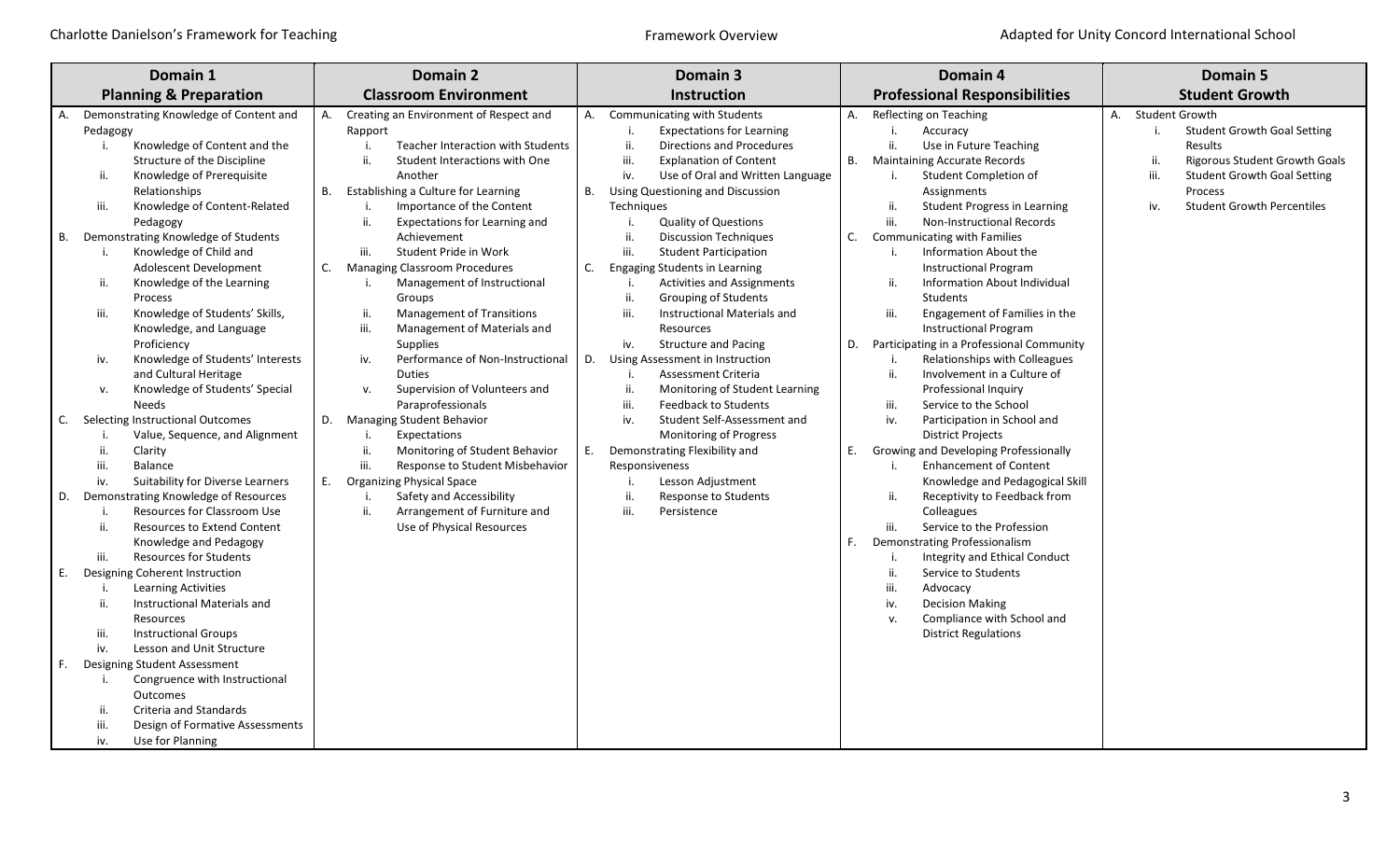| Domain 1 | Domain 2 | Domain 3 | Domain 4 | Domain 5 |
|---|---|---|---|---|
| **Planning & Preparation** | **Classroom Environment** | **Instruction** | **Professional Responsibilities** | **Student Growth** |
| A. Demonstrating Knowledge of Content and Pedagogy<br>i. Knowledge of Content and the Structure of the Discipline<br>ii. Knowledge of Prerequisite Relationships<br>iii. Knowledge of Content-Related Pedagogy<br>B. Demonstrating Knowledge of Students<br>i. Knowledge of Child and Adolescent Development<br>ii. Knowledge of the Learning Process<br>iii. Knowledge of Students' Skills, Knowledge, and Language Proficiency<br>iv. Knowledge of Students' Interests and Cultural Heritage<br>v. Knowledge of Students' Special Needs<br>C. Selecting Instructional Outcomes<br>i. Value, Sequence, and Alignment<br>ii. Clarity<br>iii. Balance<br>iv. Suitability for Diverse Learners<br>D. Demonstrating Knowledge of Resources<br>i. Resources for Classroom Use<br>ii. Resources to Extend Content Knowledge and Pedagogy<br>iii. Resources for Students<br>E. Designing Coherent Instruction<br>i. Learning Activities<br>ii. Instructional Materials and Resources<br>iii. Instructional Groups<br>iv. Lesson and Unit Structure<br>F. Designing Student Assessment<br>i. Congruence with Instructional Outcomes<br>ii. Criteria and Standards<br>iii. Design of Formative Assessments<br>iv. Use for Planning | A. Creating an Environment of Respect and Rapport<br>i. Teacher Interaction with Students<br>ii. Student Interactions with One Another<br>B. Establishing a Culture for Learning<br>i. Importance of the Content<br>ii. Expectations for Learning and Achievement<br>iii. Student Pride in Work<br>C. Managing Classroom Procedures<br>i. Management of Instructional Groups<br>ii. Management of Transitions<br>iii. Management of Materials and Supplies<br>iv. Performance of Non-Instructional Duties<br>v. Supervision of Volunteers and Paraprofessionals<br>D. Managing Student Behavior<br>i. Expectations<br>ii. Monitoring of Student Behavior<br>iii. Response to Student Misbehavior<br>E. Organizing Physical Space<br>i. Safety and Accessibility<br>ii. Arrangement of Furniture and Use of Physical Resources | A. Communicating with Students<br>i. Expectations for Learning<br>ii. Directions and Procedures<br>iii. Explanation of Content<br>iv. Use of Oral and Written Language<br>B. Using Questioning and Discussion Techniques<br>i. Quality of Questions<br>ii. Discussion Techniques<br>iii. Student Participation<br>C. Engaging Students in Learning<br>i. Activities and Assignments<br>ii. Grouping of Students<br>iii. Instructional Materials and Resources<br>iv. Structure and Pacing<br>D. Using Assessment in Instruction<br>i. Assessment Criteria<br>ii. Monitoring of Student Learning<br>iii. Feedback to Students<br>iv. Student Self-Assessment and Monitoring of Progress<br>E. Demonstrating Flexibility and Responsiveness<br>i. Lesson Adjustment<br>ii. Response to Students<br>iii. Persistence | A. Reflecting on Teaching<br>i. Accuracy<br>ii. Use in Future Teaching<br>B. Maintaining Accurate Records<br>i. Student Completion of Assignments<br>ii. Student Progress in Learning<br>iii. Non-Instructional Records<br>C. Communicating with Families<br>i. Information About the Instructional Program<br>ii. Information About Individual Students<br>iii. Engagement of Families in the Instructional Program<br>D. Participating in a Professional Community<br>i. Relationships with Colleagues<br>ii. Involvement in a Culture of Professional Inquiry<br>iii. Service to the School<br>iv. Participation in School and District Projects<br>E. Growing and Developing Professionally<br>i. Enhancement of Content Knowledge and Pedagogical Skill<br>ii. Receptivity to Feedback from Colleagues<br>iii. Service to the Profession<br>F. Demonstrating Professionalism<br>i. Integrity and Ethical Conduct<br>ii. Service to Students<br>iii. Advocacy<br>iv. Decision Making<br>v. Compliance with School and District Regulations | A. Student Growth<br>i. Student Growth Goal Setting Results<br>ii. Rigorous Student Growth Goals<br>iii. Student Growth Goal Setting Process<br>iv. Student Growth Percentiles |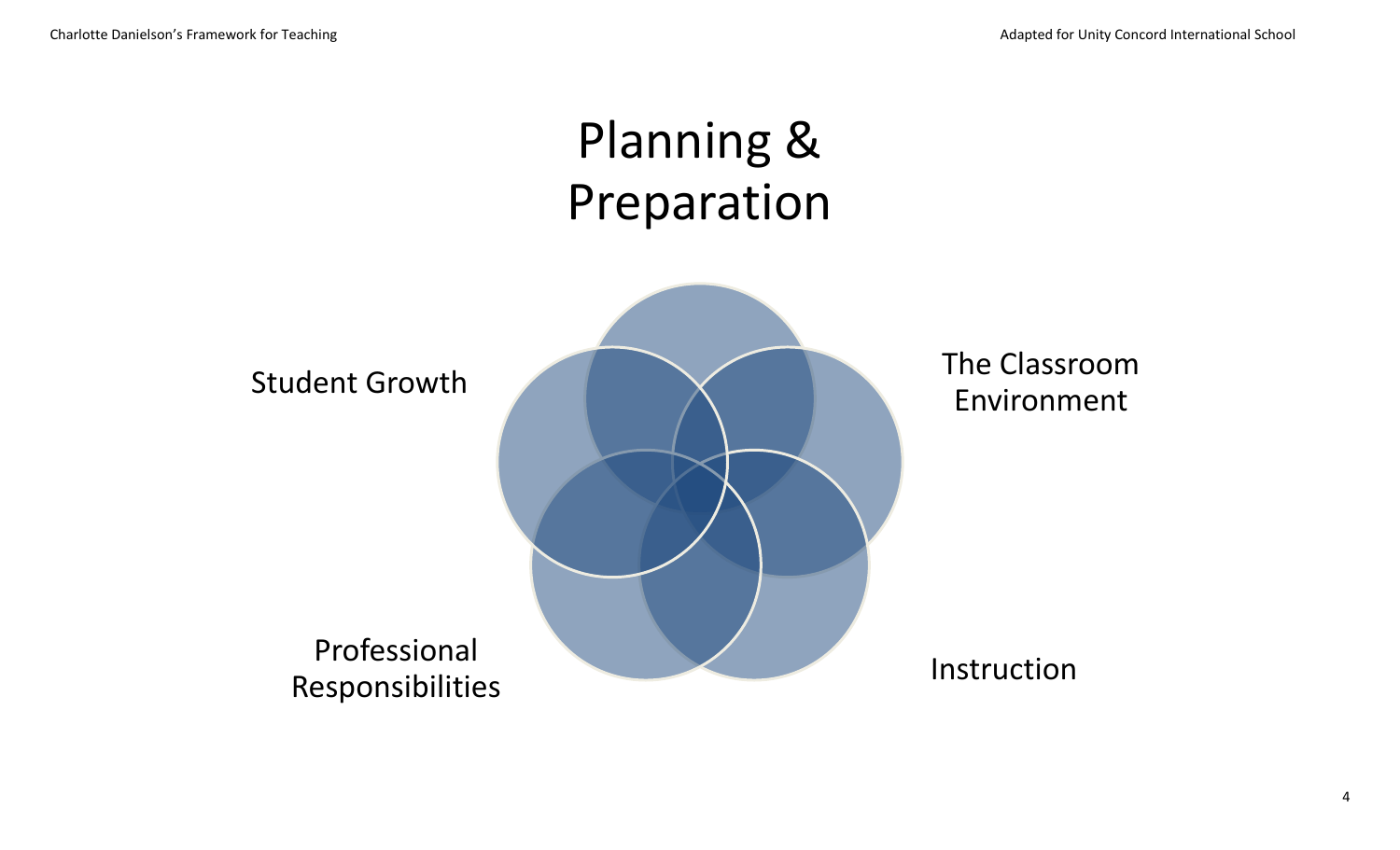# Planning & Preparation

Student Growth

The Classroom Environment

Professional Responsibilities

Instruction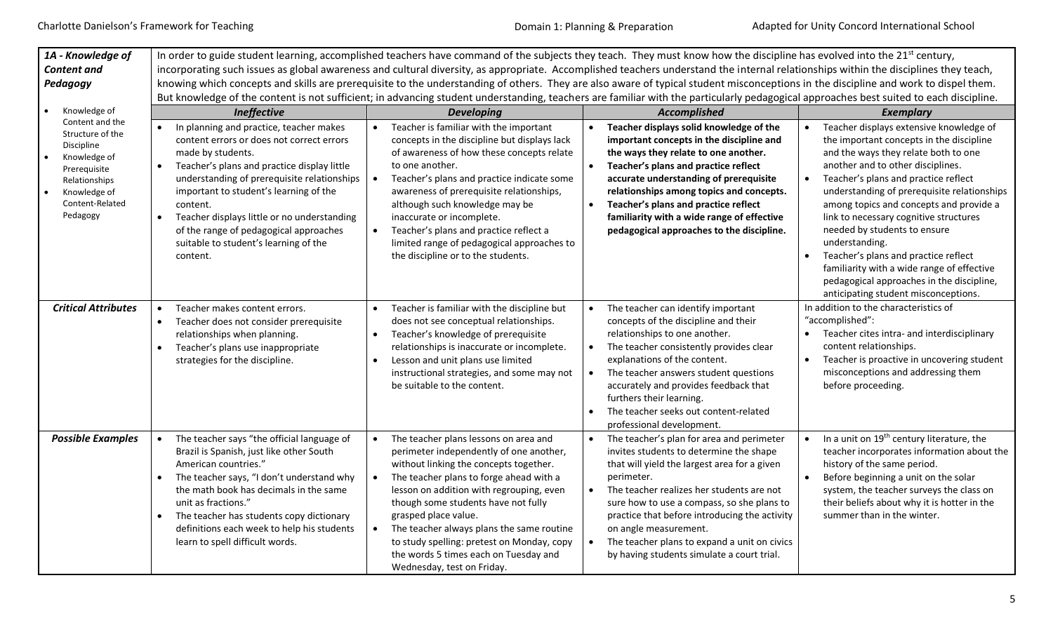| 1A - Knowledge of Content and Pedagogy | In order to guide student learning, accomplished teachers have command of the subjects they teach. They must know how the discipline has evolved into the 21st century, incorporating such issues as global awareness and cultural diversity, as appropriate. Accomplished teachers understand the internal relationships within the disciplines they teach, knowing which concepts and skills are prerequisite to the understanding of others. They are also aware of typical student misconceptions in the discipline and work to dispel them. But knowledge of the content is not sufficient; in advancing student understanding, teachers are familiar with the particularly pedagogical approaches best suited to each discipline. | | | |
|---|---|---|---|---|
| | ***Ineffective*** | ***Developing*** | ***Accomplished*** | ***Exemplary*** |
| • Knowledge of Content and the Structure of the Discipline<br>• Knowledge of Prerequisite Relationships<br>• Knowledge of Content-Related Pedagogy | • In planning and practice, teacher makes content errors or does not correct errors made by students.<br>• Teacher's plans and practice display little understanding of prerequisite relationships important to student's learning of the content.<br>• Teacher displays little or no understanding of the range of pedagogical approaches suitable to student's learning of the content. | • Teacher is familiar with the important concepts in the discipline but displays lack of awareness of how these concepts relate to one another.<br>• Teacher's plans and practice indicate some awareness of prerequisite relationships, although such knowledge may be inaccurate or incomplete.<br>• Teacher's plans and practice reflect a limited range of pedagogical approaches to the discipline or to the students. | • **Teacher displays solid knowledge of the important concepts in the discipline and the ways they relate to one another.**<br>• **Teacher's plans and practice reflect accurate understanding of prerequisite relationships among topics and concepts.**<br>• **Teacher's plans and practice reflect familiarity with a wide range of effective pedagogical approaches to the discipline.** | • Teacher displays extensive knowledge of the important concepts in the discipline and the ways they relate both to one another and to other disciplines.<br>• Teacher's plans and practice reflect understanding of prerequisite relationships among topics and concepts and provide a link to necessary cognitive structures needed by students to ensure understanding.<br>• Teacher's plans and practice reflect familiarity with a wide range of effective pedagogical approaches in the discipline, anticipating student misconceptions. |
| ***Critical Attributes*** | • Teacher makes content errors.<br>• Teacher does not consider prerequisite relationships when planning.<br>• Teacher's plans use inappropriate strategies for the discipline. | • Teacher is familiar with the discipline but does not see conceptual relationships.<br>• Teacher's knowledge of prerequisite relationships is inaccurate or incomplete.<br>• Lesson and unit plans use limited instructional strategies, and some may not be suitable to the content. | • The teacher can identify important concepts of the discipline and their relationships to one another.<br>• The teacher consistently provides clear explanations of the content.<br>• The teacher answers student questions accurately and provides feedback that furthers their learning.<br>• The teacher seeks out content-related professional development. | In addition to the characteristics of "accomplished":<br>• Teacher cites intra- and interdisciplinary content relationships.<br>• Teacher is proactive in uncovering student misconceptions and addressing them before proceeding. |
| ***Possible Examples*** | • The teacher says "the official language of Brazil is Spanish, just like other South American countries."<br>• The teacher says, "I don't understand why the math book has decimals in the same unit as fractions."<br>• The teacher has students copy dictionary definitions each week to help his students learn to spell difficult words. | • The teacher plans lessons on area and perimeter independently of one another, without linking the concepts together.<br>• The teacher plans to forge ahead with a lesson on addition with regrouping, even though some students have not fully grasped place value.<br>• The teacher always plans the same routine to study spelling: pretest on Monday, copy the words 5 times each on Tuesday and Wednesday, test on Friday. | • The teacher's plan for area and perimeter invites students to determine the shape that will yield the largest area for a given perimeter.<br>• The teacher realizes her students are not sure how to use a compass, so she plans to practice that before introducing the activity on angle measurement.<br>• The teacher plans to expand a unit on civics by having students simulate a court trial. | • In a unit on 19th century literature, the teacher incorporates information about the history of the same period.<br>• Before beginning a unit on the solar system, the teacher surveys the class on their beliefs about why it is hotter in the summer than in the winter. |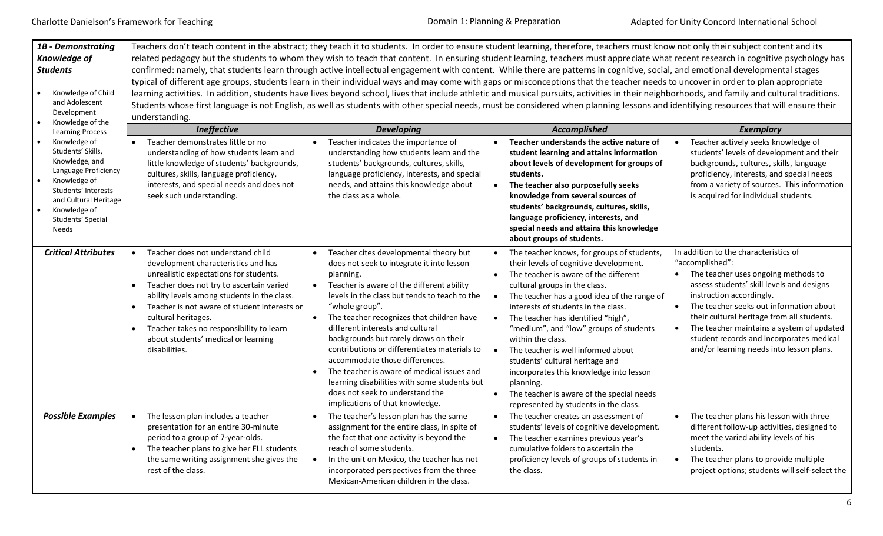| **1B - Demonstrating Knowledge of Students**<br>• Knowledge of Child and Adolescent Development<br>• Knowledge of the Learning Process<br>• Knowledge of Students' Skills, Knowledge, and Language Proficiency<br>• Knowledge of Students' Interests and Cultural Heritage<br>• Knowledge of Students' Special Needs | Teachers don't teach content in the abstract; they teach it to students. In order to ensure student learning, therefore, teachers must know not only their subject content and its related pedagogy but the students to whom they wish to teach that content. In ensuring student learning, teachers must appreciate what recent research in cognitive psychology has confirmed: namely, that students learn through active intellectual engagement with content. While there are patterns in cognitive, social, and emotional developmental stages typical of different age groups, students learn in their individual ways and may come with gaps or misconceptions that the teacher needs to uncover in order to plan appropriate learning activities. In addition, students have lives beyond school, lives that include athletic and musical pursuits, activities in their neighborhoods, and family and cultural traditions. Students whose first language is not English, as well as students with other special needs, must be considered when planning lessons and identifying resources that will ensure their understanding. | | | |
|---|---|---|---|---|
| | ***Ineffective*** | ***Developing*** | ***Accomplished*** | ***Exemplary*** |
| | • Teacher demonstrates little or no understanding of how students learn and little knowledge of students' backgrounds, cultures, skills, language proficiency, interests, and special needs and does not seek such understanding. | • Teacher indicates the importance of understanding how students learn and the students' backgrounds, cultures, skills, language proficiency, interests, and special needs, and attains this knowledge about the class as a whole. | • **Teacher understands the active nature of student learning and attains information about levels of development for groups of students.**<br>• **The teacher also purposefully seeks knowledge from several sources of students' backgrounds, cultures, skills, language proficiency, interests, and special needs and attains this knowledge about groups of students.** | • Teacher actively seeks knowledge of students' levels of development and their backgrounds, cultures, skills, language proficiency, interests, and special needs from a variety of sources. This information is acquired for individual students. |
| ***Critical Attributes*** | • Teacher does not understand child development characteristics and has unrealistic expectations for students.<br>• Teacher does not try to ascertain varied ability levels among students in the class.<br>• Teacher is not aware of student interests or cultural heritages.<br>• Teacher takes no responsibility to learn about students' medical or learning disabilities. | • Teacher cites developmental theory but does not seek to integrate it into lesson planning.<br>• Teacher is aware of the different ability levels in the class but tends to teach to the "whole group".<br>• The teacher recognizes that children have different interests and cultural backgrounds but rarely draws on their contributions or differentiates materials to accommodate those differences.<br>• The teacher is aware of medical issues and learning disabilities with some students but does not seek to understand the implications of that knowledge. | • The teacher knows, for groups of students, their levels of cognitive development.<br>• The teacher is aware of the different cultural groups in the class.<br>• The teacher has a good idea of the range of interests of students in the class.<br>• The teacher has identified "high", "medium", and "low" groups of students within the class.<br>• The teacher is well informed about students' cultural heritage and incorporates this knowledge into lesson planning.<br>• The teacher is aware of the special needs represented by students in the class. | In addition to the characteristics of "accomplished":<br>• The teacher uses ongoing methods to assess students' skill levels and designs instruction accordingly.<br>• The teacher seeks out information about their cultural heritage from all students.<br>• The teacher maintains a system of updated student records and incorporates medical and/or learning needs into lesson plans. |
| ***Possible Examples*** | • The lesson plan includes a teacher presentation for an entire 30-minute period to a group of 7-year-olds.<br>• The teacher plans to give her ELL students the same writing assignment she gives the rest of the class. | • The teacher's lesson plan has the same assignment for the entire class, in spite of the fact that one activity is beyond the reach of some students.<br>• In the unit on Mexico, the teacher has not incorporated perspectives from the three Mexican-American children in the class. | • The teacher creates an assessment of students' levels of cognitive development.<br>• The teacher examines previous year's cumulative folders to ascertain the proficiency levels of groups of students in the class. | • The teacher plans his lesson with three different follow-up activities, designed to meet the varied ability levels of his students.<br>• The teacher plans to provide multiple project options; students will self-select the |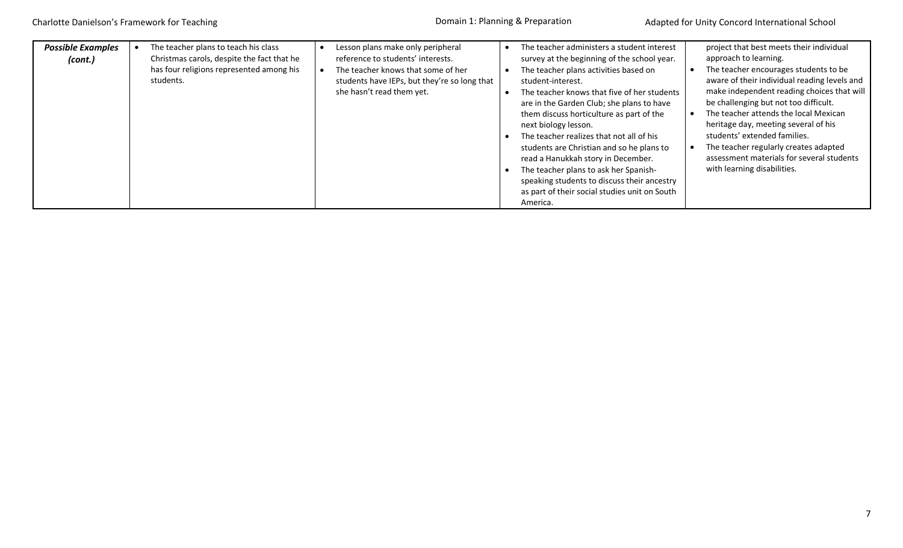| **_Possible Examples (cont.)_** | • The teacher plans to teach his class Christmas carols, despite the fact that he has four religions represented among his students. | • Lesson plans make only peripheral reference to students' interests.<br>• The teacher knows that some of her students have IEPs, but they're so long that she hasn't read them yet. | • The teacher administers a student interest survey at the beginning of the school year.<br>• The teacher plans activities based on student-interest.<br>• The teacher knows that five of her students are in the Garden Club; she plans to have them discuss horticulture as part of the next biology lesson.<br>• The teacher realizes that not all of his students are Christian and so he plans to read a Hanukkah story in December.<br>• The teacher plans to ask her Spanish-speaking students to discuss their ancestry as part of their social studies unit on South America. | project that best meets their individual approach to learning.<br>• The teacher encourages students to be aware of their individual reading levels and make independent reading choices that will be challenging but not too difficult.<br>• The teacher attends the local Mexican heritage day, meeting several of his students' extended families.<br>• The teacher regularly creates adapted assessment materials for several students with learning disabilities. |
|---|---|---|---|---|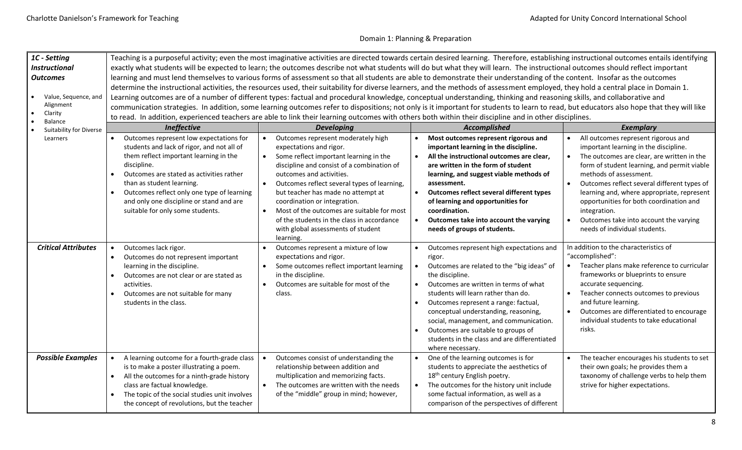## Domain 1: Planning & Preparation

| **1C - Setting Instructional Outcomes**<br><br>• Value, Sequence, and Alignment<br>• Clarity<br>• Balance<br>• Suitability for Diverse Learners | Teaching is a purposeful activity; even the most imaginative activities are directed towards certain desired learning. Therefore, establishing instructional outcomes entails identifying exactly what students will be expected to learn; the outcomes describe not what students will do but what they will learn. The instructional outcomes should reflect important learning and must lend themselves to various forms of assessment so that all students are able to demonstrate their understanding of the content. Insofar as the outcomes determine the instructional activities, the resources used, their suitability for diverse learners, and the methods of assessment employed, they hold a central place in Domain 1. Learning outcomes are of a number of different types: factual and procedural knowledge, conceptual understanding, thinking and reasoning skills, and collaborative and communication strategies. In addition, some learning outcomes refer to dispositions; not only is it important for students to learn to read, but educators also hope that they will like to read. In addition, experienced teachers are able to link their learning outcomes with others both within their discipline and in other disciplines. | | | |
|---|---|---|---|---|
| | ***Ineffective*** | ***Developing*** | ***Accomplished*** | ***Exemplary*** |
| | • Outcomes represent low expectations for students and lack of rigor, and not all of them reflect important learning in the discipline.<br>• Outcomes are stated as activities rather than as student learning.<br>• Outcomes reflect only one type of learning and only one discipline or stand and are suitable for only some students. | • Outcomes represent moderately high expectations and rigor.<br>• Some reflect important learning in the discipline and consist of a combination of outcomes and activities.<br>• Outcomes reflect several types of learning, but teacher has made no attempt at coordination or integration.<br>• Most of the outcomes are suitable for most of the students in the class in accordance with global assessments of student learning. | • **Most outcomes represent rigorous and important learning in the discipline.**<br>• **All the instructional outcomes are clear, are written in the form of student learning, and suggest viable methods of assessment.**<br>• **Outcomes reflect several different types of learning and opportunities for coordination.**<br>• **Outcomes take into account the varying needs of groups of students.** | • All outcomes represent rigorous and important learning in the discipline.<br>• The outcomes are clear, are written in the form of student learning, and permit viable methods of assessment.<br>• Outcomes reflect several different types of learning and, where appropriate, represent opportunities for both coordination and integration.<br>• Outcomes take into account the varying needs of individual students. |
| ***Critical Attributes*** | • Outcomes lack rigor.<br>• Outcomes do not represent important learning in the discipline.<br>• Outcomes are not clear or are stated as activities.<br>• Outcomes are not suitable for many students in the class. | • Outcomes represent a mixture of low expectations and rigor.<br>• Some outcomes reflect important learning in the discipline.<br>• Outcomes are suitable for most of the class. | • Outcomes represent high expectations and rigor.<br>• Outcomes are related to the "big ideas" of the discipline.<br>• Outcomes are written in terms of what students will learn rather than do.<br>• Outcomes represent a range: factual, conceptual understanding, reasoning, social, management, and communication.<br>• Outcomes are suitable to groups of students in the class and are differentiated where necessary. | In addition to the characteristics of "accomplished":<br>• Teacher plans make reference to curricular frameworks or blueprints to ensure accurate sequencing.<br>• Teacher connects outcomes to previous and future learning.<br>• Outcomes are differentiated to encourage individual students to take educational risks. |
| ***Possible Examples*** | • A learning outcome for a fourth-grade class is to make a poster illustrating a poem.<br>• All the outcomes for a ninth-grade history class are factual knowledge.<br>• The topic of the social studies unit involves the concept of revolutions, but the teacher | • Outcomes consist of understanding the relationship between addition and multiplication and memorizing facts.<br>• The outcomes are written with the needs of the "middle" group in mind; however, | • One of the learning outcomes is for students to appreciate the aesthetics of 18th century English poetry.<br>• The outcomes for the history unit include some factual information, as well as a comparison of the perspectives of different | • The teacher encourages his students to set their own goals; he provides them a taxonomy of challenge verbs to help them strive for higher expectations. |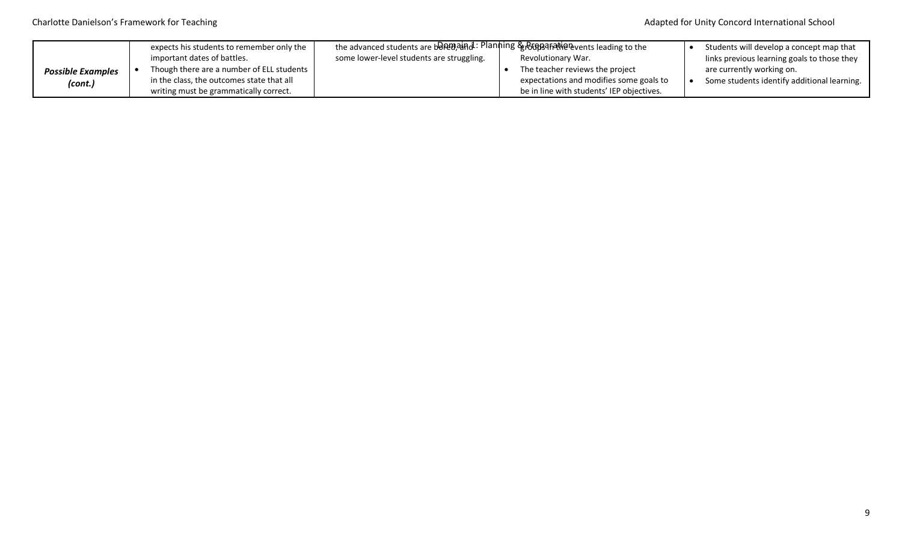| | | | | |
|---|---|---|---|---|
| ***Possible Examples (cont.)*** | expects his students to remember only the important dates of battles.<br>• Though there are a number of ELL students in the class, the outcomes state that all writing must be grammatically correct. | the advanced students are bored, and some lower-level students are struggling. | groups in the events leading to the Revolutionary War.<br>• The teacher reviews the project expectations and modifies some goals to be in line with students' IEP objectives. | • Students will develop a concept map that links previous learning goals to those they are currently working on.<br>• Some students identify additional learning. |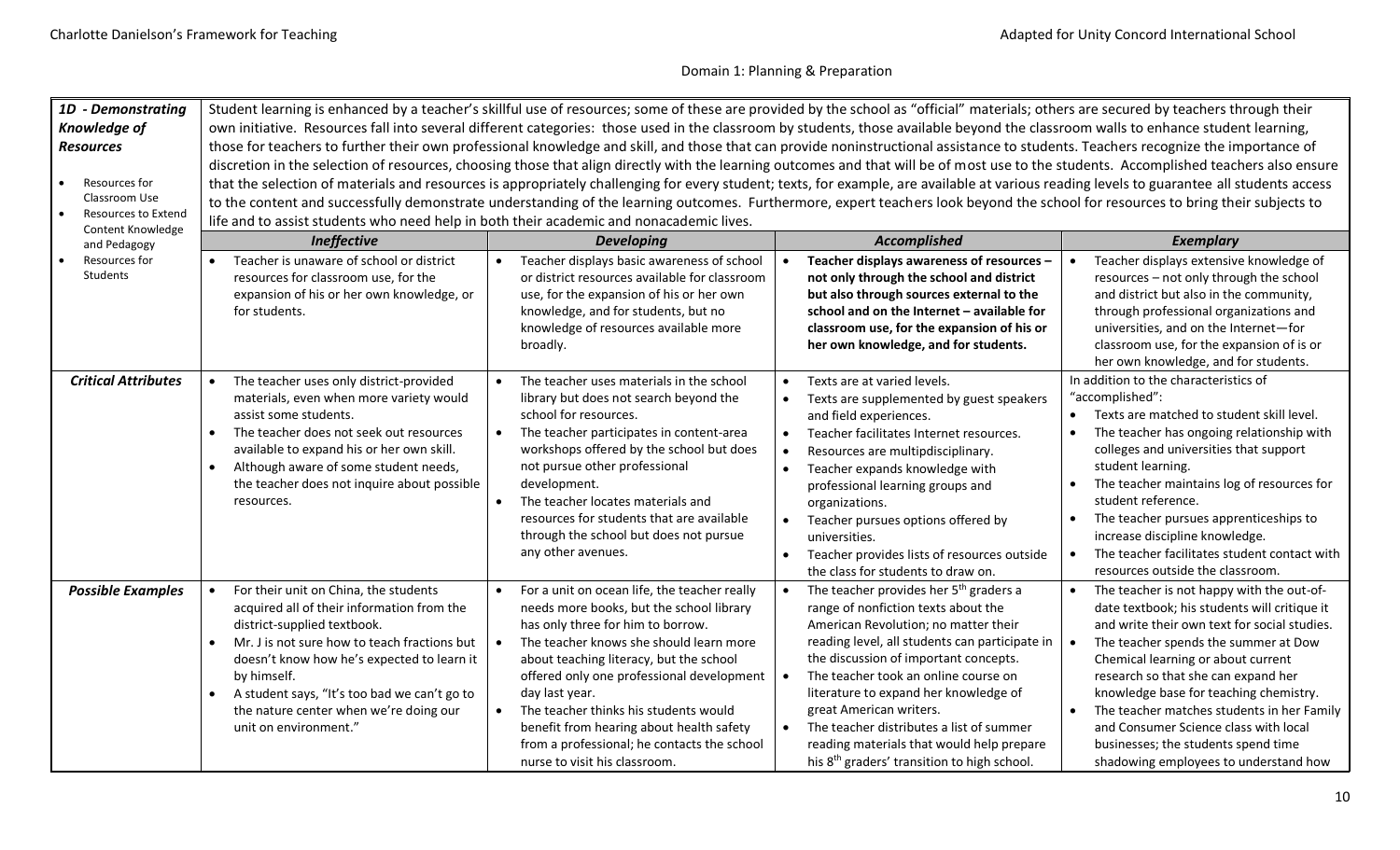## Domain 1: Planning & Preparation

| **1D - Demonstrating Knowledge of Resources**<br><br>• Resources for Classroom Use<br>• Resources to Extend Content Knowledge and Pedagogy<br>• Resources for Students | Student learning is enhanced by a teacher's skillful use of resources; some of these are provided by the school as "official" materials; others are secured by teachers through their own initiative. Resources fall into several different categories: those used in the classroom by students, those available beyond the classroom walls to enhance student learning, those for teachers to further their own professional knowledge and skill, and those that can provide noninstructional assistance to students. Teachers recognize the importance of discretion in the selection of resources, choosing those that align directly with the learning outcomes and that will be of most use to the students. Accomplished teachers also ensure that the selection of materials and resources is appropriately challenging for every student; texts, for example, are available at various reading levels to guarantee all students access to the content and successfully demonstrate understanding of the learning outcomes. Furthermore, expert teachers look beyond the school for resources to bring their subjects to life and to assist students who need help in both their academic and nonacademic lives. | | | |
|---|---|---|---|---|
| | ***Ineffective*** | ***Developing*** | ***Accomplished*** | ***Exemplary*** |
| | • Teacher is unaware of school or district resources for classroom use, for the expansion of his or her own knowledge, or for students. | • Teacher displays basic awareness of school or district resources available for classroom use, for the expansion of his or her own knowledge, and for students, but no knowledge of resources available more broadly. | • **Teacher displays awareness of resources – not only through the school and district but also through sources external to the school and on the Internet – available for classroom use, for the expansion of his or her own knowledge, and for students.** | • Teacher displays extensive knowledge of resources – not only through the school and district but also in the community, through professional organizations and universities, and on the Internet—for classroom use, for the expansion of is or her own knowledge, and for students. |
| ***Critical Attributes*** | • The teacher uses only district-provided materials, even when more variety would assist some students.<br>• The teacher does not seek out resources available to expand his or her own skill.<br>• Although aware of some student needs, the teacher does not inquire about possible resources. | • The teacher uses materials in the school library but does not search beyond the school for resources.<br>• The teacher participates in content-area workshops offered by the school but does not pursue other professional development.<br>• The teacher locates materials and resources for students that are available through the school but does not pursue any other avenues. | • Texts are at varied levels.<br>• Texts are supplemented by guest speakers and field experiences.<br>• Teacher facilitates Internet resources.<br>• Resources are multidisciplinary.<br>• Teacher expands knowledge with professional learning groups and organizations.<br>• Teacher pursues options offered by universities.<br>• Teacher provides lists of resources outside the class for students to draw on. | In addition to the characteristics of "accomplished":<br>• Texts are matched to student skill level.<br>• The teacher has ongoing relationship with colleges and universities that support student learning.<br>• The teacher maintains log of resources for student reference.<br>• The teacher pursues apprenticeships to increase discipline knowledge.<br>• The teacher facilitates student contact with resources outside the classroom. |
| ***Possible Examples*** | • For their unit on China, the students acquired all of their information from the district-supplied textbook.<br>• Mr. J is not sure how to teach fractions but doesn't know how he's expected to learn it by himself.<br>• A student says, "It's too bad we can't go to the nature center when we're doing our unit on environment." | • For a unit on ocean life, the teacher really needs more books, but the school library has only three for him to borrow.<br>• The teacher knows she should learn more about teaching literacy, but the school offered only one professional development day last year.<br>• The teacher thinks his students would benefit from hearing about health safety from a professional; he contacts the school nurse to visit his classroom. | • The teacher provides her 5th graders a range of nonfiction texts about the American Revolution; no matter their reading level, all students can participate in the discussion of important concepts.<br>• The teacher took an online course on literature to expand her knowledge of great American writers.<br>• The teacher distributes a list of summer reading materials that would help prepare his 8th graders' transition to high school. | • The teacher is not happy with the out-of-date textbook; his students will critique it and write their own text for social studies.<br>• The teacher spends the summer at Dow Chemical learning more about current research so that she can expand her knowledge base for teaching chemistry.<br>• The teacher matches students in her Family and Consumer Science class with local businesses; the students spend time shadowing employees to understand how |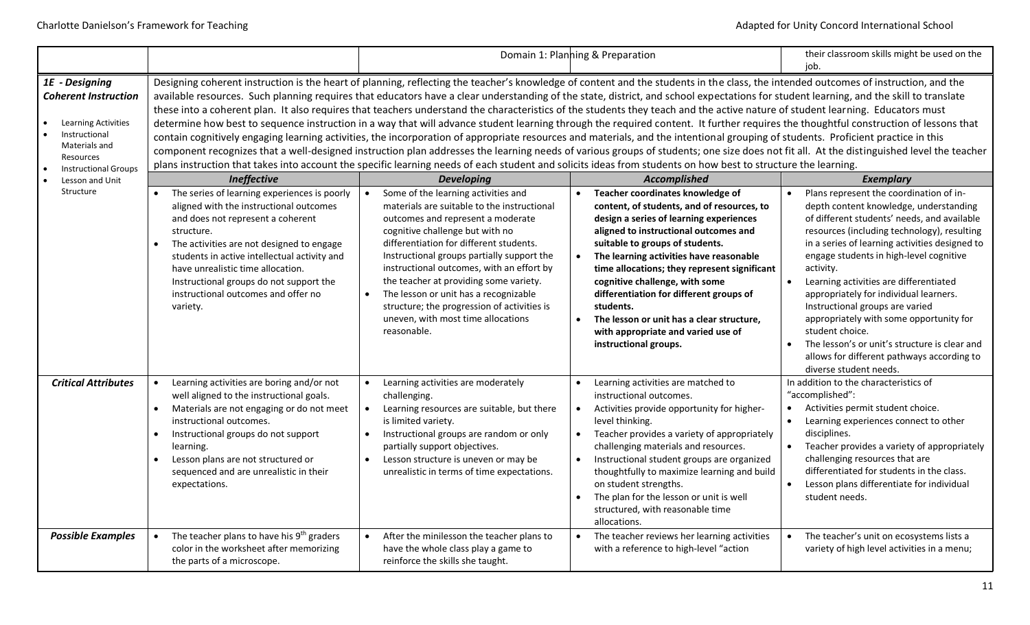| | Domain 1: Planning & Preparation | | | their classroom skills might be used on the job. |
|---|---|---|---|---|
| **1E - Designing Coherent Instruction**<br><br>• Learning Activities<br>• Instructional Materials and Resources<br>• Instructional Groups<br>• Lesson and Unit Structure | Designing coherent instruction is the heart of planning, reflecting the teacher's knowledge of content and the students in the class, the intended outcomes of instruction, and the available resources. Such planning requires that educators have a clear understanding of the state, district, and school expectations for student learning, and the skill to translate these into a coherent plan. It also requires that teachers understand the characteristics of the students they teach and the active nature of student learning. Educators must determine how best to sequence instruction in a way that will advance student learning through the required content. It further requires the thoughtful construction of lessons that contain cognitively engaging learning activities, the incorporation of appropriate resources and materials, and the intentional grouping of students. Proficient practice in this component recognizes that a well-designed instruction plan addresses the learning needs of various groups of students; one size does not fit all. At the distinguished level the teacher plans instruction that takes into account the specific learning needs of each student and solicits ideas from students on how best to structure the learning. | | | |
| | ***Ineffective*** | ***Developing*** | ***Accomplished*** | ***Exemplary*** |
| | • The series of learning experiences is poorly aligned with the instructional outcomes and does not represent a coherent structure.<br>• The activities are not designed to engage students in active intellectual activity and have unrealistic time allocation. Instructional groups do not support the instructional outcomes and offer no variety. | • Some of the learning activities and materials are suitable to the instructional outcomes and represent a moderate cognitive challenge but with no differentiation for different students. Instructional groups partially support the instructional outcomes, with an effort by the teacher at providing some variety.<br>• The lesson or unit has a recognizable structure; the progression of activities is uneven, with most time allocations reasonable. | • **Teacher coordinates knowledge of content, of students, and of resources, to design a series of learning experiences aligned to instructional outcomes and suitable to groups of students.**<br>• **The learning activities have reasonable time allocations; they represent significant cognitive challenge, with some differentiation for different groups of students.**<br>• **The lesson or unit has a clear structure, with appropriate and varied use of instructional groups.** | • Plans represent the coordination of in-depth content knowledge, understanding of different students' needs, and available resources (including technology), resulting in a series of learning activities designed to engage students in high-level cognitive activity.<br>• Learning activities are differentiated appropriately for individual learners. Instructional groups are varied appropriately with some opportunity for student choice.<br>• The lesson's or unit's structure is clear and allows for different pathways according to diverse student needs. |
| ***Critical Attributes*** | • Learning activities are boring and/or not well aligned to the instructional goals.<br>• Materials are not engaging or do not meet instructional outcomes.<br>• Instructional groups do not support learning.<br>• Lesson plans are not structured or sequenced and are unrealistic in their expectations. | • Learning activities are moderately challenging.<br>• Learning resources are suitable, but there is limited variety.<br>• Instructional groups are random or only partially support objectives.<br>• Lesson structure is uneven or may be unrealistic in terms of time expectations. | • Learning activities are matched to instructional outcomes.<br>• Activities provide opportunity for higher-level thinking.<br>• Teacher provides a variety of appropriately challenging materials and resources.<br>• Instructional student groups are organized thoughtfully to maximize learning and build on student strengths.<br>• The plan for the lesson or unit is well structured, with reasonable time allocations. | In addition to the characteristics of "accomplished":<br>• Activities permit student choice.<br>• Learning experiences connect to other disciplines.<br>• Teacher provides a variety of appropriately challenging resources that are differentiated for students in the class.<br>• Lesson plans differentiate for individual student needs. |
| ***Possible Examples*** | • The teacher plans to have his 9th graders color in the worksheet after memorizing the parts of a microscope. | • After the minilesson the teacher plans to have the whole class play a game to reinforce the skills she taught. | • The teacher reviews her learning activities with a reference to high-level "action | • The teacher's unit on ecosystems lists a variety of high level activities in a menu; |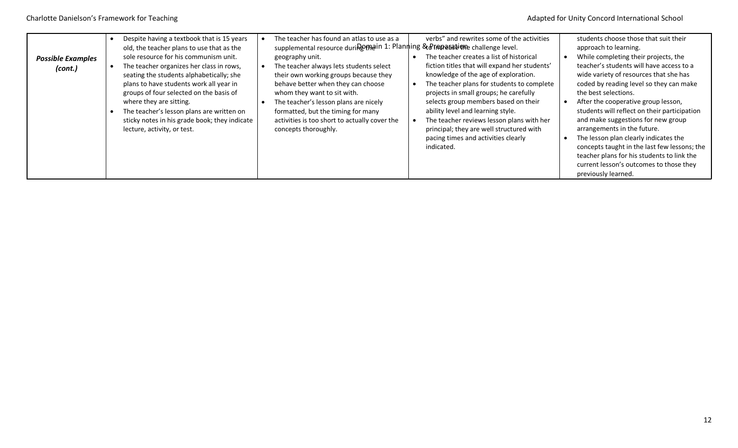| *Possible Examples (cont.)* | • Despite having a textbook that is 15 years old, the teacher plans to use that as the sole resource for his communism unit.<br>• The teacher organizes her class in rows, seating the students alphabetically; she plans to have students work all year in groups of four selected on the basis of where they are sitting.<br>• The teacher's lesson plans are written on sticky notes in his grade book; they indicate lecture, activity, or test. | • The teacher has found an atlas to use as a supplemental resource during the geography unit.<br>• The teacher always lets students select their own working groups because they behave better when they can choose whom they want to sit with.<br>• The teacher's lesson plans are nicely formatted, but the timing for many activities is too short to actually cover the concepts thoroughly. | verbs" and rewrites some of the activities to increase the challenge level.<br>• The teacher creates a list of historical fiction titles that will expand her students' knowledge of the age of exploration.<br>• The teacher plans for students to complete projects in small groups; he carefully selects group members based on their ability level and learning style.<br>• The teacher reviews lesson plans with her principal; they are well structured with pacing times and activities clearly indicated. | students choose those that suit their approach to learning.<br>• While completing their projects, the teacher's students will have access to a wide variety of resources that she has coded by reading level so they can make the best selections.<br>• After the cooperative group lesson, students will reflect on their participation and make suggestions for new group arrangements in the future.<br>• The lesson plan clearly indicates the concepts taught in the last few lessons; the teacher plans for his students to link the current lesson's outcomes to those they previously learned. |
|---|---|---|---|---|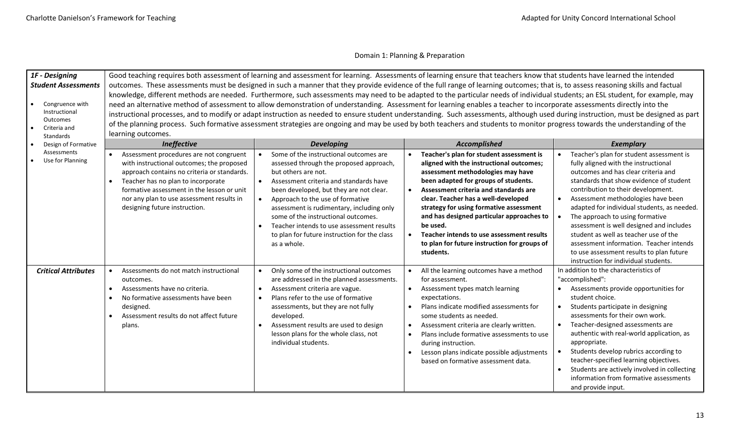## Domain 1: Planning & Preparation

| **1F - Designing Student Assessments**<br><br>• Congruence with Instructional Outcomes<br>• Criteria and Standards<br>• Design of Formative Assessments<br>• Use for Planning | Good teaching requires both assessment of learning and assessment for learning. Assessments of learning ensure that teachers know that students have learned the intended outcomes. These assessments must be designed in such a manner that they provide evidence of the full range of learning outcomes; that is, to assess reasoning skills and factual knowledge, different methods are needed. Furthermore, such assessments may need to be adapted to the particular needs of individual students; an ESL student, for example, may need an alternative method of assessment to allow demonstration of understanding. Assessment for learning enables a teacher to incorporate assessments directly into the instructional processes, and to modify or adapt instruction as needed to ensure student understanding. Such assessments, although used during instruction, must be designed as part of the planning process. Such formative assessment strategies are ongoing and may be used by both teachers and students to monitor progress towards the understanding of the learning outcomes. | | | |
|---|---|---|---|---|
| | ***Ineffective*** | ***Developing*** | ***Accomplished*** | ***Exemplary*** |
| | • Assessment procedures are not congruent with instructional outcomes; the proposed approach contains no criteria or standards.<br>• Teacher has no plan to incorporate formative assessment in the lesson or unit nor any plan to use assessment results in designing future instruction. | • Some of the instructional outcomes are assessed through the proposed approach, but others are not.<br>• Assessment criteria and standards have been developed, but they are not clear.<br>• Approach to the use of formative assessment is rudimentary, including only some of the instructional outcomes.<br>• Teacher intends to use assessment results to plan for future instruction for the class as a whole. | • **Teacher's plan for student assessment is aligned with the instructional outcomes; assessment methodologies may have been adapted for groups of students.**<br>• **Assessment criteria and standards are clear. Teacher has a well-developed strategy for using formative assessment and has designed particular approaches to be used.**<br>• **Teacher intends to use assessment results to plan for future instruction for groups of students.** | • Teacher's plan for student assessment is fully aligned with the instructional outcomes and has clear criteria and standards that show evidence of student contribution to their development.<br>• Assessment methodologies have been adapted for individual students, as needed.<br>• The approach to using formative assessment is well designed and includes student as well as teacher use of the assessment information. Teacher intends to use assessment results to plan future instruction for individual students. |
| ***Critical Attributes*** | • Assessments do not match instructional outcomes.<br>• Assessments have no criteria.<br>• No formative assessments have been designed.<br>• Assessment results do not affect future plans. | • Only some of the instructional outcomes are addressed in the planned assessments.<br>• Assessment criteria are vague.<br>• Plans refer to the use of formative assessments, but they are not fully developed.<br>• Assessment results are used to design lesson plans for the whole class, not individual students. | • All the learning outcomes have a method for assessment.<br>• Assessment types match learning expectations.<br>• Plans indicate modified assessments for some students as needed.<br>• Assessment criteria are clearly written.<br>• Plans include formative assessments to use during instruction.<br>• Lesson plans indicate possible adjustments based on formative assessment data. | In addition to the characteristics of "accomplished":<br>• Assessments provide opportunities for student choice.<br>• Students participate in designing assessments for their own work.<br>• Teacher-designed assessments are authentic with real-world application, as appropriate.<br>• Students develop rubrics according to teacher-specified learning objectives.<br>• Students are actively involved in collecting information from formative assessments and provide input. |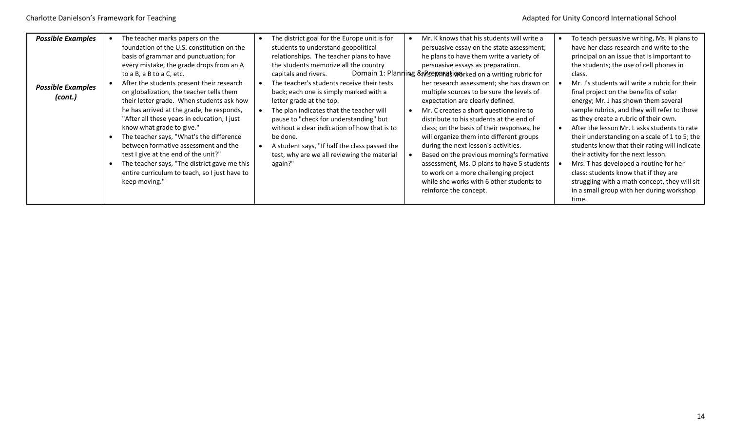| | | | | |
|---|---|---|---|---|
| ***Possible Examples*** <br><br> ***Possible Examples (cont.)*** | • The teacher marks papers on the foundation of the U.S. constitution on the basis of grammar and punctuation; for every mistake, the grade drops from an A to a B, a B to a C, etc.<br>• After the students present their research on globalization, the teacher tells them their letter grade. When students ask how he has arrived at the grade, he responds, "After all these years in education, I just know what grade to give."<br>• The teacher says, "What's the difference between formative assessment and the test I give at the end of the unit?"<br>• The teacher says, "The district gave me this entire curriculum to teach, so I just have to keep moving." | • The district goal for the Europe unit is for students to understand geopolitical relationships. The teacher plans to have the students memorize all the country capitals and rivers.<br>• The teacher's students receive their tests back; each one is simply marked with a letter grade at the top.<br>• The plan indicates that the teacher will pause to "check for understanding" but without a clear indication of how that is to be done.<br>• A student says, "If half the class passed the test, why are we all reviewing the material again?" | • Mr. K knows that his students will write a persuasive essay on the state assessment; he plans to have them write a variety of persuasive essays as preparation.<br>• Ms. M has worked on a writing rubric for her research assessment; she has drawn on multiple sources to be sure the levels of expectation are clearly defined.<br>• Mr. C creates a short questionnaire to distribute to his students at the end of class; on the basis of their responses, he will organize them into different groups during the next lesson's activities.<br>• Based on the previous morning's formative assessment, Ms. D plans to have 5 students to work on a more challenging project while she works with 6 other students to reinforce the concept. | • To teach persuasive writing, Ms. H plans to have her class research and write to the principal on an issue that is important to the students; the use of cell phones in class.<br>• Mr. J's students will write a rubric for their final project on the benefits of solar energy; Mr. J has shown them several sample rubrics, and they will refer to those as they create a rubric of their own.<br>• After the lesson Mr. L asks students to rate their understanding on a scale of 1 to 5; the students know that their rating will indicate their activity for the next lesson.<br>• Mrs. T has developed a routine for her class: students know that if they are struggling with a math concept, they will sit in a small group with her during workshop time. |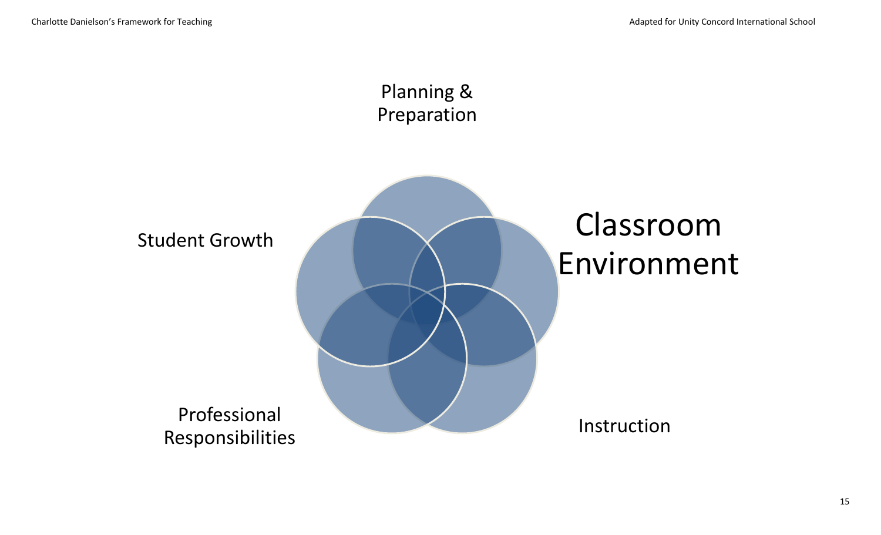Planning & Preparation

Student Growth

Classroom Environment

Professional Responsibilities

Instruction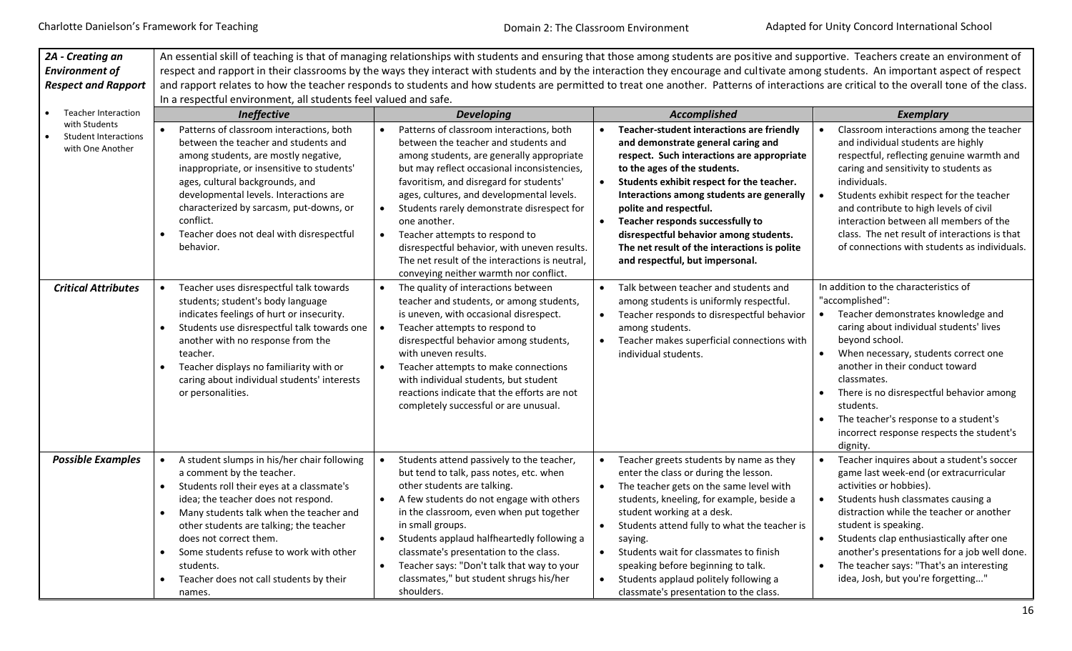| **2A - Creating an Environment of Respect and Rapport** | An essential skill of teaching is that of managing relationships with students and ensuring that those among students are positive and supportive. Teachers create an environment of respect and rapport in their classrooms by the ways they interact with students and by the interaction they encourage and cultivate among students. An important aspect of respect and rapport relates to how the teacher responds to students and how students are permitted to treat one another. Patterns of interactions are critical to the overall tone of the class. In a respectful environment, all students feel valued and safe. | | | |
|---|---|---|---|---|
| • Teacher Interaction with Students<br>• Student Interactions with One Another | ***Ineffective*** | ***Developing*** | ***Accomplished*** | ***Exemplary*** |
| | • Patterns of classroom interactions, both between the teacher and students and among students, are mostly negative, inappropriate, or insensitive to students' ages, cultural backgrounds, and developmental levels. Interactions are characterized by sarcasm, put-downs, or conflict.<br>• Teacher does not deal with disrespectful behavior. | • Patterns of classroom interactions, both between the teacher and students and among students, are generally appropriate but may reflect occasional inconsistencies, favoritism, and disregard for students' ages, cultures, and developmental levels.<br>• Students rarely demonstrate disrespect for one another.<br>• Teacher attempts to respond to disrespectful behavior, with uneven results. The net result of the interactions is neutral, conveying neither warmth nor conflict. | • **Teacher-student interactions are friendly and demonstrate general caring and respect. Such interactions are appropriate to the ages of the students.**<br>• **Students exhibit respect for the teacher. Interactions among students are generally polite and respectful.**<br>• **Teacher responds successfully to disrespectful behavior among students. The net result of the interactions is polite and respectful, but impersonal.** | • Classroom interactions among the teacher and individual students are highly respectful, reflecting genuine warmth and caring and sensitivity to students as individuals.<br>• Students exhibit respect for the teacher and contribute to high levels of civil interaction between all members of the class. The net result of interactions is that of connections with students as individuals. |
| ***Critical Attributes*** | • Teacher uses disrespectful talk towards students; student's body language indicates feelings of hurt or insecurity.<br>• Students use disrespectful talk towards one another with no response from the teacher.<br>• Teacher displays no familiarity with or caring about individual students' interests or personalities. | • The quality of interactions between teacher and students, or among students, is uneven, with occasional disrespect.<br>• Teacher attempts to respond to disrespectful behavior among students, with uneven results.<br>• Teacher attempts to make connections with individual students, but student reactions indicate that the efforts are not completely successful or are unusual. | • Talk between teacher and students and among students is uniformly respectful.<br>• Teacher responds to disrespectful behavior among students.<br>• Teacher makes superficial connections with individual students. | In addition to the characteristics of "accomplished":<br>• Teacher demonstrates knowledge and caring about individual students' lives beyond school.<br>• When necessary, students correct one another in their conduct toward classmates.<br>• There is no disrespectful behavior among students.<br>• The teacher's response to a student's incorrect response respects the student's dignity. |
| ***Possible Examples*** | • A student slumps in his/her chair following a comment by the teacher.<br>• Students roll their eyes at a classmate's idea; the teacher does not respond.<br>• Many students talk when the teacher and other students are talking; the teacher does not correct them.<br>• Some students refuse to work with other students.<br>• Teacher does not call students by their names. | • Students attend passively to the teacher, but tend to talk, pass notes, etc. when other students are talking.<br>• A few students do not engage with others in the classroom, even when put together in small groups.<br>• Students applaud halfheartedly following a classmate's presentation to the class.<br>• Teacher says: "Don't talk that way to your classmates," but student shrugs his/her shoulders. | • Teacher greets students by name as they enter the class or during the lesson.<br>• The teacher gets on the same level with students, kneeling, for example, beside a student working at a desk.<br>• Students attend fully to what the teacher is saying.<br>• Students wait for classmates to finish speaking before beginning to talk.<br>• Students applaud politely following a classmate's presentation to the class. | • Teacher inquires about a student's soccer game last week-end (or extracurricular activities or hobbies).<br>• Students hush classmates causing a distraction while the teacher or another student is speaking.<br>• Students clap enthusiastically after one another's presentations for a job well done.<br>• The teacher says: "That's an interesting idea, Josh, but you're forgetting..." |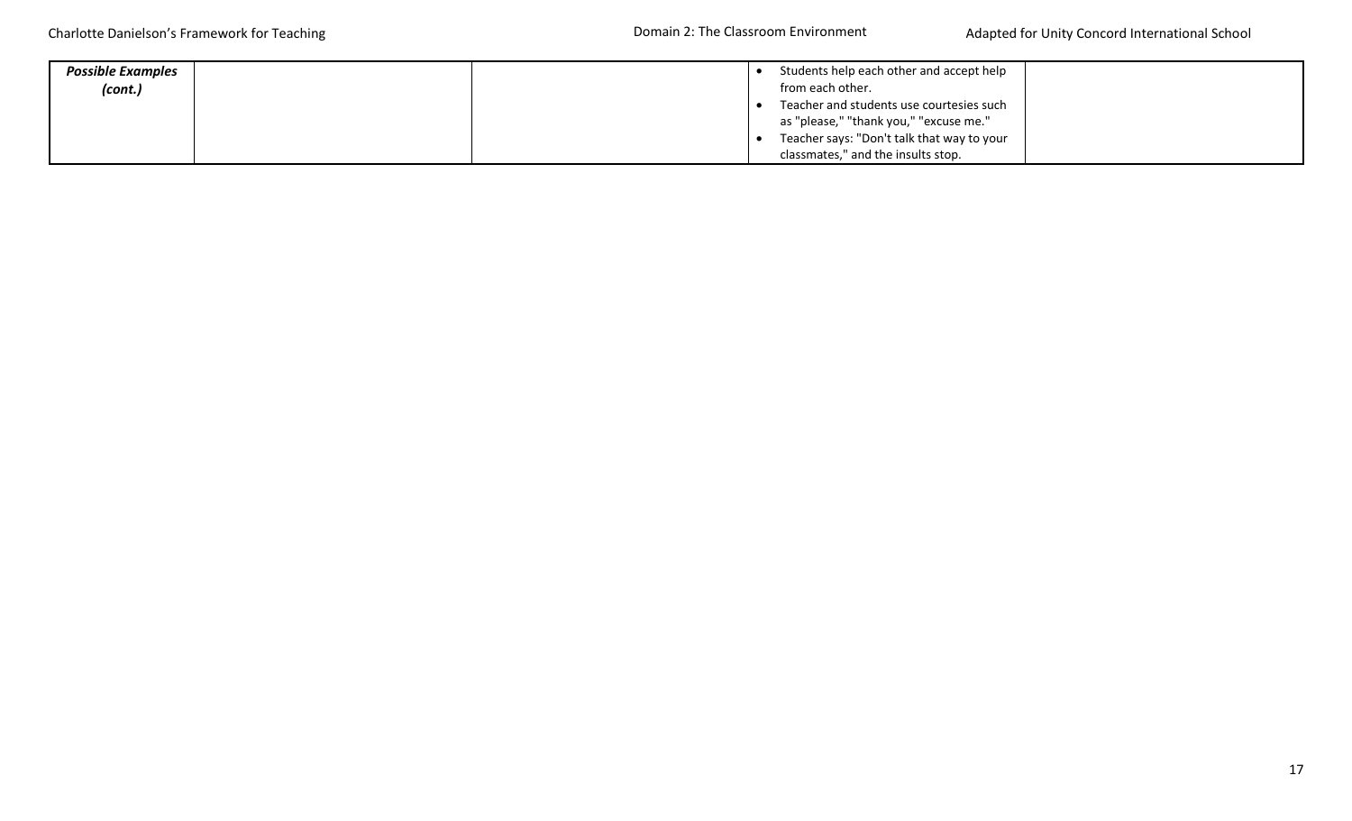| | | | | |
|---|---|---|---|---|
| ***Possible Examples (cont.)*** | | | • Students help each other and accept help from each other.<br>• Teacher and students use courtesies such as "please," "thank you," "excuse me."<br>• Teacher says: "Don't talk that way to your classmates," and the insults stop. | |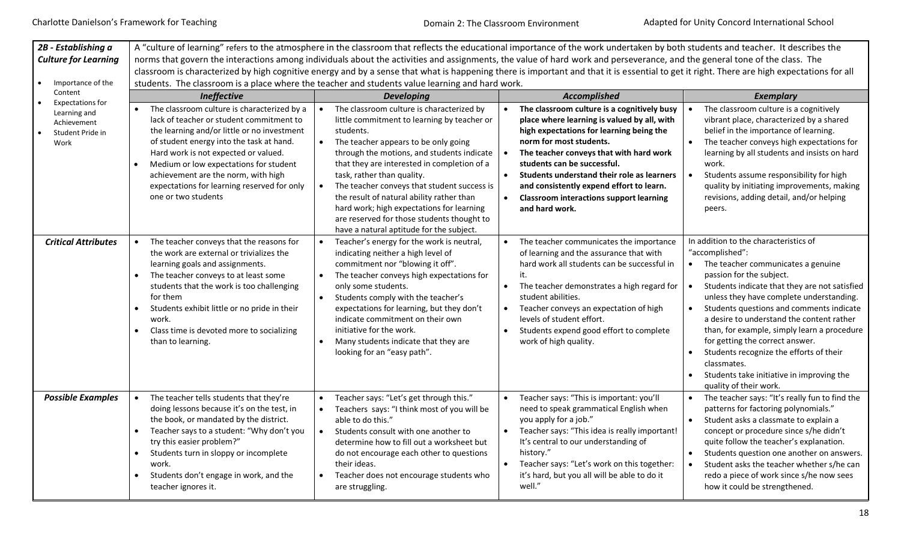| **2B - Establishing a Culture for Learning**<br><br>• Importance of the Content<br>• Expectations for Learning and Achievement<br>• Student Pride in Work | A "culture of learning" refers to the atmosphere in the classroom that reflects the educational importance of the work undertaken by both students and teacher. It describes the norms that govern the interactions among individuals about the activities and assignments, the value of hard work and perseverance, and the general tone of the class. The classroom is characterized by high cognitive energy and by a sense that what is happening there is important and that it is essential to get it right. There are high expectations for all students. The classroom is a place where the teacher and students value learning and hard work. | | | |
|---|---|---|---|---|
| | ***Ineffective*** | ***Developing*** | ***Accomplished*** | ***Exemplary*** |
| | • The classroom culture is characterized by a lack of teacher or student commitment to the learning and/or little or no investment of student energy into the task at hand. Hard work is not expected or valued.<br>• Medium or low expectations for student achievement are the norm, with high expectations for learning reserved for only one or two students | • The classroom culture is characterized by little commitment to learning by teacher or students.<br>• The teacher appears to be only going through the motions, and students indicate that they are interested in completion of a task, rather than quality.<br>• The teacher conveys that student success is the result of natural ability rather than hard work; high expectations for learning are reserved for those students thought to have a natural aptitude for the subject. | • **The classroom culture is a cognitively busy place where learning is valued by all, with high expectations for learning being the norm for most students.**<br>• **The teacher conveys that with hard work students can be successful.**<br>• **Students understand their role as learners and consistently expend effort to learn.**<br>• **Classroom interactions support learning and hard work.** | • The classroom culture is a cognitively vibrant place, characterized by a shared belief in the importance of learning.<br>• The teacher conveys high expectations for learning by all students and insists on hard work.<br>• Students assume responsibility for high quality by initiating improvements, making revisions, adding detail, and/or helping peers. |
| ***Critical Attributes*** | • The teacher conveys that the reasons for the work are external or trivializes the learning goals and assignments.<br>• The teacher conveys to at least some students that the work is too challenging for them<br>• Students exhibit little or no pride in their work.<br>• Class time is devoted more to socializing than to learning. | • Teacher's energy for the work is neutral, indicating neither a high level of commitment nor "blowing it off".<br>• The teacher conveys high expectations for only some students.<br>• Students comply with the teacher's expectations for learning, but they don't indicate commitment on their own initiative for the work.<br>• Many students indicate that they are looking for an "easy path". | • The teacher communicates the importance of learning and the assurance that with hard work all students can be successful in it.<br>• The teacher demonstrates a high regard for student abilities.<br>• Teacher conveys an expectation of high levels of student effort.<br>• Students expend good effort to complete work of high quality. | In addition to the characteristics of "accomplished":<br>• The teacher communicates a genuine passion for the subject.<br>• Students indicate that they are not satisfied unless they have complete understanding.<br>• Students questions and comments indicate a desire to understand the content rather than, for example, simply learn a procedure for getting the correct answer.<br>• Students recognize the efforts of their classmates.<br>• Students take initiative in improving the quality of their work. |
| ***Possible Examples*** | • The teacher tells students that they're doing lessons because it's on the test, in the book, or mandated by the district.<br>• Teacher says to a student: "Why don't you try this easier problem?"<br>• Students turn in sloppy or incomplete work.<br>• Students don't engage in work, and the teacher ignores it. | • Teacher says: "Let's get through this."<br>• Teachers says: "I think most of you will be able to do this."<br>• Students consult with one another to determine how to fill out a worksheet but do not encourage each other to questions their ideas.<br>• Teacher does not encourage students who are struggling. | • Teacher says: "This is important: you'll need to speak grammatical English when you apply for a job."<br>• Teacher says: "This idea is really important! It's central to our understanding of history."<br>• Teacher says: "Let's work on this together: it's hard, but you all will be able to do it well." | • The teacher says: "It's really fun to find the patterns for factoring polynomials."<br>• Student asks a classmate to explain a concept or procedure since s/he didn't quite follow the teacher's explanation.<br>• Students question one another on answers.<br>• Student asks the teacher whether s/he can redo a piece of work since s/he now sees how it could be strengthened. |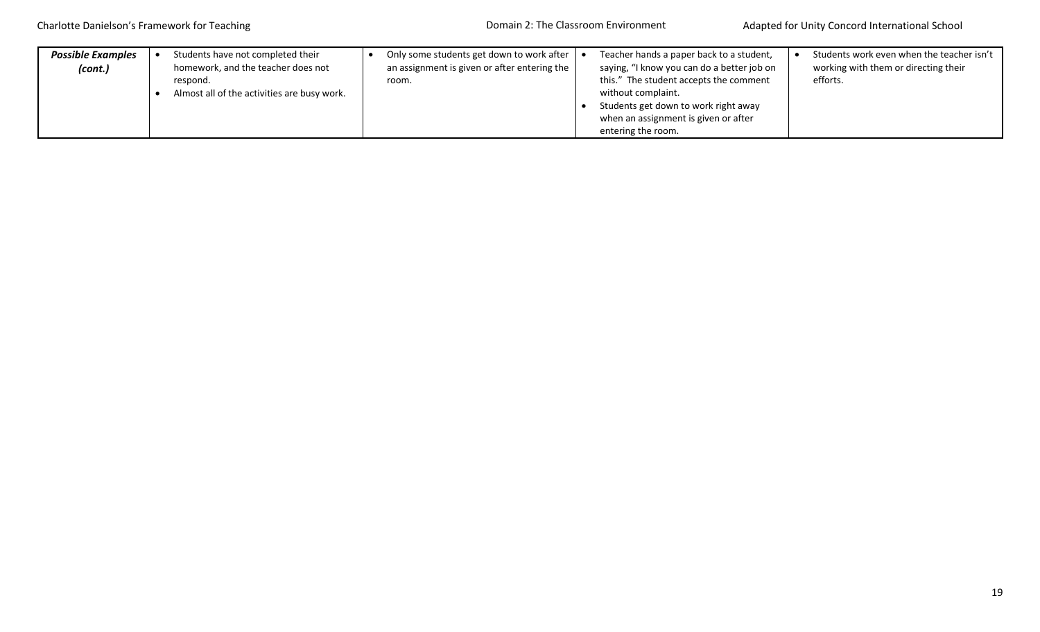| | | | | |
|---|---|---|---|---|
| ***Possible Examples (cont.)*** | • Students have not completed their homework, and the teacher does not respond.<br>• Almost all of the activities are busy work. | • Only some students get down to work after an assignment is given or after entering the room. | • Teacher hands a paper back to a student, saying, "I know you can do a better job on this." The student accepts the comment without complaint.<br>• Students get down to work right away when an assignment is given or after entering the room. | • Students work even when the teacher isn't working with them or directing their efforts. |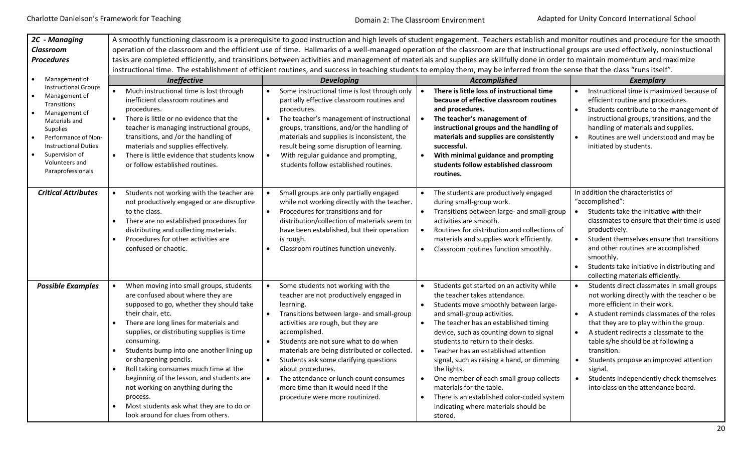| 2C - Managing Classroom Procedures | A smoothly functioning classroom is a prerequisite to good instruction and high levels of student engagement. Teachers establish and monitor routines and procedure for the smooth operation of the classroom and the efficient use of time. Hallmarks of a well-managed operation of the classroom are that instructional groups are used effectively, noninstructional tasks are completed efficiently, and transitions between activities and management of materials and supplies are skillfully done in order to maintain momentum and maximize instructional time. The establishment of efficient routines, and success in teaching students to employ them, may be inferred from the sense that the class "runs itself". | | | |
|---|---|---|---|---|
| • Management of Instructional Groups<br>• Management of Transitions<br>• Management of Materials and Supplies<br>• Performance of Non-Instructional Duties<br>• Supervision of Volunteers and Paraprofessionals | ***Ineffective*** | ***Developing*** | ***Accomplished*** | ***Exemplary*** |
| | • Much instructional time is lost through inefficient classroom routines and procedures.<br>• There is little or no evidence that the teacher is managing instructional groups, transitions, and /or the handling of materials and supplies effectively.<br>• There is little evidence that students know or follow established routines. | • Some instructional time is lost through only partially effective classroom routines and procedures.<br>• The teacher's management of instructional groups, transitions, and/or the handling of materials and supplies is inconsistent, the result being some disruption of learning.<br>• With regular guidance and prompting, students follow established routines. | • **There is little loss of instructional time because of effective classroom routines and procedures.**<br>• **The teacher's management of instructional groups and the handling of materials and supplies are consistently successful.**<br>• **With minimal guidance and prompting students follow established classroom routines.** | • Instructional time is maximized because of efficient routine and procedures.<br>• Students contribute to the management of instructional groups, transitions, and the handling of materials and supplies.<br>• Routines are well understood and may be initiated by students. |
| ***Critical Attributes*** | • Students not working with the teacher are not productively engaged or are disruptive to the class.<br>• There are no established procedures for distributing and collecting materials.<br>• Procedures for other activities are confused or chaotic. | • Small groups are only partially engaged while not working directly with the teacher.<br>• Procedures for transitions and for distribution/collection of materials seem to have been established, but their operation is rough.<br>• Classroom routines function unevenly. | • The students are productively engaged during small-group work.<br>• Transitions between large- and small-group activities are smooth.<br>• Routines for distribution and collections of materials and supplies work efficiently.<br>• Classroom routines function smoothly. | In addition the characteristics of "accomplished":<br>• Students take the initiative with their classmates to ensure that their time is used productively.<br>• Student themselves ensure that transitions and other routines are accomplished smoothly.<br>• Students take initiative in distributing and collecting materials efficiently. |
| ***Possible Examples*** | • When moving into small groups, students are confused about where they are supposed to go, whether they should take their chair, etc.<br>• There are long lines for materials and supplies, or distributing supplies is time consuming.<br>• Students bump into one another lining up or sharpening pencils.<br>• Roll taking consumes much time at the beginning of the lesson, and students are not working on anything during the process.<br>• Most students ask what they are to do or look around for clues from others. | • Some students not working with the teacher are not productively engaged in learning.<br>• Transitions between large- and small-group activities are rough, but they are accomplished.<br>• Students are not sure what to do when materials are being distributed or collected.<br>• Students ask some clarifying questions about procedures.<br>• The attendance or lunch count consumes more time than it would need if the procedure were more routinized. | • Students get started on an activity while the teacher takes attendance.<br>• Students move smoothly between large- and small-group activities.<br>• The teacher has an established timing device, such as counting down to signal students to return to their desks.<br>• Teacher has an established attention signal, such as raising a hand, or dimming the lights.<br>• One member of each small group collects materials for the table.<br>• There is an established color-coded system indicating where materials should be stored. | • Students direct classmates in small groups not working directly with the teacher o be more efficient in their work.<br>• A student reminds classmates of the roles that they are to play within the group.<br>• A student redirects a classmate to the table s/he should be at following a transition.<br>• Students propose an improved attention signal.<br>• Students independently check themselves into class on the attendance board. |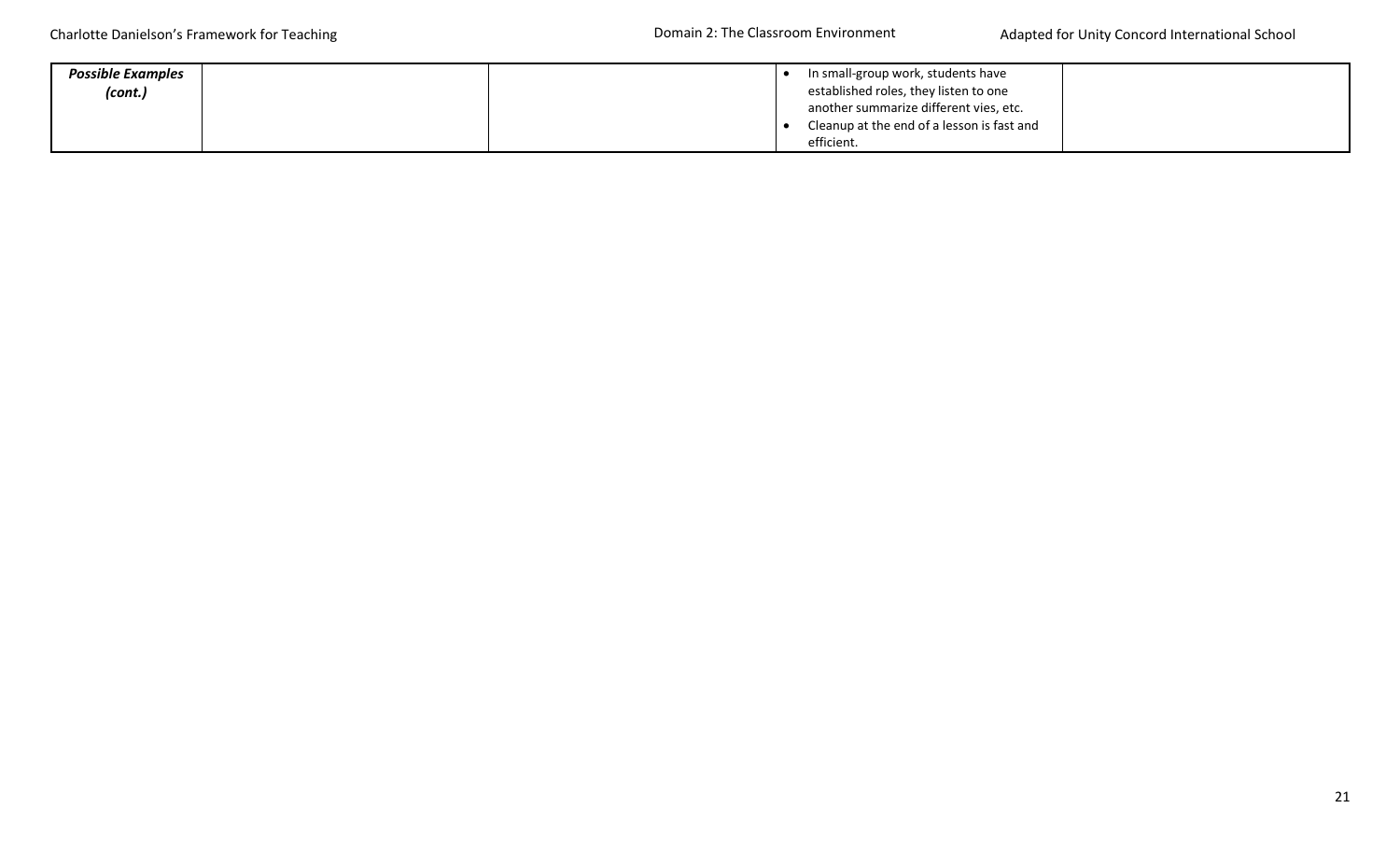| *Possible Examples (cont.)* | | | • In small-group work, students have established roles, they listen to one another summarize different vies, etc.<br>• Cleanup at the end of a lesson is fast and efficient. | |
|---|---|---|---|---|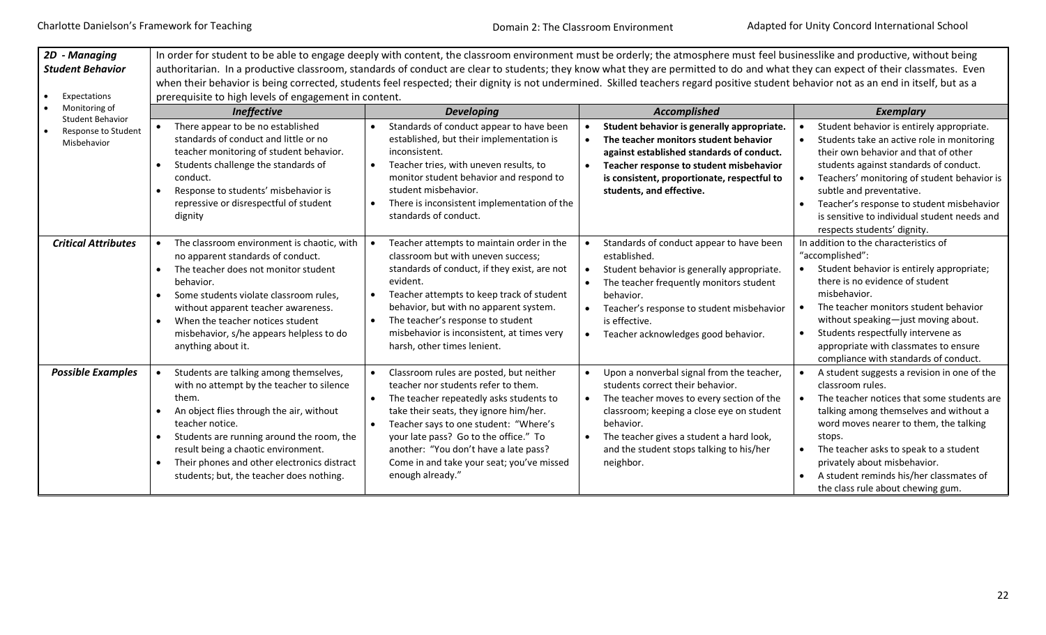| 2D - Managing Student Behavior<br><br>• Expectations<br>• Monitoring of Student Behavior<br>• Response to Student Misbehavior | In order for student to be able to engage deeply with content, the classroom environment must be orderly; the atmosphere must feel businesslike and productive, without being authoritarian. In a productive classroom, standards of conduct are clear to students; they know what they are permitted to do and what they can expect of their classmates. Even when their behavior is being corrected, students feel respected; their dignity is not undermined. Skilled teachers regard positive student behavior not as an end in itself, but as a prerequisite to high levels of engagement in content. | | | |
|---|---|---|---|---|
| | ***Ineffective*** | ***Developing*** | ***Accomplished*** | ***Exemplary*** |
| | • There appear to be no established standards of conduct and little or no teacher monitoring of student behavior.<br>• Students challenge the standards of conduct.<br>• Response to students' misbehavior is repressive or disrespectful of student dignity | • Standards of conduct appear to have been established, but their implementation is inconsistent.<br>• Teacher tries, with uneven results, to monitor student behavior and respond to student misbehavior.<br>• There is inconsistent implementation of the standards of conduct. | • **Student behavior is generally appropriate.**<br>• **The teacher monitors student behavior against established standards of conduct.**<br>• **Teacher response to student misbehavior is consistent, proportionate, respectful to students, and effective.** | • Student behavior is entirely appropriate.<br>• Students take an active role in monitoring their own behavior and that of other students against standards of conduct.<br>• Teachers' monitoring of student behavior is subtle and preventative.<br>• Teacher's response to student misbehavior is sensitive to individual student needs and respects students' dignity. |
| ***Critical Attributes*** | • The classroom environment is chaotic, with no apparent standards of conduct.<br>• The teacher does not monitor student behavior.<br>• Some students violate classroom rules, without apparent teacher awareness.<br>• When the teacher notices student misbehavior, s/he appears helpless to do anything about it. | • Teacher attempts to maintain order in the classroom but with uneven success; standards of conduct, if they exist, are not evident.<br>• Teacher attempts to keep track of student behavior, but with no apparent system.<br>• The teacher's response to student misbehavior is inconsistent, at times very harsh, other times lenient. | • Standards of conduct appear to have been established.<br>• Student behavior is generally appropriate.<br>• The teacher frequently monitors student behavior.<br>• Teacher's response to student misbehavior is effective.<br>• Teacher acknowledges good behavior. | In addition to the characteristics of "accomplished":<br>• Student behavior is entirely appropriate; there is no evidence of student misbehavior.<br>• The teacher monitors student behavior without speaking—just moving about.<br>• Students respectfully intervene as appropriate with classmates to ensure compliance with standards of conduct. |
| ***Possible Examples*** | • Students are talking among themselves, with no attempt by the teacher to silence them.<br>• An object flies through the air, without teacher notice.<br>• Students are running around the room, the result being a chaotic environment.<br>• Their phones and other electronics distract students; but, the teacher does nothing. | • Classroom rules are posted, but neither teacher nor students refer to them.<br>• The teacher repeatedly asks students to take their seats, they ignore him/her.<br>• Teacher says to one student: "Where's your late pass? Go to the office." To another: "You don't have a late pass? Come in and take your seat; you've missed enough already." | • Upon a nonverbal signal from the teacher, students correct their behavior.<br>• The teacher moves to every section of the classroom; keeping a close eye on student behavior.<br>• The teacher gives a student a hard look, and the student stops talking to his/her neighbor. | • A student suggests a revision in one of the classroom rules.<br>• The teacher notices that some students are talking among themselves and without a word moves nearer to them, the talking stops.<br>• The teacher asks to speak to a student privately about misbehavior.<br>• A student reminds his/her classmates of the class rule about chewing gum. |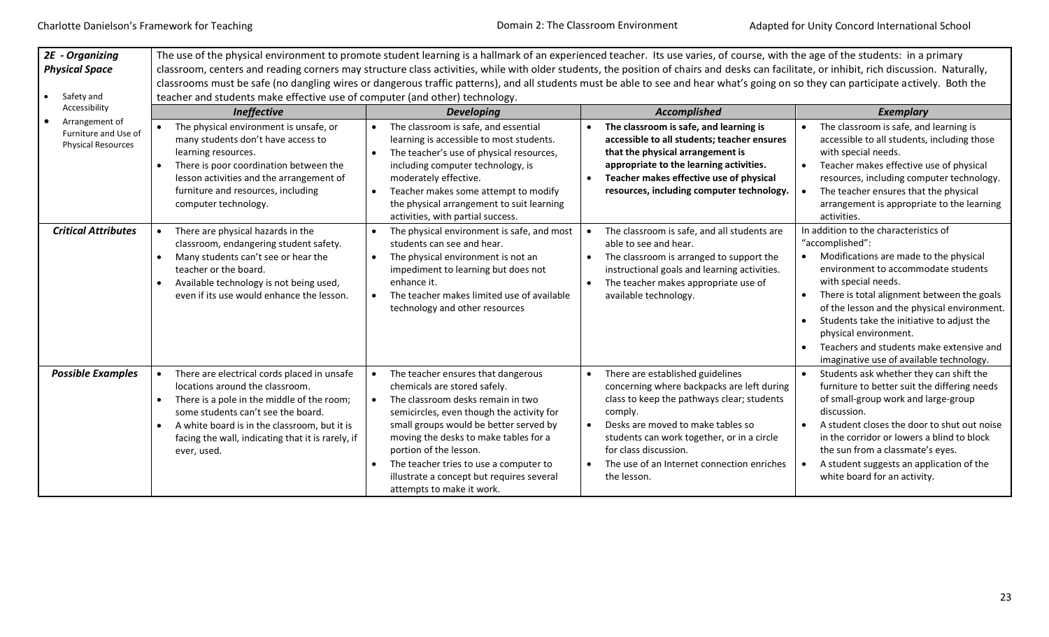| 2E - Organizing Physical Space<br><br>• Safety and Accessibility<br>• Arrangement of Furniture and Use of Physical Resources | The use of the physical environment to promote student learning is a hallmark of an experienced teacher. Its use varies, of course, with the age of the students: in a primary classroom, centers and reading corners may structure class activities, while with older students, the position of chairs and desks can facilitate, or inhibit, rich discussion. Naturally, classrooms must be safe (no dangling wires or dangerous traffic patterns), and all students must be able to see and hear what's going on so they can participate actively. Both the teacher and students make effective use of computer (and other) technology. | | | |
|---|---|---|---|---|
| | ***Ineffective*** | ***Developing*** | ***Accomplished*** | ***Exemplary*** |
| | • The physical environment is unsafe, or many students don't have access to learning resources.<br>• There is poor coordination between the lesson activities and the arrangement of furniture and resources, including computer technology. | • The classroom is safe, and essential learning is accessible to most students.<br>• The teacher's use of physical resources, including computer technology, is moderately effective.<br>• Teacher makes some attempt to modify the physical arrangement to suit learning activities, with partial success. | • **The classroom is safe, and learning is accessible to all students; teacher ensures that the physical arrangement is appropriate to the learning activities.**<br>• **Teacher makes effective use of physical resources, including computer technology.** | • The classroom is safe, and learning is accessible to all students, including those with special needs.<br>• Teacher makes effective use of physical resources, including computer technology.<br>• The teacher ensures that the physical arrangement is appropriate to the learning activities. |
| ***Critical Attributes*** | • There are physical hazards in the classroom, endangering student safety.<br>• Many students can't see or hear the teacher or the board.<br>• Available technology is not being used, even if its use would enhance the lesson. | • The physical environment is safe, and most students can see and hear.<br>• The physical environment is not an impediment to learning but does not enhance it.<br>• The teacher makes limited use of available technology and other resources | • The classroom is safe, and all students are able to see and hear.<br>• The classroom is arranged to support the instructional goals and learning activities.<br>• The teacher makes appropriate use of available technology. | In addition to the characteristics of "accomplished":<br>• Modifications are made to the physical environment to accommodate students with special needs.<br>• There is total alignment between the goals of the lesson and the physical environment.<br>• Students take the initiative to adjust the physical environment.<br>• Teachers and students make extensive and imaginative use of available technology. |
| ***Possible Examples*** | • There are electrical cords placed in unsafe locations around the classroom.<br>• There is a pole in the middle of the room; some students can't see the board.<br>• A white board is in the classroom, but it is facing the wall, indicating that it is rarely, if ever, used. | • The teacher ensures that dangerous chemicals are stored safely.<br>• The classroom desks remain in two semicircles, even though the activity for small groups would be better served by moving the desks to make tables for a portion of the lesson.<br>• The teacher tries to use a computer to illustrate a concept but requires several attempts to make it work. | • There are established guidelines concerning where backpacks are left during class to keep the pathways clear; students comply.<br>• Desks are moved to make tables so students can work together, or in a circle for class discussion.<br>• The use of an Internet connection enriches the lesson. | • Students ask whether they can shift the furniture to better suit the differing needs of small-group work and large-group discussion.<br>• A student closes the door to shut out noise in the corridor or lowers a blind to block the sun from a classmate's eyes.<br>• A student suggests an application of the white board for an activity. |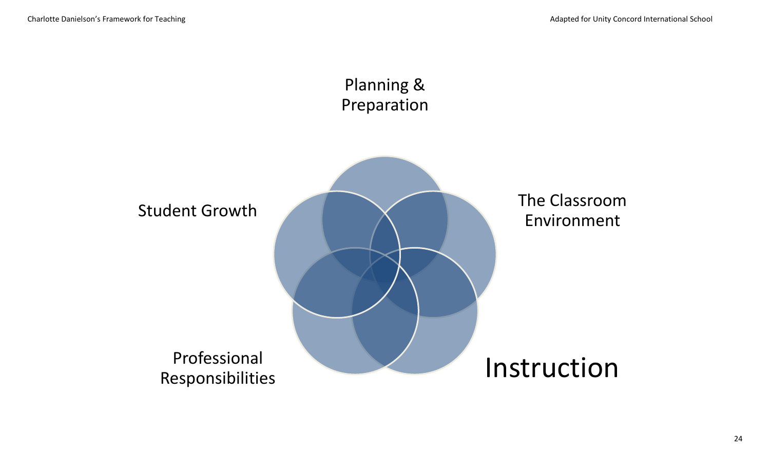Planning & Preparation

Student Growth

The Classroom Environment

Professional Responsibilities

Instruction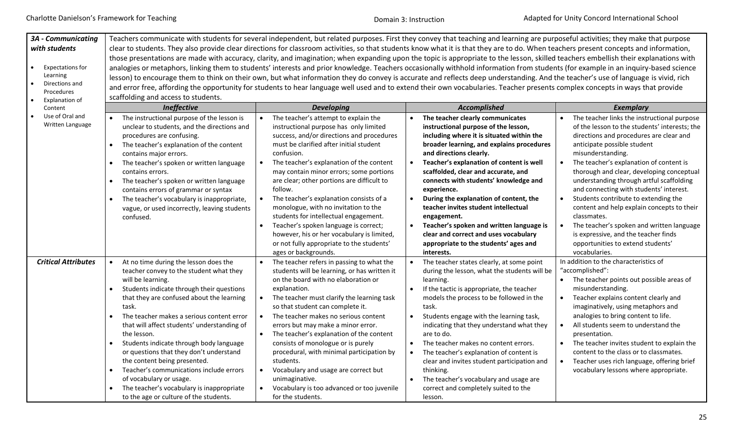| 3A - Communicating with students<br><br>• Expectations for Learning<br>• Directions and Procedures<br>• Explanation of Content<br>• Use of Oral and Written Language | Teachers communicate with students for several independent, but related purposes. First they convey that teaching and learning are purposeful activities; they make that purpose clear to students. They also provide clear directions for classroom activities, so that students know what it is that they are to do. When teachers present concepts and information, those presentations are made with accuracy, clarity, and imagination; when expanding upon the topic is appropriate to the lesson, skilled teachers embellish their explanations with analogies or metaphors, linking them to students' interests and prior knowledge. Teachers occasionally withhold information from students (for example in an inquiry-based science lesson) to encourage them to think on their own, but what information they do convey is accurate and reflects deep understanding. And the teacher's use of language is vivid, rich and error free, affording the opportunity for students to hear language well used and to extend their own vocabularies. Teacher presents complex concepts in ways that provide scaffolding and access to students. | | | |
|---|---|---|---|---|
| | ***Ineffective*** | ***Developing*** | ***Accomplished*** | ***Exemplary*** |
| | • The instructional purpose of the lesson is unclear to students, and the directions and procedures are confusing.<br>• The teacher's explanation of the content contains major errors.<br>• The teacher's spoken or written language contains errors.<br>• The teacher's spoken or written language contains errors of grammar or syntax<br>• The teacher's vocabulary is inappropriate, vague, or used incorrectly, leaving students confused. | • The teacher's attempt to explain the instructional purpose has only limited success, and/or directions and procedures must be clarified after initial student confusion.<br>• The teacher's explanation of the content may contain minor errors; some portions are clear; other portions are difficult to follow.<br>• The teacher's explanation consists of a monologue, with no invitation to the students for intellectual engagement.<br>• Teacher's spoken language is correct; however, his or her vocabulary is limited, or not fully appropriate to the students' ages or backgrounds. | • **The teacher clearly communicates instructional purpose of the lesson, including where it is situated within the broader learning, and explains procedures and directions clearly.**<br>• **Teacher's explanation of content is well scaffolded, clear and accurate, and connects with students' knowledge and experience.**<br>• **During the explanation of content, the teacher invites student intellectual engagement.**<br>• **Teacher's spoken and written language is clear and correct and uses vocabulary appropriate to the students' ages and interests.** | • The teacher links the instructional purpose of the lesson to the students' interests; the directions and procedures are clear and anticipate possible student misunderstanding.<br>• The teacher's explanation of content is thorough and clear, developing conceptual understanding through artful scaffolding and connecting with students' interest.<br>• Students contribute to extending the content and help explain concepts to their classmates.<br>• The teacher's spoken and written language is expressive, and the teacher finds opportunities to extend students' vocabularies. |
| ***Critical Attributes*** | • At no time during the lesson does the teacher convey to the student what they will be learning.<br>• Students indicate through their questions that they are confused about the learning task.<br>• The teacher makes a serious content error that will affect students' understanding of the lesson.<br>• Students indicate through body language or questions that they don't understand the content being presented.<br>• Teacher's communications include errors of vocabulary or usage.<br>• The teacher's vocabulary is inappropriate to the age or culture of the students. | • The teacher refers in passing to what the students will be learning, or has written it on the board with no elaboration or explanation.<br>• The teacher must clarify the learning task so that student can complete it.<br>• The teacher makes no serious content errors but may make a minor error.<br>• The teacher's explanation of the content consists of monologue or is purely procedural, with minimal participation by students.<br>• Vocabulary and usage are correct but unimaginative.<br>• Vocabulary is too advanced or too juvenile for the students. | • The teacher states clearly, at some point during the lesson, what the students will be learning.<br>• If the tactic is appropriate, the teacher models the process to be followed in the task.<br>• Students engage with the learning task, indicating that they understand what they are to do.<br>• The teacher makes no content errors.<br>• The teacher's explanation of content is clear and invites student participation and thinking.<br>• The teacher's vocabulary and usage are correct and completely suited to the lesson. | In addition to the characteristics of "accomplished":<br>• The teacher points out possible areas of misunderstanding.<br>• Teacher explains content clearly and imaginatively, using metaphors and analogies to bring content to life.<br>• All students seem to understand the presentation.<br>• The teacher invites student to explain the content to the class or to classmates.<br>• Teacher uses rich language, offering brief vocabulary lessons where appropriate. |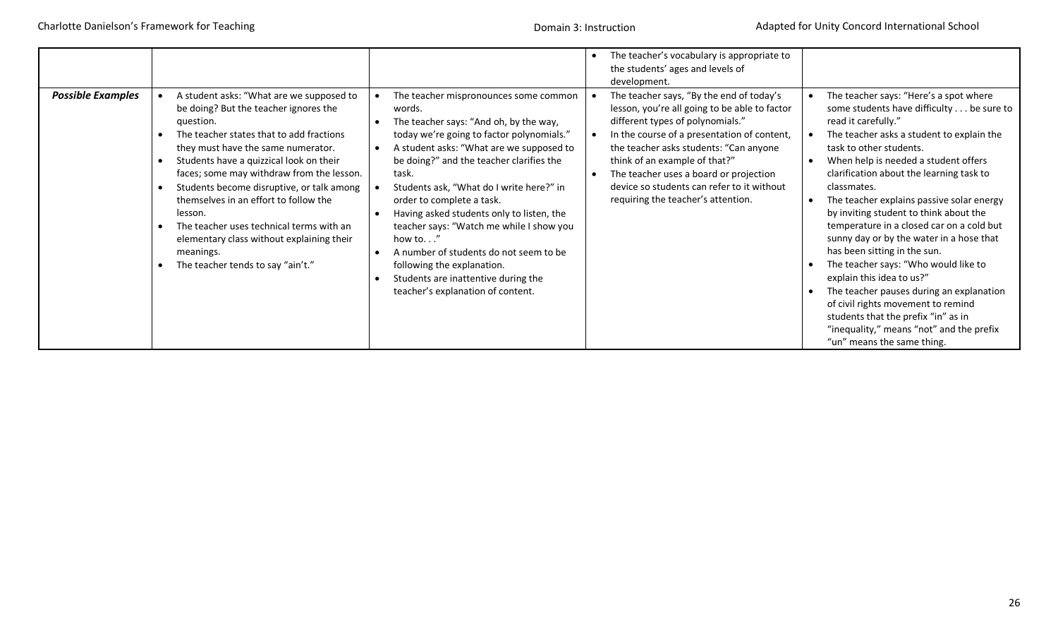|  |  |  | • The teacher's vocabulary is appropriate to the students' ages and levels of development. |  |
|---|---|---|---|---|
| ***Possible Examples*** | • A student asks: "What are we supposed to be doing? But the teacher ignores the question.<br>• The teacher states that to add fractions they must have the same numerator.<br>• Students have a quizzical look on their faces; some may withdraw from the lesson.<br>• Students become disruptive, or talk among themselves in an effort to follow the lesson.<br>• The teacher uses technical terms with an elementary class without explaining their meanings.<br>• The teacher tends to say "ain't." | • The teacher mispronounces some common words.<br>• The teacher says: "And oh, by the way, today we're going to factor polynomials."<br>• A student asks: "What are we supposed to be doing?" and the teacher clarifies the task.<br>• Students ask, "What do I write here?" in order to complete a task.<br>• Having asked students only to listen, the teacher says: "Watch me while I show you how to. . ."<br>• A number of students do not seem to be following the explanation.<br>• Students are inattentive during the teacher's explanation of content. | • The teacher says, "By the end of today's lesson, you're all going to be able to factor different types of polynomials."<br>• In the course of a presentation of content, the teacher asks students: "Can anyone think of an example of that?"<br>• The teacher uses a board or projection device so students can refer to it without requiring the teacher's attention. | • The teacher says: "Here's a spot where some students have difficulty . . . be sure to read it carefully."<br>• The teacher asks a student to explain the task to other students.<br>• When help is needed a student offers clarification about the learning task to classmates.<br>• The teacher explains passive solar energy by inviting student to think about the temperature in a closed car on a cold but sunny day or by the water in a hose that has been sitting in the sun.<br>• The teacher says: "Who would like to explain this idea to us?"<br>• The teacher pauses during an explanation of civil rights movement to remind students that the prefix "in" as in "inequality," means "not" and the prefix "un" means the same thing. |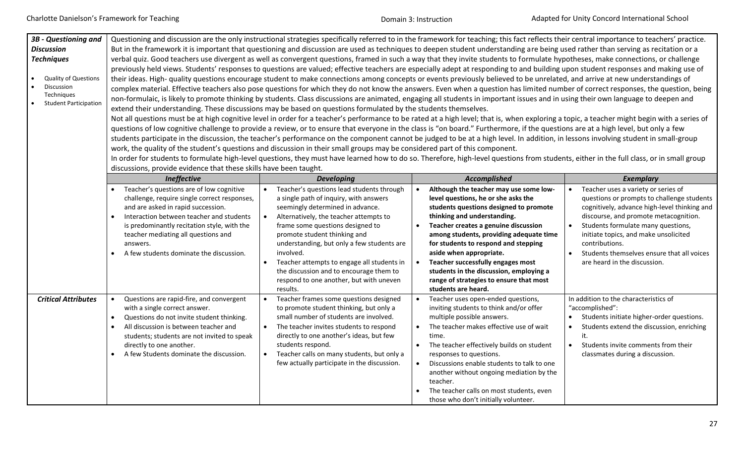## 3B - Questioning and Discussion Techniques

- Quality of Questions
- Discussion Techniques
- Student Participation

Questioning and discussion are the only instructional strategies specifically referred to in the framework for teaching; this fact reflects their central importance to teachers' practice. But in the framework it is important that questioning and discussion are used as techniques to deepen student understanding are being used rather than serving as recitation or a verbal quiz. Good teachers use divergent as well as convergent questions, framed in such a way that they invite students to formulate hypotheses, make connections, or challenge previously held views. Students' responses to questions are valued; effective teachers are especially adept at responding to and building upon student responses and making use of their ideas. High- quality questions encourage student to make connections among concepts or events previously believed to be unrelated, and arrive at new understandings of complex material. Effective teachers also pose questions for which they do not know the answers. Even when a question has limited number of correct responses, the question, being non-formulaic, is likely to promote thinking by students. Class discussions are animated, engaging all students in important issues and in using their own language to deepen and extend their understanding. These discussions may be based on questions formulated by the students themselves.

Not all questions must be at high cognitive level in order for a teacher's performance to be rated at a high level; that is, when exploring a topic, a teacher might begin with a series of questions of low cognitive challenge to provide a review, or to ensure that everyone in the class is "on board." Furthermore, if the questions are at a high level, but only a few students participate in the discussion, the teacher's performance on the component cannot be judged to be at a high level. In addition, in lessons involving student in small-group work, the quality of the student's questions and discussion in their small groups may be considered part of this component.

In order for students to formulate high-level questions, they must have learned how to do so. Therefore, high-level questions from students, either in the full class, or in small group discussions, provide evidence that these skills have been taught.

| | *Ineffective* | *Developing* | *Accomplished* | *Exemplary* |
|---|---|---|---|---|
| | • Teacher's questions are of low cognitive challenge, require single correct responses, and are asked in rapid succession.<br>• Interaction between teacher and students is predominantly recitation style, with the teacher mediating all questions and answers.<br>• A few students dominate the discussion. | • Teacher's questions lead students through a single path of inquiry, with answers seemingly determined in advance.<br>• Alternatively, the teacher attempts to frame some questions designed to promote student thinking and understanding, but only a few students are involved.<br>• Teacher attempts to engage all students in the discussion and to encourage them to respond to one another, but with uneven results. | • **Although the teacher may use some low-level questions, he or she asks the students questions designed to promote thinking and understanding.**<br>• **Teacher creates a genuine discussion among students, providing adequate time for students to respond and stepping aside when appropriate.**<br>• **Teacher successfully engages most students in the discussion, employing a range of strategies to ensure that most students are heard.** | • Teacher uses a variety or series of questions or prompts to challenge students cognitively, advance high-level thinking and discourse, and promote metacognition.<br>• Students formulate many questions, initiate topics, and make unsolicited contributions.<br>• Students themselves ensure that all voices are heard in the discussion. |
| ***Critical Attributes*** | • Questions are rapid-fire, and convergent with a single correct answer.<br>• Questions do not invite student thinking.<br>• All discussion is between teacher and students; students are not invited to speak directly to one another.<br>• A few Students dominate the discussion. | • Teacher frames some questions designed to promote student thinking, but only a small number of students are involved.<br>• The teacher invites students to respond directly to one another's ideas, but few students respond.<br>• Teacher calls on many students, but only a few actually participate in the discussion. | • Teacher uses open-ended questions, inviting students to think and/or offer multiple possible answers.<br>• The teacher makes effective use of wait time.<br>• The teacher effectively builds on student responses to questions.<br>• Discussions enable students to talk to one another without ongoing mediation by the teacher.<br>• The teacher calls on most students, even those who don't initially volunteer. | In addition to the characteristics of "accomplished":<br>• Students initiate higher-order questions.<br>• Students extend the discussion, enriching it.<br>• Students invite comments from their classmates during a discussion. |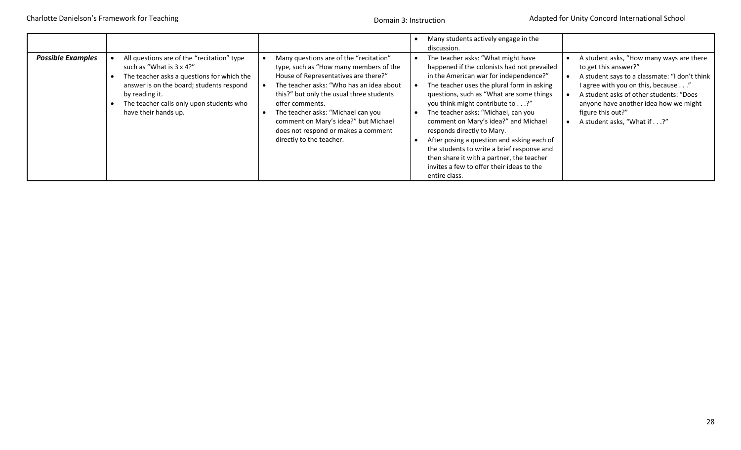| | | | | |
|---|---|---|---|---|
| | | | • Many students actively engage in the discussion. | |
| ***Possible Examples*** | • All questions are of the "recitation" type such as "What is 3 x 4?"<br>• The teacher asks a questions for which the answer is on the board; students respond by reading it.<br>• The teacher calls only upon students who have their hands up. | • Many questions are of the "recitation" type, such as "How many members of the House of Representatives are there?"<br>• The teacher asks: "Who has an idea about this?" but only the usual three students offer comments.<br>• The teacher asks: "Michael can you comment on Mary's idea?" but Michael does not respond or makes a comment directly to the teacher. | • The teacher asks: "What might have happened if the colonists had not prevailed in the American war for independence?"<br>• The teacher uses the plural form in asking questions, such as "What are some things you think might contribute to . . .?"<br>• The teacher asks; "Michael, can you comment on Mary's idea?" and Michael responds directly to Mary.<br>• After posing a question and asking each of the students to write a brief response and then share it with a partner, the teacher invites a few to offer their ideas to the entire class. | • A student asks, "How many ways are there to get this answer?"<br>• A student says to a classmate: "I don't think I agree with you on this, because . . ."<br>• A student asks of other students: "Does anyone have another idea how we might figure this out?"<br>• A student asks, "What if . . .?" |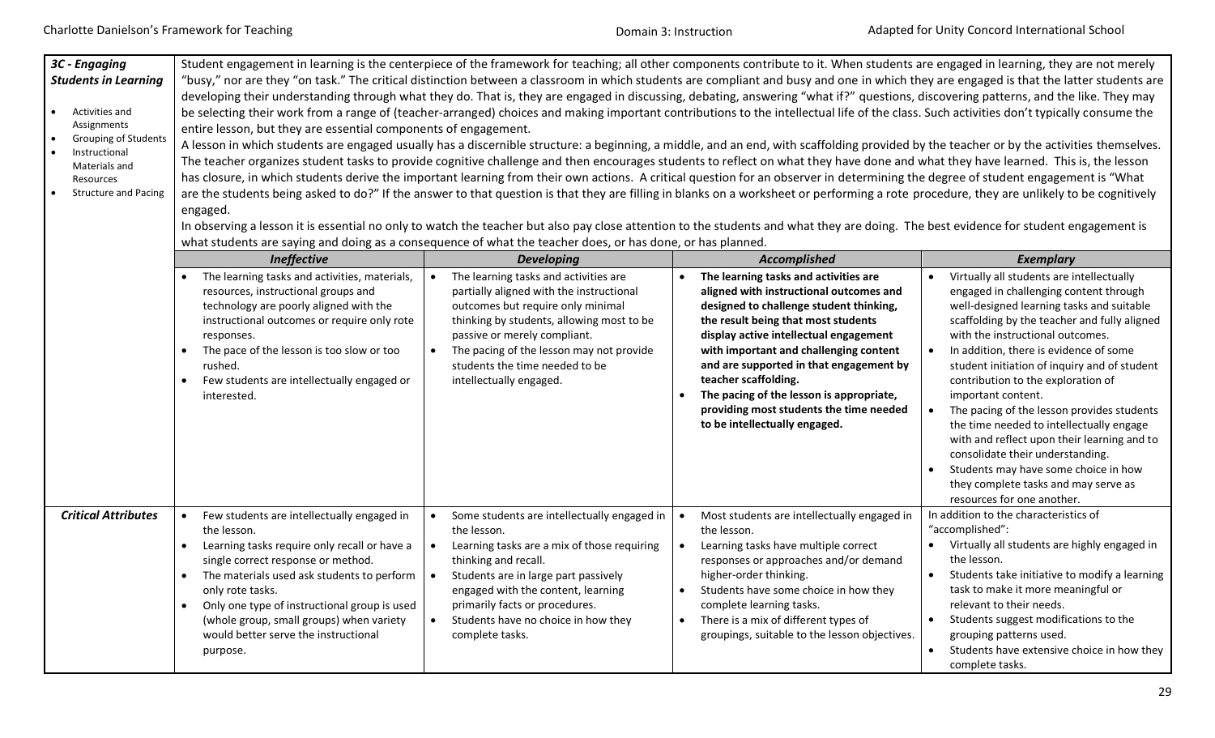| **3C - Engaging Students in Learning**<br><br>• Activities and Assignments<br>• Grouping of Students<br>• Instructional Materials and Resources<br>• Structure and Pacing | Student engagement in learning is the centerpiece of the framework for teaching; all other components contribute to it. When students are engaged in learning, they are not merely "busy," nor are they "on task." The critical distinction between a classroom in which students are compliant and busy and one in which they are engaged is that the latter students are developing their understanding through what they do. That is, they are engaged in discussing, debating, answering "what if?" questions, discovering patterns, and the like. They may be selecting their work from a range of (teacher-arranged) choices and making important contributions to the intellectual life of the class. Such activities don't typically consume the entire lesson, but they are essential components of engagement.<br>A lesson in which students are engaged usually has a discernible structure: a beginning, a middle, and an end, with scaffolding provided by the teacher or by the activities themselves. The teacher organizes student tasks to provide cognitive challenge and then encourages students to reflect on what they have done and what they have learned. This is, the lesson has closure, in which students derive the important learning from their own actions. A critical question for an observer in determining the degree of student engagement is "What are the students being asked to do?" If the answer to that question is that they are filling in blanks on a worksheet or performing a rote procedure, they are unlikely to be cognitively engaged.<br>In observing a lesson it is essential no only to watch the teacher but also pay close attention to the students and what they are doing. The best evidence for student engagement is what students are saying and doing as a consequence of what the teacher does, or has done, or has planned. | | | |
|---|---|---|---|---|
| | ***Ineffective*** | ***Developing*** | ***Accomplished*** | ***Exemplary*** |
| | • The learning tasks and activities, materials, resources, instructional groups and technology are poorly aligned with the instructional outcomes or require only rote responses.<br>• The pace of the lesson is too slow or too rushed.<br>• Few students are intellectually engaged or interested. | • The learning tasks and activities are partially aligned with the instructional outcomes but require only minimal thinking by students, allowing most to be passive or merely compliant.<br>• The pacing of the lesson may not provide students the time needed to be intellectually engaged. | • **The learning tasks and activities are aligned with instructional outcomes and designed to challenge student thinking, the result being that most students display active intellectual engagement with important and challenging content and are supported in that engagement by teacher scaffolding.**<br>• **The pacing of the lesson is appropriate, providing most students the time needed to be intellectually engaged.** | • Virtually all students are intellectually engaged in challenging content through well-designed learning tasks and suitable scaffolding by the teacher and fully aligned with the instructional outcomes.<br>• In addition, there is evidence of some student initiation of inquiry and of student contribution to the exploration of important content.<br>• The pacing of the lesson provides students the time needed to intellectually engage with and reflect upon their learning and to consolidate their understanding.<br>• Students may have some choice in how they complete tasks and may serve as resources for one another. |
| ***Critical Attributes*** | • Few students are intellectually engaged in the lesson.<br>• Learning tasks require only recall or have a single correct response or method.<br>• The materials used ask students to perform only rote tasks.<br>• Only one type of instructional group is used (whole group, small groups) when variety would better serve the instructional purpose. | • Some students are intellectually engaged in the lesson.<br>• Learning tasks are a mix of those requiring thinking and recall.<br>• Students are in large part passively engaged with the content, learning primarily facts or procedures.<br>• Students have no choice in how they complete tasks. | • Most students are intellectually engaged in the lesson.<br>• Learning tasks have multiple correct responses or approaches and/or demand higher-order thinking.<br>• Students have some choice in how they complete learning tasks.<br>• There is a mix of different types of groupings, suitable to the lesson objectives. | In addition to the characteristics of "accomplished":<br>• Virtually all students are highly engaged in the lesson.<br>• Students take initiative to modify a learning task to make it more meaningful or relevant to their needs.<br>• Students suggest modifications to the grouping patterns used.<br>• Students have extensive choice in how they complete tasks. |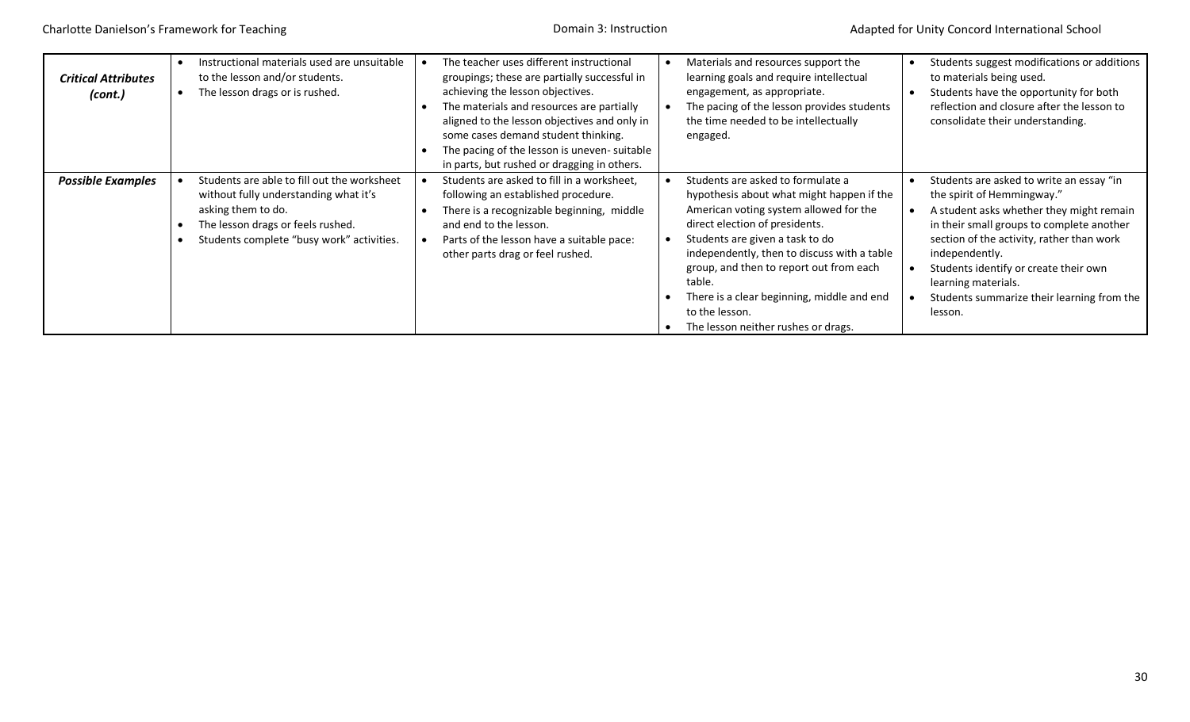| | | | | |
|---|---|---|---|---|
| ***Critical Attributes (cont.)*** | • Instructional materials used are unsuitable to the lesson and/or students.<br>• The lesson drags or is rushed. | • The teacher uses different instructional groupings; these are partially successful in achieving the lesson objectives.<br>• The materials and resources are partially aligned to the lesson objectives and only in some cases demand student thinking.<br>• The pacing of the lesson is uneven- suitable in parts, but rushed or dragging in others. | • Materials and resources support the learning goals and require intellectual engagement, as appropriate.<br>• The pacing of the lesson provides students the time needed to be intellectually engaged. | • Students suggest modifications or additions to materials being used.<br>• Students have the opportunity for both reflection and closure after the lesson to consolidate their understanding. |
| ***Possible Examples*** | • Students are able to fill out the worksheet without fully understanding what it's asking them to do.<br>• The lesson drags or feels rushed.<br>• Students complete "busy work" activities. | • Students are asked to fill in a worksheet, following an established procedure.<br>• There is a recognizable beginning, middle and end to the lesson.<br>• Parts of the lesson have a suitable pace: other parts drag or feel rushed. | • Students are asked to formulate a hypothesis about what might happen if the American voting system allowed for the direct election of presidents.<br>• Students are given a task to do independently, then to discuss with a table group, and then to report out from each table.<br>• There is a clear beginning, middle and end to the lesson.<br>• The lesson neither rushes or drags. | • Students are asked to write an essay "in the spirit of Hemmingway."<br>• A student asks whether they might remain in their small groups to complete another section of the activity, rather than work independently.<br>• Students identify or create their own learning materials.<br>• Students summarize their learning from the lesson. |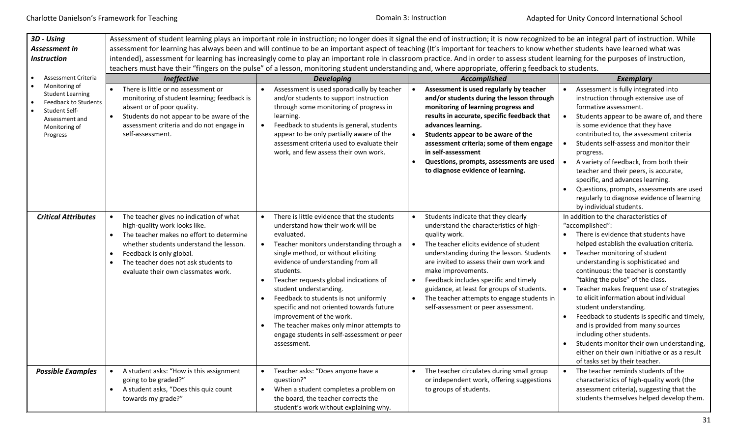| **3D - Using Assessment in Instruction** | Assessment of student learning plays an important role in instruction; no longer does it signal the end of instruction; it is now recognized to be an integral part of instruction. While assessment for learning has always been and will continue to be an important aspect of teaching (It's important for teachers to know whether students have learned what was intended), assessment for learning has increasingly come to play an important role in classroom practice. And in order to assess student learning for the purposes of instruction, teachers must have their "fingers on the pulse" of a lesson, monitoring student understanding and, where appropriate, offering feedback to students. | | | |
|---|---|---|---|---|
| • Assessment Criteria<br>• Monitoring of Student Learning<br>• Feedback to Students<br>• Student Self-Assessment and Monitoring of Progress | ***Ineffective*** | ***Developing*** | ***Accomplished*** | ***Exemplary*** |
| | • There is little or no assessment or monitoring of student learning; feedback is absent or of poor quality.<br>• Students do not appear to be aware of the assessment criteria and do not engage in self-assessment. | • Assessment is used sporadically by teacher and/or students to support instruction through some monitoring of progress in learning.<br>• Feedback to students is general, students appear to be only partially aware of the assessment criteria used to evaluate their work, and few assess their own work. | • **Assessment is used regularly by teacher and/or students during the lesson through monitoring of learning progress and results in accurate, specific feedback that advances learning.**<br>• **Students appear to be aware of the assessment criteria; some of them engage in self-assessment**<br>• **Questions, prompts, assessments are used to diagnose evidence of learning.** | • Assessment is fully integrated into instruction through extensive use of formative assessment.<br>• Students appear to be aware of, and there is some evidence that they have contributed to, the assessment criteria<br>• Students self-assess and monitor their progress.<br>• A variety of feedback, from both their teacher and their peers, is accurate, specific, and advances learning.<br>• Questions, prompts, assessments are used regularly to diagnose evidence of learning by individual students. |
| ***Critical Attributes*** | • The teacher gives no indication of what high-quality work looks like.<br>• The teacher makes no effort to determine whether students understand the lesson.<br>• Feedback is only global.<br>• The teacher does not ask students to evaluate their own classmates work. | • There is little evidence that the students understand how their work will be evaluated.<br>• Teacher monitors understanding through a single method, or without eliciting evidence of understanding from all students.<br>• Teacher requests global indications of student understanding.<br>• Feedback to students is not uniformly specific and not oriented towards future improvement of the work.<br>• The teacher makes only minor attempts to engage students in self-assessment or peer assessment. | • Students indicate that they clearly understand the characteristics of high-quality work.<br>• The teacher elicits evidence of student understanding during the lesson. Students are invited to assess their own work and make improvements.<br>• Feedback includes specific and timely guidance, at least for groups of students.<br>• The teacher attempts to engage students in self-assessment or peer assessment. | In addition to the characteristics of "accomplished":<br>• There is evidence that students have helped establish the evaluation criteria.<br>• Teacher monitoring of student understanding is sophisticated and continuous: the teacher is constantly "taking the pulse" of the class.<br>• Teacher makes frequent use of strategies to elicit information about individual student understanding.<br>• Feedback to students is specific and timely, and is provided from many sources including other students.<br>• Students monitor their own understanding, either on their own initiative or as a result of tasks set by their teacher. |
| ***Possible Examples*** | • A student asks: "How is this assignment going to be graded?"<br>• A student asks, "Does this quiz count towards my grade?" | • Teacher asks: "Does anyone have a question?"<br>• When a student completes a problem on the board, the teacher corrects the student's work without explaining why. | • The teacher circulates during small group or independent work, offering suggestions to groups of students. | • The teacher reminds students of the characteristics of high-quality work (the assessment criteria), suggesting that the students themselves helped develop them. |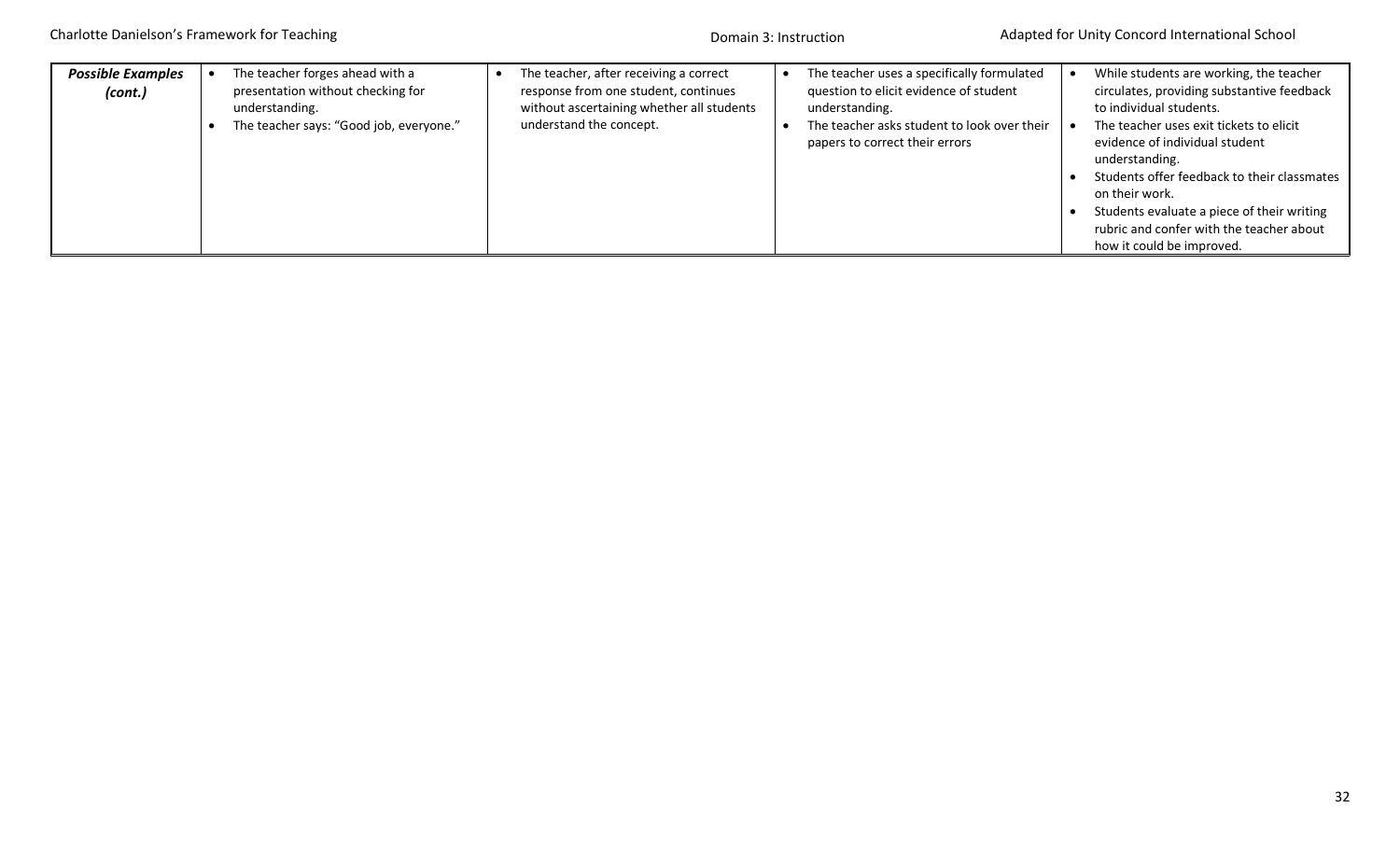| **Possible Examples (cont.)** | • The teacher forges ahead with a presentation without checking for understanding.<br>• The teacher says: "Good job, everyone." | • The teacher, after receiving a correct response from one student, continues without ascertaining whether all students understand the concept. | • The teacher uses a specifically formulated question to elicit evidence of student understanding.<br>• The teacher asks student to look over their papers to correct their errors | • While students are working, the teacher circulates, providing substantive feedback to individual students.<br>• The teacher uses exit tickets to elicit evidence of individual student understanding.<br>• Students offer feedback to their classmates on their work.<br>• Students evaluate a piece of their writing rubric and confer with the teacher about how it could be improved. |
|---|---|---|---|---|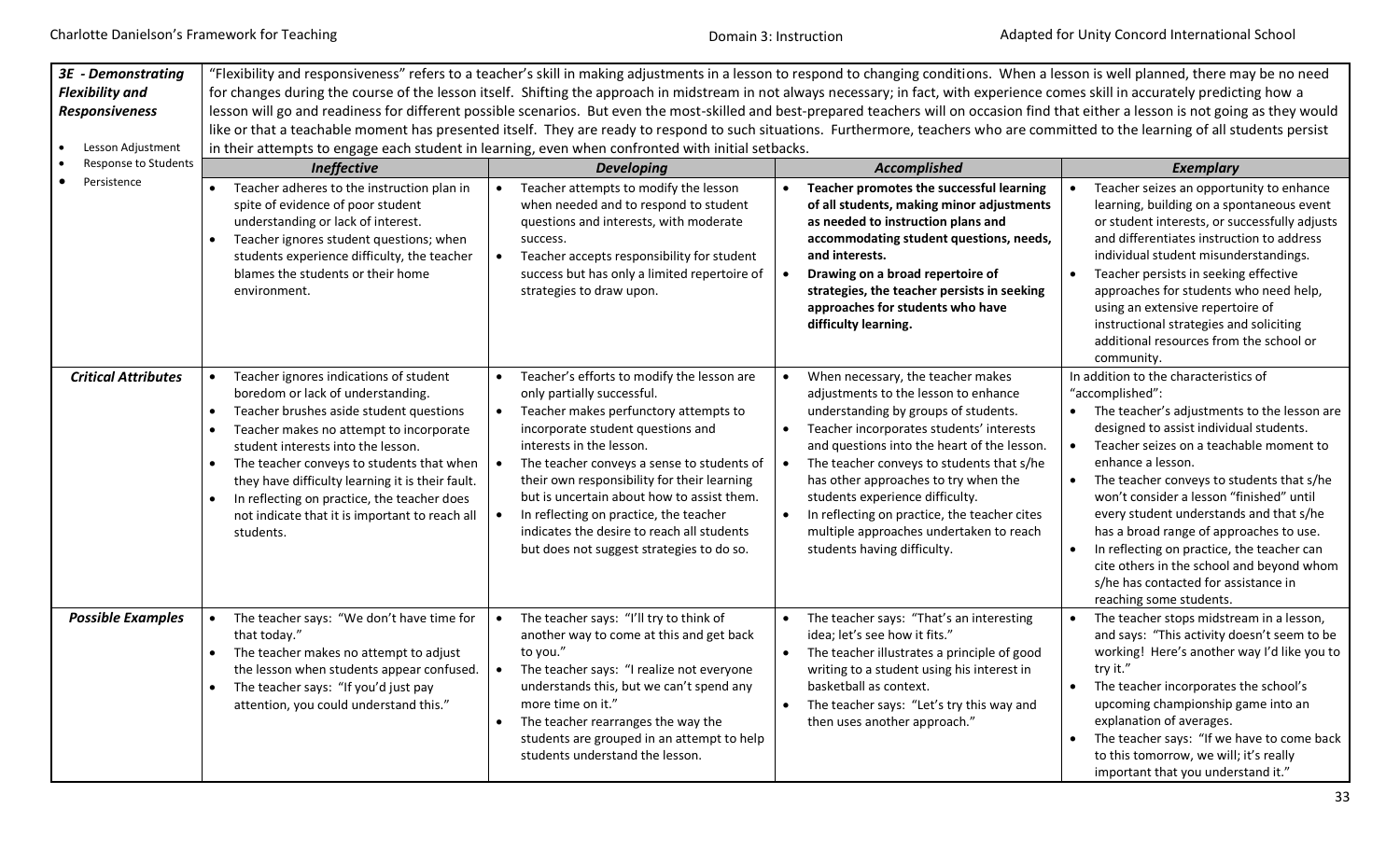| 3E - Demonstrating Flexibility and Responsiveness<br><br>• Lesson Adjustment<br>• Response to Students<br>• Persistence | "Flexibility and responsiveness" refers to a teacher's skill in making adjustments in a lesson to respond to changing conditions. When a lesson is well planned, there may be no need for changes during the course of the lesson itself. Shifting the approach in midstream in not always necessary; in fact, with experience comes skill in accurately predicting how a lesson will go and readiness for different possible scenarios. But even the most-skilled and best-prepared teachers will on occasion find that either a lesson is not going as they would like or that a teachable moment has presented itself. They are ready to respond to such situations. Furthermore, teachers who are committed to the learning of all students persist in their attempts to engage each student in learning, even when confronted with initial setbacks. | | | |
|---|---|---|---|---|
| | ***Ineffective*** | ***Developing*** | ***Accomplished*** | ***Exemplary*** |
| | • Teacher adheres to the instruction plan in spite of evidence of poor student understanding or lack of interest.<br>• Teacher ignores student questions; when students experience difficulty, the teacher blames the students or their home environment. | • Teacher attempts to modify the lesson when needed and to respond to student questions and interests, with moderate success.<br>• Teacher accepts responsibility for student success but has only a limited repertoire of strategies to draw upon. | • **Teacher promotes the successful learning of all students, making minor adjustments as needed to instruction plans and accommodating student questions, needs, and interests.**<br>• **Drawing on a broad repertoire of strategies, the teacher persists in seeking approaches for students who have difficulty learning.** | • Teacher seizes an opportunity to enhance learning, building on a spontaneous event or student interests, or successfully adjusts and differentiates instruction to address individual student misunderstandings.<br>• Teacher persists in seeking effective approaches for students who need help, using an extensive repertoire of instructional strategies and soliciting additional resources from the school or community. |
| ***Critical Attributes*** | • Teacher ignores indications of student boredom or lack of understanding.<br>• Teacher brushes aside student questions<br>• Teacher makes no attempt to incorporate student interests into the lesson.<br>• The teacher conveys to students that when they have difficulty learning it is their fault.<br>• In reflecting on practice, the teacher does not indicate that it is important to reach all students. | • Teacher's efforts to modify the lesson are only partially successful.<br>• Teacher makes perfunctory attempts to incorporate student questions and interests in the lesson.<br>• The teacher conveys a sense to students of their own responsibility for their learning but is uncertain about how to assist them.<br>• In reflecting on practice, the teacher indicates the desire to reach all students but does not suggest strategies to do so. | • When necessary, the teacher makes adjustments to the lesson to enhance understanding by groups of students.<br>• Teacher incorporates students' interests and questions into the heart of the lesson.<br>• The teacher conveys to students that s/he has other approaches to try when the students experience difficulty.<br>• In reflecting on practice, the teacher cites multiple approaches undertaken to reach students having difficulty. | In addition to the characteristics of "accomplished":<br>• The teacher's adjustments to the lesson are designed to assist individual students.<br>• Teacher seizes on a teachable moment to enhance a lesson.<br>• The teacher conveys to students that s/he won't consider a lesson "finished" until every student understands and that s/he has a broad range of approaches to use.<br>• In reflecting on practice, the teacher can cite others in the school and beyond whom s/he has contacted for assistance in reaching some students. |
| ***Possible Examples*** | • The teacher says: "We don't have time for that today."<br>• The teacher makes no attempt to adjust the lesson when students appear confused.<br>• The teacher says: "If you'd just pay attention, you could understand this." | • The teacher says: "I'll try to think of another way to come at this and get back to you."<br>• The teacher says: "I realize not everyone understands this, but we can't spend any more time on it."<br>• The teacher rearranges the way the students are grouped in an attempt to help students understand the lesson. | • The teacher says: "That's an interesting idea; let's see how it fits."<br>• The teacher illustrates a principle of good writing to a student using his interest in basketball as context.<br>• The teacher says: "Let's try this way and then uses another approach." | • The teacher stops midstream in a lesson, and says: "This activity doesn't seem to be working! Here's another way I'd like you to try it."<br>• The teacher incorporates the school's upcoming championship game into an explanation of averages.<br>• The teacher says: "If we have to come back to this tomorrow, we will; it's really important that you understand it." |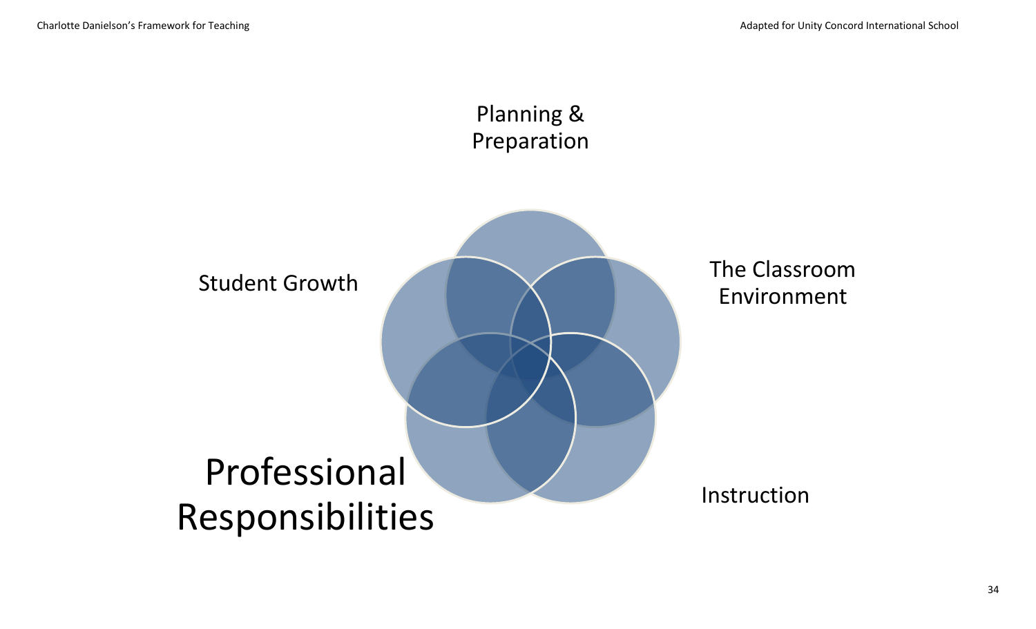Planning & Preparation

The Classroom Environment

Instruction

Professional Responsibilities

Student Growth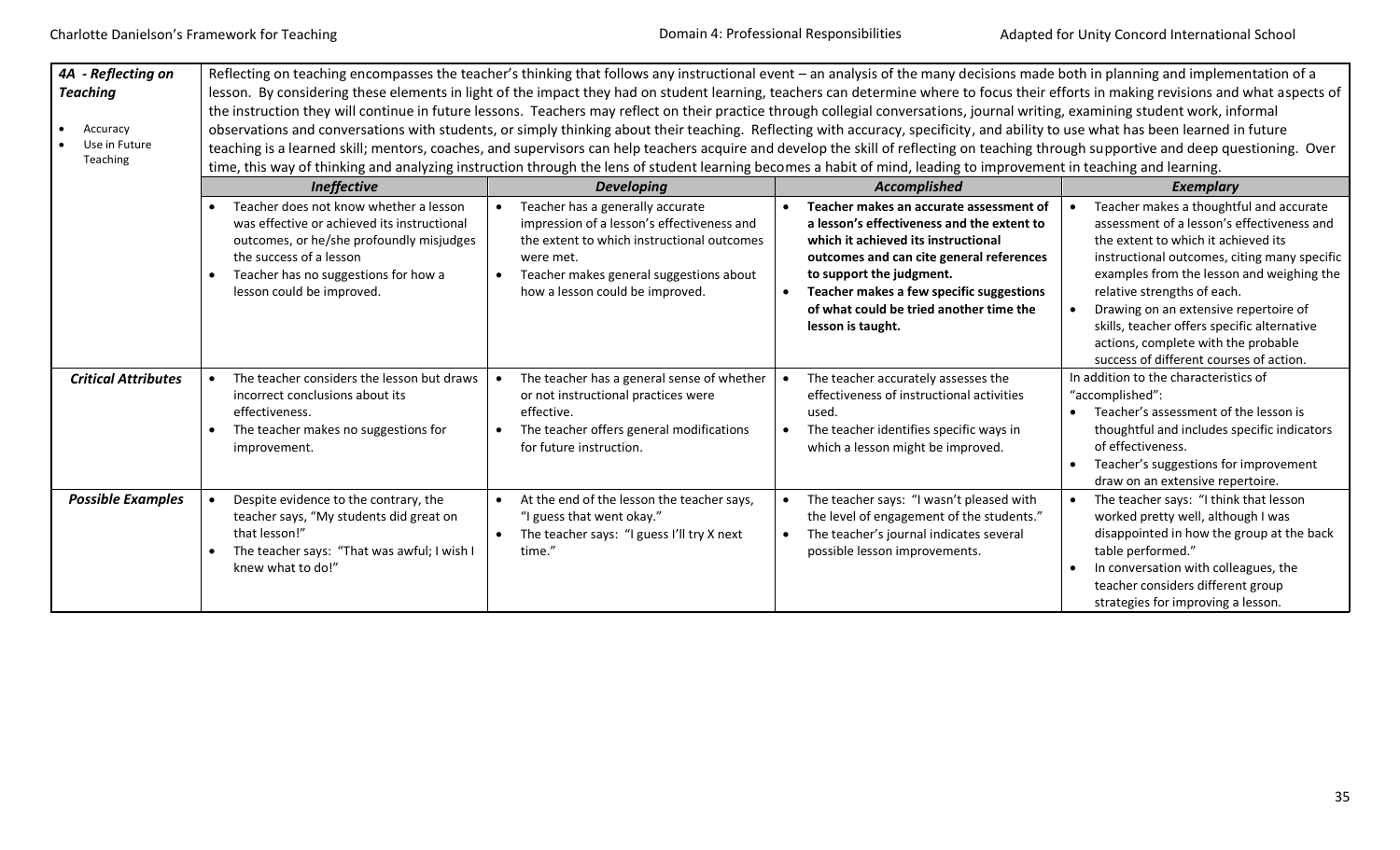| 4A - Reflecting on Teaching<br>• Accuracy<br>• Use in Future Teaching | Reflecting on teaching encompasses the teacher's thinking that follows any instructional event – an analysis of the many decisions made both in planning and implementation of a lesson. By considering these elements in light of the impact they had on student learning, teachers can determine where to focus their efforts in making revisions and what aspects of the instruction they will continue in future lessons. Teachers may reflect on their practice through collegial conversations, journal writing, examining student work, informal observations and conversations with students, or simply thinking about their teaching. Reflecting with accuracy, specificity, and ability to use what has been learned in future teaching is a learned skill; mentors, coaches, and supervisors can help teachers acquire and develop the skill of reflecting on teaching through supportive and deep questioning. Over time, this way of thinking and analyzing instruction through the lens of student learning becomes a habit of mind, leading to improvement in teaching and learning. | | | |
|---|---|---|---|---|
| | ***Ineffective*** | ***Developing*** | ***Accomplished*** | ***Exemplary*** |
| | • Teacher does not know whether a lesson was effective or achieved its instructional outcomes, or he/she profoundly misjudges the success of a lesson<br>• Teacher has no suggestions for how a lesson could be improved. | • Teacher has a generally accurate impression of a lesson's effectiveness and the extent to which instructional outcomes were met.<br>• Teacher makes general suggestions about how a lesson could be improved. | • **Teacher makes an accurate assessment of a lesson's effectiveness and the extent to which it achieved its instructional outcomes and can cite general references to support the judgment.**<br>• **Teacher makes a few specific suggestions of what could be tried another time the lesson is taught.** | • Teacher makes a thoughtful and accurate assessment of a lesson's effectiveness and the extent to which it achieved its instructional outcomes, citing many specific examples from the lesson and weighing the relative strengths of each.<br>• Drawing on an extensive repertoire of skills, teacher offers specific alternative actions, complete with the probable success of different courses of action. |
| ***Critical Attributes*** | • The teacher considers the lesson but draws incorrect conclusions about its effectiveness.<br>• The teacher makes no suggestions for improvement. | • The teacher has a general sense of whether or not instructional practices were effective.<br>• The teacher offers general modifications for future instruction. | • The teacher accurately assesses the effectiveness of instructional activities used.<br>• The teacher identifies specific ways in which a lesson might be improved. | In addition to the characteristics of "accomplished":<br>• Teacher's assessment of the lesson is thoughtful and includes specific indicators of effectiveness.<br>• Teacher's suggestions for improvement draw on an extensive repertoire. |
| ***Possible Examples*** | • Despite evidence to the contrary, the teacher says, "My students did great on that lesson!"<br>• The teacher says: "That was awful; I wish I knew what to do!" | • At the end of the lesson the teacher says, "I guess that went okay."<br>• The teacher says: "I guess I'll try X next time." | • The teacher says: "I wasn't pleased with the level of engagement of the students."<br>• The teacher's journal indicates several possible lesson improvements. | • The teacher says: "I think that lesson worked pretty well, although I was disappointed in how the group at the back table performed."<br>• In conversation with colleagues, the teacher considers different group strategies for improving a lesson. |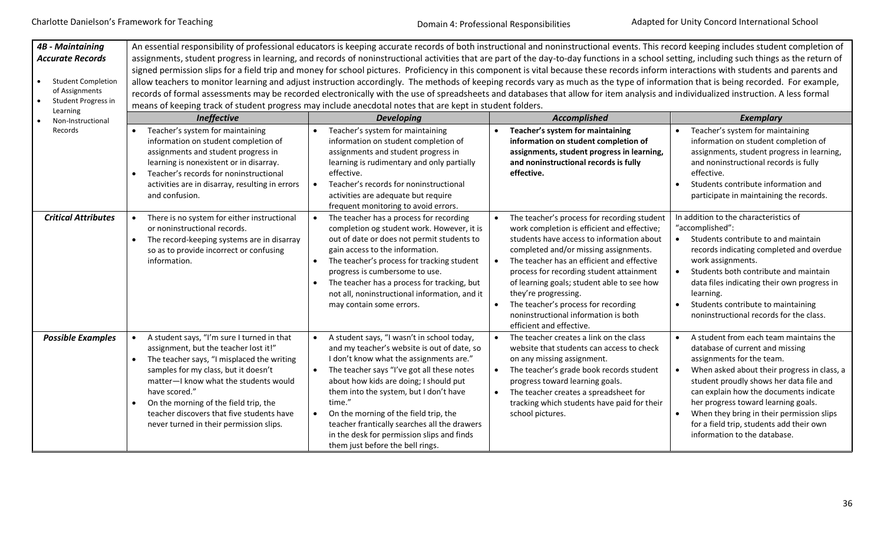| **4B - Maintaining Accurate Records**<br><br>• Student Completion of Assignments<br>• Student Progress in Learning<br>• Non-Instructional Records | An essential responsibility of professional educators is keeping accurate records of both instructional and noninstructional events. This record keeping includes student completion of assignments, student progress in learning, and records of noninstructional activities that are part of the day-to-day functions in a school setting, including such things as the return of signed permission slips for a field trip and money for school pictures. Proficiency in this component is vital because these records inform interactions with students and parents and allow teachers to monitor learning and adjust instruction accordingly. The methods of keeping records vary as much as the type of information that is being recorded. For example, records of formal assessments may be recorded electronically with the use of spreadsheets and databases that allow for item analysis and individualized instruction. A less formal means of keeping track of student progress may include anecdotal notes that are kept in student folders. | | | |
|---|---|---|---|---|
| | ***Ineffective*** | ***Developing*** | ***Accomplished*** | ***Exemplary*** |
| | • Teacher's system for maintaining information on student completion of assignments and student progress in learning is nonexistent or in disarray.<br>• Teacher's records for noninstructional activities are in disarray, resulting in errors and confusion. | • Teacher's system for maintaining information on student completion of assignments and student progress in learning is rudimentary and only partially effective.<br>• Teacher's records for noninstructional activities are adequate but require frequent monitoring to avoid errors. | • **Teacher's system for maintaining information on student completion of assignments, student progress in learning, and noninstructional records is fully effective.** | • Teacher's system for maintaining information on student completion of assignments, student progress in learning, and noninstructional records is fully effective.<br>• Students contribute information and participate in maintaining the records. |
| ***Critical Attributes*** | • There is no system for either instructional or noninstructional records.<br>• The record-keeping systems are in disarray so as to provide incorrect or confusing information. | • The teacher has a process for recording completion og student work. However, it is out of date or does not permit students to gain access to the information.<br>• The teacher's process for tracking student progress is cumbersome to use.<br>• The teacher has a process for tracking, but not all, noninstructional information, and it may contain some errors. | • The teacher's process for recording student work completion is efficient and effective; students have access to information about completed and/or missing assignments.<br>• The teacher has an efficient and effective process for recording student attainment of learning goals; student able to see how they're progressing.<br>• The teacher's process for recording noninstructional information is both efficient and effective. | In addition to the characteristics of "accomplished":<br>• Students contribute to and maintain records indicating completed and overdue work assignments.<br>• Students both contribute and maintain data files indicating their own progress in learning.<br>• Students contribute to maintaining noninstructional records for the class. |
| ***Possible Examples*** | • A student says, "I'm sure I turned in that assignment, but the teacher lost it!"<br>• The teacher says, "I misplaced the writing samples for my class, but it doesn't matter—I know what the students would have scored."<br>• On the morning of the field trip, the teacher discovers that five students have never turned in their permission slips. | • A student says, "I wasn't in school today, and my teacher's website is out of date, so I don't know what the assignments are."<br>• The teacher says "I've got all these notes about how kids are doing; I should put them into the system, but I don't have time."<br>• On the morning of the field trip, the teacher frantically searches all the drawers in the desk for permission slips and finds them just before the bell rings. | • The teacher creates a link on the class website that students can access to check on any missing assignment.<br>• The teacher's grade book records student progress toward learning goals.<br>• The teacher creates a spreadsheet for tracking which students have paid for their school pictures. | • A student from each team maintains the database of current and missing assignments for the team.<br>• When asked about their progress in class, a student proudly shows her data file and can explain how the documents indicate her progress toward learning goals.<br>• When they bring in their permission slips for a field trip, students add their own information to the database. |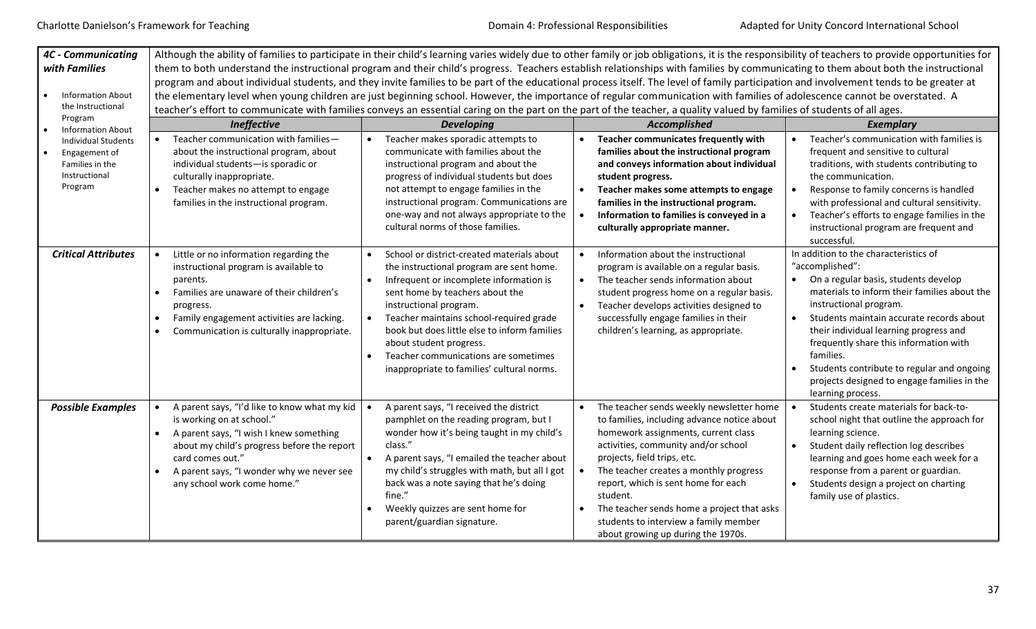| **4C - Communicating with Families**<br>• Information About the Instructional Program<br>• Information About Individual Students<br>• Engagement of Families in the Instructional Program | Although the ability of families to participate in their child's learning varies widely due to other family or job obligations, it is the responsibility of teachers to provide opportunities for them to both understand the instructional program and their child's progress. Teachers establish relationships with families by communicating to them about both the instructional program and about individual students, and they invite families to be part of the educational process itself. The level of family participation and involvement tends to be greater at the elementary level when young children are just beginning school. However, the importance of regular communication with families of adolescence cannot be overstated. A teacher's effort to communicate with families conveys an essential caring on the part on the part of the teacher, a quality valued by families of students of all ages. | | | |
|---|---|---|---|---|
| | ***Ineffective*** | ***Developing*** | ***Accomplished*** | ***Exemplary*** |
| | • Teacher communication with families—about the instructional program, about individual students—is sporadic or culturally inappropriate.<br>• Teacher makes no attempt to engage families in the instructional program. | • Teacher makes sporadic attempts to communicate with families about the instructional program and about the progress of individual students but does not attempt to engage families in the instructional program. Communications are one-way and not always appropriate to the cultural norms of those families. | • **Teacher communicates frequently with families about the instructional program and conveys information about individual student progress.**<br>• **Teacher makes some attempts to engage families in the instructional program.**<br>• **Information to families is conveyed in a culturally appropriate manner.** | • Teacher's communication with families is frequent and sensitive to cultural traditions, with students contributing to the communication.<br>• Response to family concerns is handled with professional and cultural sensitivity.<br>• Teacher's efforts to engage families in the instructional program are frequent and successful. |
| ***Critical Attributes*** | • Little or no information regarding the instructional program is available to parents.<br>• Families are unaware of their children's progress.<br>• Family engagement activities are lacking.<br>• Communication is culturally inappropriate. | • School or district-created materials about the instructional program are sent home.<br>• Infrequent or incomplete information is sent home by teachers about the instructional program.<br>• Teacher maintains school-required grade book but does little else to inform families about student progress.<br>• Teacher communications are sometimes inappropriate to families' cultural norms. | • Information about the instructional program is available on a regular basis.<br>• The teacher sends information about student progress home on a regular basis.<br>• Teacher develops activities designed to successfully engage families in their children's learning, as appropriate. | In addition to the characteristics of "accomplished":<br>• On a regular basis, students develop materials to inform their families about the instructional program.<br>• Students maintain accurate records about their individual learning progress and frequently share this information with families.<br>• Students contribute to regular and ongoing projects designed to engage families in the learning process. |
| ***Possible Examples*** | • A parent says, "I'd like to know what my kid is working on at school."<br>• A parent says, "I wish I knew something about my child's progress before the report card comes out."<br>• A parent says, "I wonder why we never see any school work come home." | • A parent says, "I received the district pamphlet on the reading program, but I wonder how it's being taught in my child's class."<br>• A parent says, "I emailed the teacher about my child's struggles with math, but all I got back was a note saying that he's doing fine."<br>• Weekly quizzes are sent home for parent/guardian signature. | • The teacher sends weekly newsletter home to families, including advance notice about homework assignments, current class activities, community and/or school projects, field trips, etc.<br>• The teacher creates a monthly progress report, which is sent home for each student.<br>• The teacher sends home a project that asks students to interview a family member about growing up during the 1970s. | • Students create materials for back-to-school night that outline the approach for learning science.<br>• Student daily reflection log describes learning and goes home each week for a response from a parent or guardian.<br>• Students design a project on charting family use of plastics. |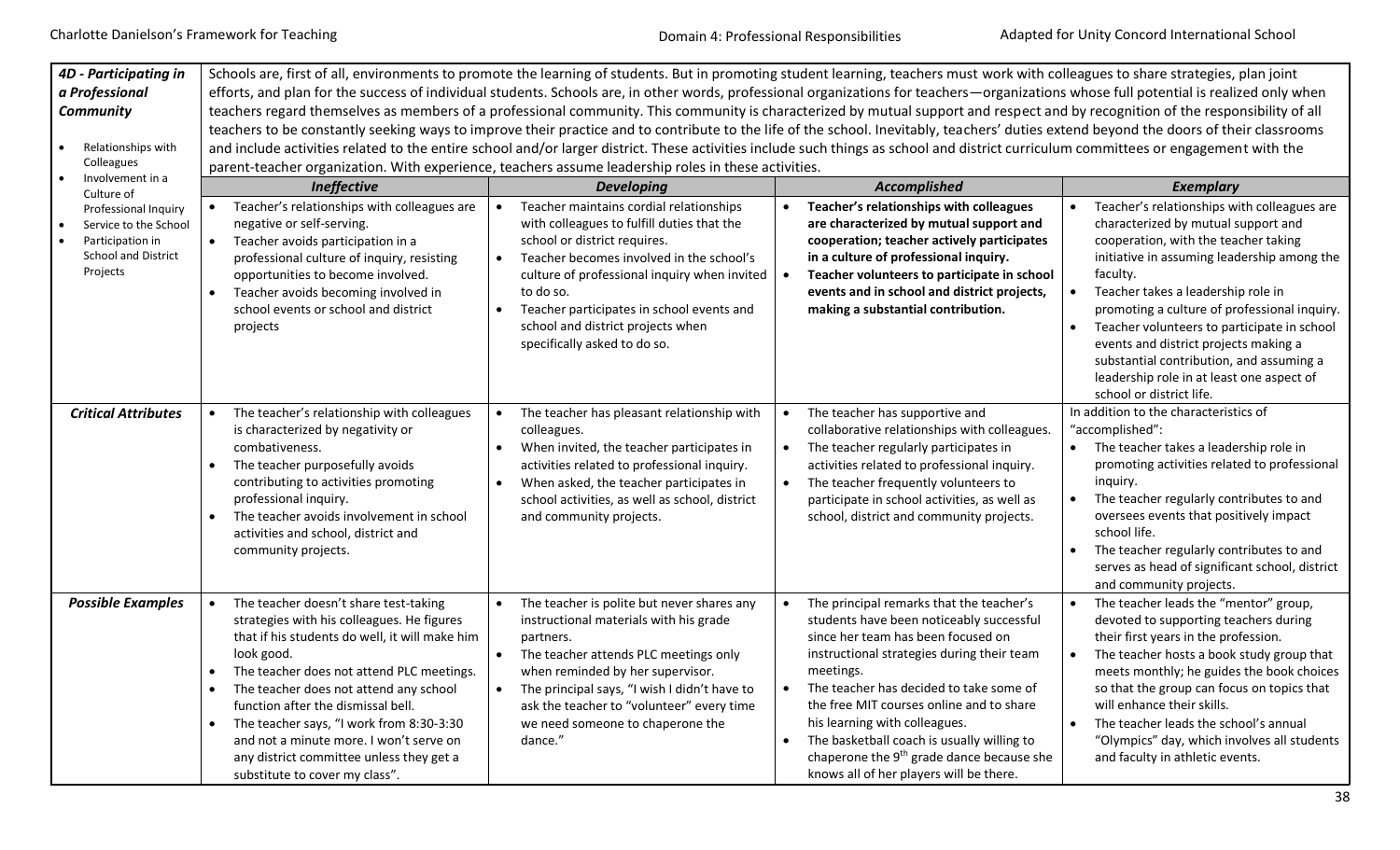| 4D - Participating in a Professional Community<br><br>• Relationships with Colleagues<br>• Involvement in a Culture of Professional Inquiry<br>• Service to the School<br>• Participation in School and District Projects | Schools are, first of all, environments to promote the learning of students. But in promoting student learning, teachers must work with colleagues to share strategies, plan joint efforts, and plan for the success of individual students. Schools are, in other words, professional organizations for teachers—organizations whose full potential is realized only when teachers regard themselves as members of a professional community. This community is characterized by mutual support and respect and by recognition of the responsibility of all teachers to be constantly seeking ways to improve their practice and to contribute to the life of the school. Inevitably, teachers' duties extend beyond the doors of their classrooms and include activities related to the entire school and/or larger district. These activities include such things as school and district curriculum committees or engagement with the parent-teacher organization. With experience, teachers assume leadership roles in these activities. | | | |
|---|---|---|---|---|
| | ***Ineffective*** | ***Developing*** | ***Accomplished*** | ***Exemplary*** |
| | • Teacher's relationships with colleagues are negative or self-serving.<br>• Teacher avoids participation in a professional culture of inquiry, resisting opportunities to become involved.<br>• Teacher avoids becoming involved in school events or school and district projects | • Teacher maintains cordial relationships with colleagues to fulfill duties that the school or district requires.<br>• Teacher becomes involved in the school's culture of professional inquiry when invited to do so.<br>• Teacher participates in school events and school and district projects when specifically asked to do so. | • **Teacher's relationships with colleagues are characterized by mutual support and cooperation; teacher actively participates in a culture of professional inquiry.**<br>• **Teacher volunteers to participate in school events and in school and district projects, making a substantial contribution.** | • Teacher's relationships with colleagues are characterized by mutual support and cooperation, with the teacher taking initiative in assuming leadership among the faculty.<br>• Teacher takes a leadership role in promoting a culture of professional inquiry.<br>• Teacher volunteers to participate in school events and district projects making a substantial contribution, and assuming a leadership role in at least one aspect of school or district life. |
| ***Critical Attributes*** | • The teacher's relationship with colleagues is characterized by negativity or combativeness.<br>• The teacher purposefully avoids contributing to activities promoting professional inquiry.<br>• The teacher avoids involvement in school activities and school, district and community projects. | • The teacher has pleasant relationship with colleagues.<br>• When invited, the teacher participates in activities related to professional inquiry.<br>• When asked, the teacher participates in school activities, as well as school, district and community projects. | • The teacher has supportive and collaborative relationships with colleagues.<br>• The teacher regularly participates in activities related to professional inquiry.<br>• The teacher frequently volunteers to participate in school activities, as well as school, district and community projects. | In addition to the characteristics of "accomplished":<br>• The teacher takes a leadership role in promoting activities related to professional inquiry.<br>• The teacher regularly contributes to and oversees events that positively impact school life.<br>• The teacher regularly contributes to and serves as head of significant school, district and community projects. |
| ***Possible Examples*** | • The teacher doesn't share test-taking strategies with his colleagues. He figures that if his students do well, it will make him look good.<br>• The teacher does not attend PLC meetings.<br>• The teacher does not attend any school function after the dismissal bell.<br>• The teacher says, "I work from 8:30-3:30 and not a minute more. I won't serve on any district committee unless they get a substitute to cover my class". | • The teacher is polite but never shares any instructional materials with his grade partners.<br>• The teacher attends PLC meetings only when reminded by her supervisor.<br>• The principal says, "I wish I didn't have to ask the teacher to "volunteer" every time we need someone to chaperone the dance." | • The principal remarks that the teacher's students have been noticeably successful since her team has been focused on instructional strategies during their team meetings.<br>• The teacher has decided to take some of the free MIT courses online and to share his learning with colleagues.<br>• The basketball coach is usually willing to chaperone the 9th grade dance because she knows all of her players will be there. | • The teacher leads the "mentor" group, devoted to supporting teachers during their first years in the profession.<br>• The teacher hosts a book study group that meets monthly; he guides the book choices so that the group can focus on topics that will enhance their skills.<br>• The teacher leads the school's annual "Olympics" day, which involves all students and faculty in athletic events. |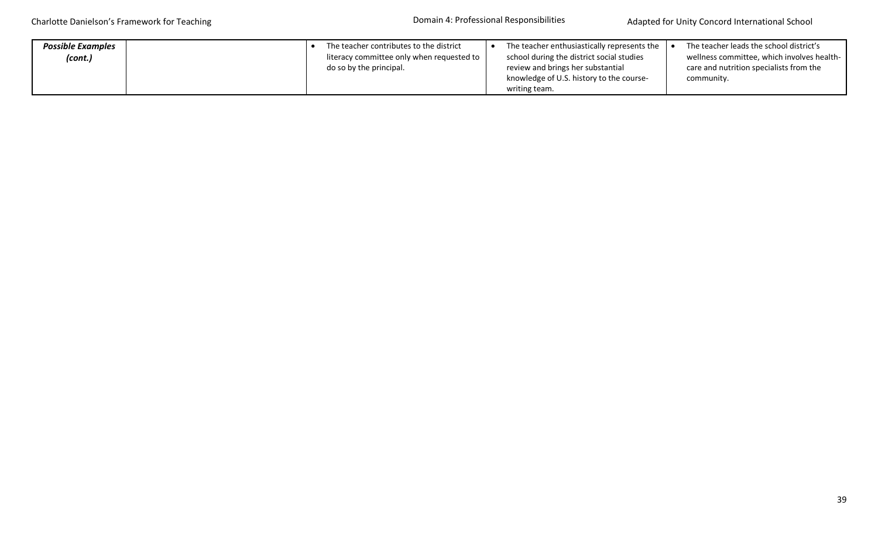| | | | | |
|---|---|---|---|---|
| ***Possible Examples (cont.)*** | | • The teacher contributes to the district literacy committee only when requested to do so by the principal. | • The teacher enthusiastically represents the school during the district social studies review and brings her substantial knowledge of U.S. history to the course-writing team. | • The teacher leads the school district's wellness committee, which involves health-care and nutrition specialists from the community. |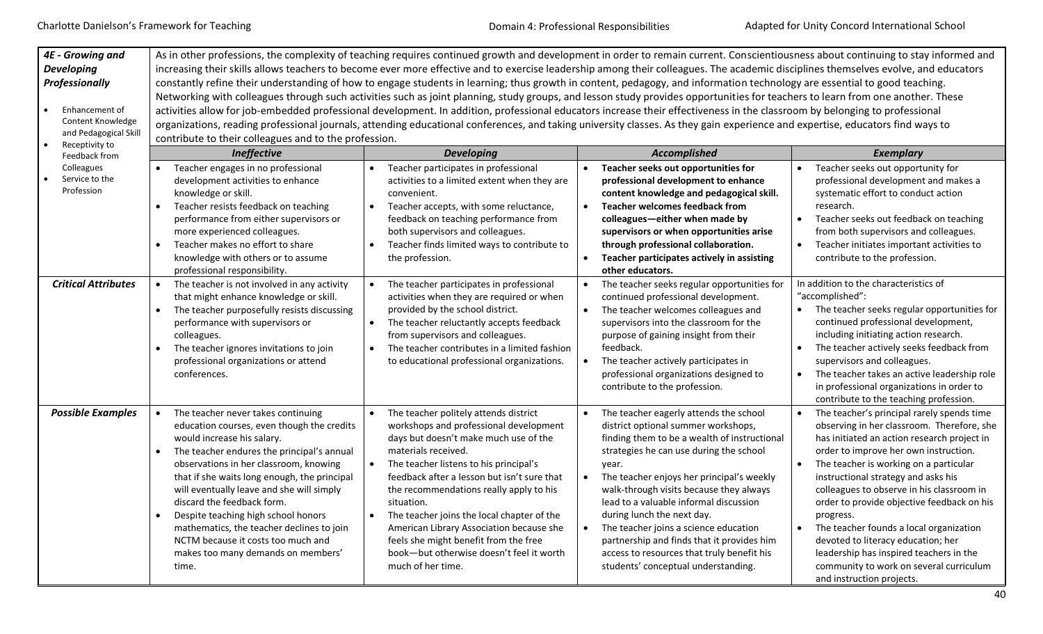| **4E - Growing and Developing Professionally**<br><br>• Enhancement of Content Knowledge and Pedagogical Skill<br>• Receptivity to Feedback from Colleagues<br>• Service to the Profession | As in other professions, the complexity of teaching requires continued growth and development in order to remain current. Conscientiousness about continuing to stay informed and increasing their skills allows teachers to become ever more effective and to exercise leadership among their colleagues. The academic disciplines themselves evolve, and educators constantly refine their understanding of how to engage students in learning; thus growth in content, pedagogy, and information technology are essential to good teaching. Networking with colleagues through such activities such as joint planning, study groups, and lesson study provides opportunities for teachers to learn from one another. These activities allow for job-embedded professional development. In addition, professional educators increase their effectiveness in the classroom by belonging to professional organizations, reading professional journals, attending educational conferences, and taking university classes. As they gain experience and expertise, educators find ways to contribute to their colleagues and to the profession. | | | |
|---|---|---|---|---|
| | ***Ineffective*** | ***Developing*** | ***Accomplished*** | ***Exemplary*** |
| | • Teacher engages in no professional development activities to enhance knowledge or skill.<br>• Teacher resists feedback on teaching performance from either supervisors or more experienced colleagues.<br>• Teacher makes no effort to share knowledge with others or to assume professional responsibility. | • Teacher participates in professional activities to a limited extent when they are convenient.<br>• Teacher accepts, with some reluctance, feedback on teaching performance from both supervisors and colleagues.<br>• Teacher finds limited ways to contribute to the profession. | • **Teacher seeks out opportunities for professional development to enhance content knowledge and pedagogical skill.**<br>• **Teacher welcomes feedback from colleagues—either when made by supervisors or when opportunities arise through professional collaboration.**<br>• **Teacher participates actively in assisting other educators.** | • Teacher seeks out opportunity for professional development and makes a systematic effort to conduct action research.<br>• Teacher seeks out feedback on teaching from both supervisors and colleagues.<br>• Teacher initiates important activities to contribute to the profession. |
| ***Critical Attributes*** | • The teacher is not involved in any activity that might enhance knowledge or skill.<br>• The teacher purposefully resists discussing performance with supervisors or colleagues.<br>• The teacher ignores invitations to join professional organizations or attend conferences. | • The teacher participates in professional activities when they are required or when provided by the school district.<br>• The teacher reluctantly accepts feedback from supervisors and colleagues.<br>• The teacher contributes in a limited fashion to educational professional organizations. | • The teacher seeks regular opportunities for continued professional development.<br>• The teacher welcomes colleagues and supervisors into the classroom for the purpose of gaining insight from their feedback.<br>• The teacher actively participates in professional organizations designed to contribute to the profession. | In addition to the characteristics of "accomplished":<br>• The teacher seeks regular opportunities for continued professional development, including initiating action research.<br>• The teacher actively seeks feedback from supervisors and colleagues.<br>• The teacher takes an active leadership role in professional organizations in order to contribute to the teaching profession. |
| ***Possible Examples*** | • The teacher never takes continuing education courses, even though the credits would increase his salary.<br>• The teacher endures the principal's annual observations in her classroom, knowing that if she waits long enough, the principal will eventually leave and she will simply discard the feedback form.<br>• Despite teaching high school honors mathematics, the teacher declines to join NCTM because it costs too much and makes too many demands on members' time. | • The teacher politely attends district workshops and professional development days but doesn't make much use of the materials received.<br>• The teacher listens to his principal's feedback after a lesson but isn't sure that the recommendations really apply to his situation.<br>• The teacher joins the local chapter of the American Library Association because she feels she might benefit from the free book—but otherwise doesn't feel it worth much of her time. | • The teacher eagerly attends the school district optional summer workshops, finding them to be a wealth of instructional strategies he can use during the school year.<br>• The teacher enjoys her principal's weekly walk-through visits because they always lead to a valuable informal discussion during lunch the next day.<br>• The teacher joins a science education partnership and finds that it provides him access to resources that truly benefit his students' conceptual understanding. | • The teacher's principal rarely spends time observing in her classroom. Therefore, she has initiated an action research project in order to improve her own instruction.<br>• The teacher is working on a particular instructional strategy and asks his colleagues to observe in his classroom in order to provide objective feedback on his progress.<br>• The teacher founds a local organization devoted to literacy education; her leadership has inspired teachers in the community to work on several curriculum and instruction projects. |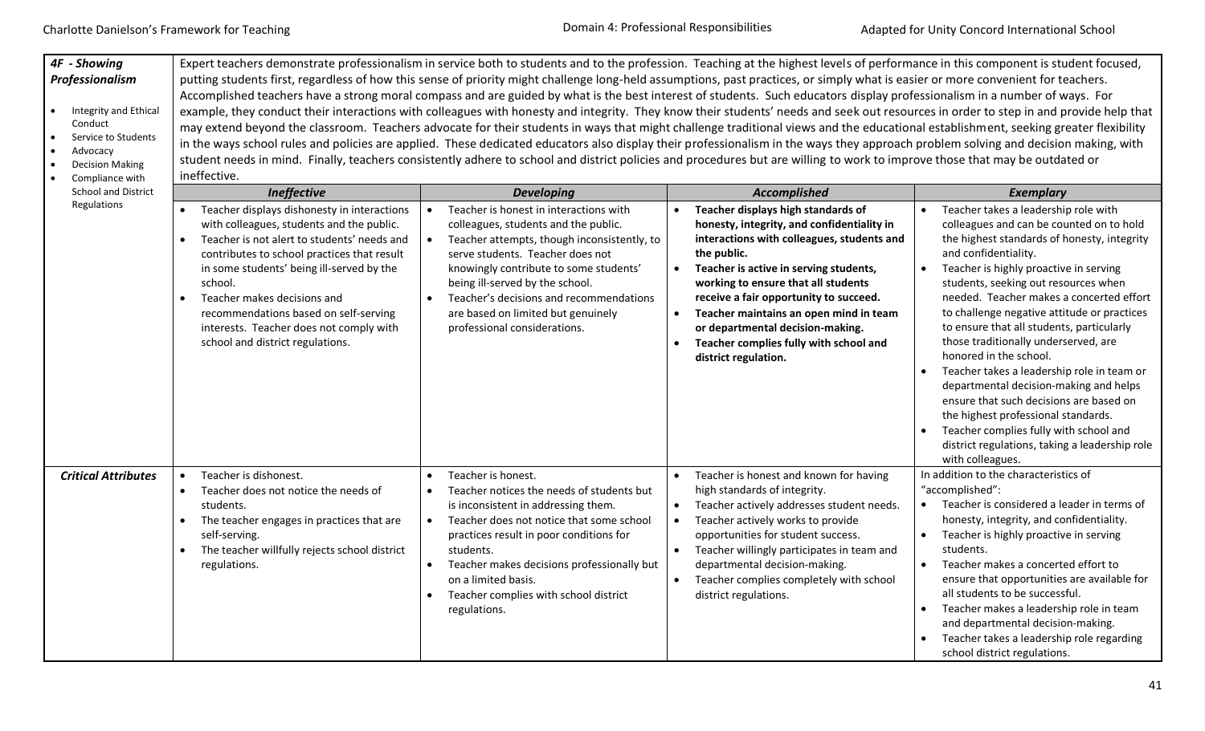| *4F - Showing Professionalism*<br>• Integrity and Ethical Conduct<br>• Service to Students<br>• Advocacy<br>• Decision Making<br>• Compliance with School and District Regulations | Expert teachers demonstrate professionalism in service both to students and to the profession. Teaching at the highest levels of performance in this component is student focused, putting students first, regardless of how this sense of priority might challenge long-held assumptions, past practices, or simply what is easier or more convenient for teachers. Accomplished teachers have a strong moral compass and are guided by what is the best interest of students. Such educators display professionalism in a number of ways. For example, they conduct their interactions with colleagues with honesty and integrity. They know their students' needs and seek out resources in order to step in and provide help that may extend beyond the classroom. Teachers advocate for their students in ways that might challenge traditional views and the educational establishment, seeking greater flexibility in the ways school rules and policies are applied. These dedicated educators also display their professionalism in the ways they approach problem solving and decision making, with student needs in mind. Finally, teachers consistently adhere to school and district policies and procedures but are willing to work to improve those that may be outdated or ineffective. | | | |
|---|---|---|---|---|
| | ***Ineffective*** | ***Developing*** | ***Accomplished*** | ***Exemplary*** |
| | • Teacher displays dishonesty in interactions with colleagues, students and the public.<br>• Teacher is not alert to students' needs and contributes to school practices that result in some students' being ill-served by the school.<br>• Teacher makes decisions and recommendations based on self-serving interests. Teacher does not comply with school and district regulations. | • Teacher is honest in interactions with colleagues, students and the public.<br>• Teacher attempts, though inconsistently, to serve students. Teacher does not knowingly contribute to some students' being ill-served by the school.<br>• Teacher's decisions and recommendations are based on limited but genuinely professional considerations. | • **Teacher displays high standards of honesty, integrity, and confidentiality in interactions with colleagues, students and the public.**<br>• **Teacher is active in serving students, working to ensure that all students receive a fair opportunity to succeed.**<br>• **Teacher maintains an open mind in team or departmental decision-making.**<br>• **Teacher complies fully with school and district regulation.** | • Teacher takes a leadership role with colleagues and can be counted on to hold the highest standards of honesty, integrity and confidentiality.<br>• Teacher is highly proactive in serving students, seeking out resources when needed. Teacher makes a concerted effort to challenge negative attitude or practices to ensure that all students, particularly those traditionally underserved, are honored in the school.<br>• Teacher takes a leadership role in team or departmental decision-making and helps ensure that such decisions are based on the highest professional standards.<br>• Teacher complies fully with school and district regulations, taking a leadership role with colleagues. |
| ***Critical Attributes*** | • Teacher is dishonest.<br>• Teacher does not notice the needs of students.<br>• The teacher engages in practices that are self-serving.<br>• The teacher willfully rejects school district regulations. | • Teacher is honest.<br>• Teacher notices the needs of students but is inconsistent in addressing them.<br>• Teacher does not notice that some school practices result in poor conditions for students.<br>• Teacher makes decisions professionally but on a limited basis.<br>• Teacher complies with school district regulations. | • Teacher is honest and known for having high standards of integrity.<br>• Teacher actively addresses student needs.<br>• Teacher actively works to provide opportunities for student success.<br>• Teacher willingly participates in team and departmental decision-making.<br>• Teacher complies completely with school district regulations. | In addition to the characteristics of "accomplished":<br>• Teacher is considered a leader in terms of honesty, integrity, and confidentiality.<br>• Teacher is highly proactive in serving students.<br>• Teacher makes a concerted effort to ensure that opportunities are available for all students to be successful.<br>• Teacher makes a leadership role in team and departmental decision-making.<br>• Teacher takes a leadership role regarding school district regulations. |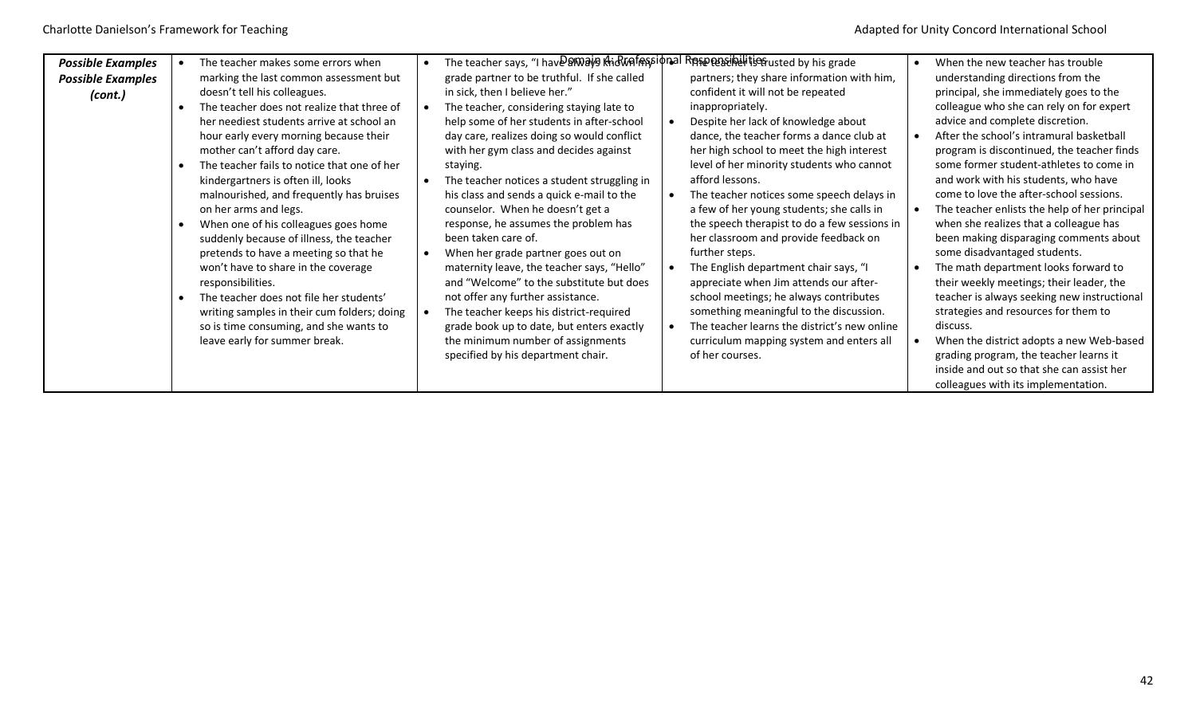Domain 4: Professional Responsibilities

| Possible Examples Possible Examples (cont.) | | | | |
|---|---|---|---|---|
| | • The teacher makes some errors when marking the last common assessment but doesn't tell his colleagues.<br>• The teacher does not realize that three of her neediest students arrive at school an hour early every morning because their mother can't afford day care.<br>• The teacher fails to notice that one of her kindergartners is often ill, looks malnourished, and frequently has bruises on her arms and legs.<br>• When one of his colleagues goes home suddenly because of illness, the teacher pretends to have a meeting so that he won't have to share in the coverage responsibilities.<br>• The teacher does not file her students' writing samples in their cum folders; doing so is time consuming, and she wants to leave early for summer break. | • The teacher says, "I have always known my grade partner to be truthful. If she called in sick, then I believe her."<br>• The teacher, considering staying late to help some of her students in after-school day care, realizes doing so would conflict with her gym class and decides against staying.<br>• The teacher notices a student struggling in his class and sends a quick e-mail to the counselor. When he doesn't get a response, he assumes the problem has been taken care of.<br>• When her grade partner goes out on maternity leave, the teacher says, "Hello" and "Welcome" to the substitute but does not offer any further assistance.<br>• The teacher keeps his district-required grade book up to date, but enters exactly the minimum number of assignments specified by his department chair. | • The teacher is trusted by his grade partners; they share information with him, confident it will not be repeated inappropriately.<br>• Despite her lack of knowledge about dance, the teacher forms a dance club at her high school to meet the high interest level of her minority students who cannot afford lessons.<br>• The teacher notices some speech delays in a few of her young students; she calls in the speech therapist to do a few sessions in her classroom and provide feedback on further steps.<br>• The English department chair says, "I appreciate when Jim attends our after-school meetings; he always contributes something meaningful to the discussion.<br>• The teacher learns the district's new online curriculum mapping system and enters all of her courses. | • When the new teacher has trouble understanding directions from the principal, she immediately goes to the colleague who she can rely on for expert advice and complete discretion.<br>• After the school's intramural basketball program is discontinued, the teacher finds some former student-athletes to come in and work with his students, who have come to love the after-school sessions.<br>• The teacher enlists the help of her principal when she realizes that a colleague has been making disparaging comments about some disadvantaged students.<br>• The math department looks forward to their weekly meetings; their leader, the teacher is always seeking new instructional strategies and resources for them to discuss.<br>• When the district adopts a new Web-based grading program, the teacher learns it inside and out so that she can assist her colleagues with its implementation. |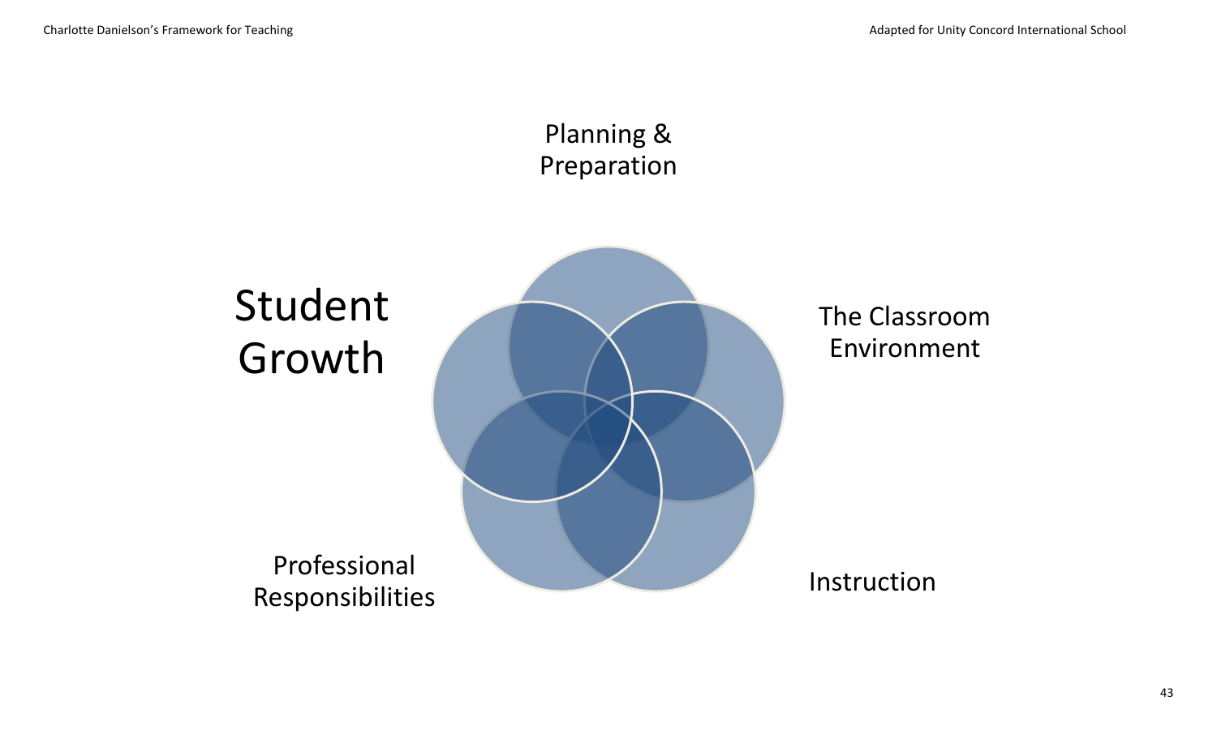Student Growth

Planning & Preparation

The Classroom Environment

Instruction

Professional Responsibilities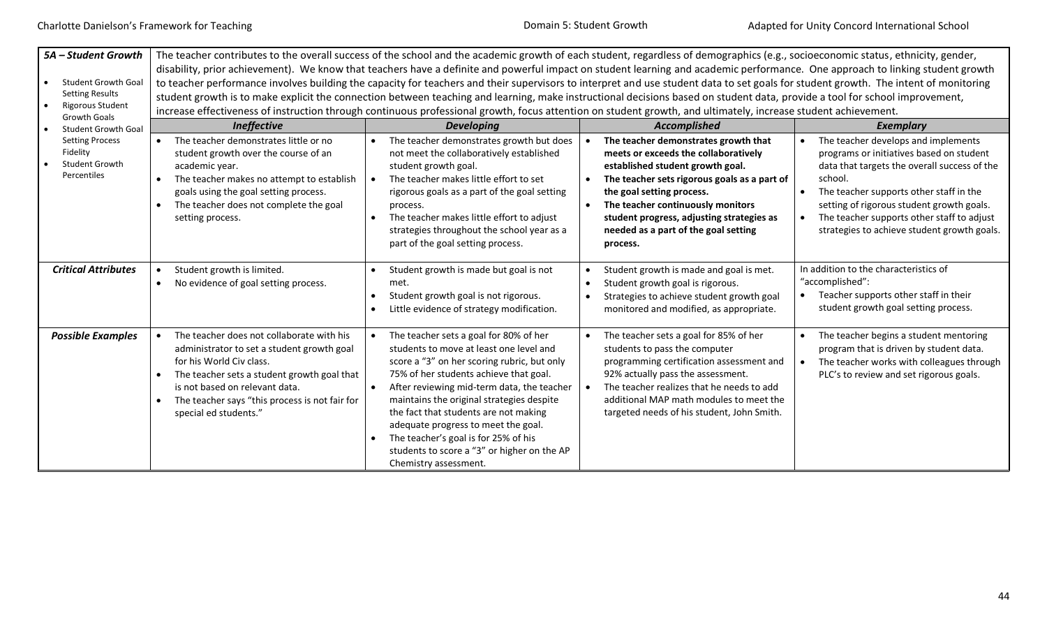| 5A – Student Growth | The teacher contributes to the overall success of the school and the academic growth of each student, regardless of demographics (e.g., socioeconomic status, ethnicity, gender, disability, prior achievement). We know that teachers have a definite and powerful impact on student learning and academic performance. One approach to linking student growth to teacher performance involves building the capacity for teachers and their supervisors to interpret and use student data to set goals for student growth. The intent of monitoring student growth is to make explicit the connection between teaching and learning, make instructional decisions based on student data, provide a tool for school improvement, increase effectiveness of instruction through continuous professional growth, focus attention on student growth, and ultimately, increase student achievement. | | | |
|---|---|---|---|---|
| • Student Growth Goal Setting Results<br>• Rigorous Student Growth Goals<br>• Student Growth Goal Setting Process Fidelity<br>• Student Growth Percentiles | ***Ineffective*** | ***Developing*** | ***Accomplished*** | ***Exemplary*** |
| | • The teacher demonstrates little or no student growth over the course of an academic year.<br>• The teacher makes no attempt to establish goals using the goal setting process.<br>• The teacher does not complete the goal setting process. | • The teacher demonstrates growth but does not meet the collaboratively established student growth goal.<br>• The teacher makes little effort to set rigorous goals as a part of the goal setting process.<br>• The teacher makes little effort to adjust strategies throughout the school year as a part of the goal setting process. | • **The teacher demonstrates growth that meets or exceeds the collaboratively established student growth goal.**<br>• **The teacher sets rigorous goals as a part of the goal setting process.**<br>• **The teacher continuously monitors student progress, adjusting strategies as needed as a part of the goal setting process.** | • The teacher develops and implements programs or initiatives based on student data that targets the overall success of the school.<br>• The teacher supports other staff in the setting of rigorous student growth goals.<br>• The teacher supports other staff to adjust strategies to achieve student growth goals. |
| ***Critical Attributes*** | • Student growth is limited.<br>• No evidence of goal setting process. | • Student growth is made but goal is not met.<br>• Student growth goal is not rigorous.<br>• Little evidence of strategy modification. | • Student growth is made and goal is met.<br>• Student growth goal is rigorous.<br>• Strategies to achieve student growth goal monitored and modified, as appropriate. | In addition to the characteristics of "accomplished":<br>• Teacher supports other staff in their student growth goal setting process. |
| ***Possible Examples*** | • The teacher does not collaborate with his administrator to set a student growth goal for his World Civ class.<br>• The teacher sets a student growth goal that is not based on relevant data.<br>• The teacher says "this process is not fair for special ed students." | • The teacher sets a goal for 80% of her students to move at least one level and score a "3" on her scoring rubric, but only 75% of her students achieve that goal.<br>• After reviewing mid-term data, the teacher maintains the original strategies despite the fact that students are not making adequate progress to meet the goal.<br>• The teacher's goal is for 25% of his students to score a "3" or higher on the AP Chemistry assessment. | • The teacher sets a goal for 85% of her students to pass the computer programming certification assessment and 92% actually pass the assessment.<br>• The teacher realizes that he needs to add additional MAP math modules to meet the targeted needs of his student, John Smith. | • The teacher begins a student mentoring program that is driven by student data.<br>• The teacher works with colleagues through PLC's to review and set rigorous goals. |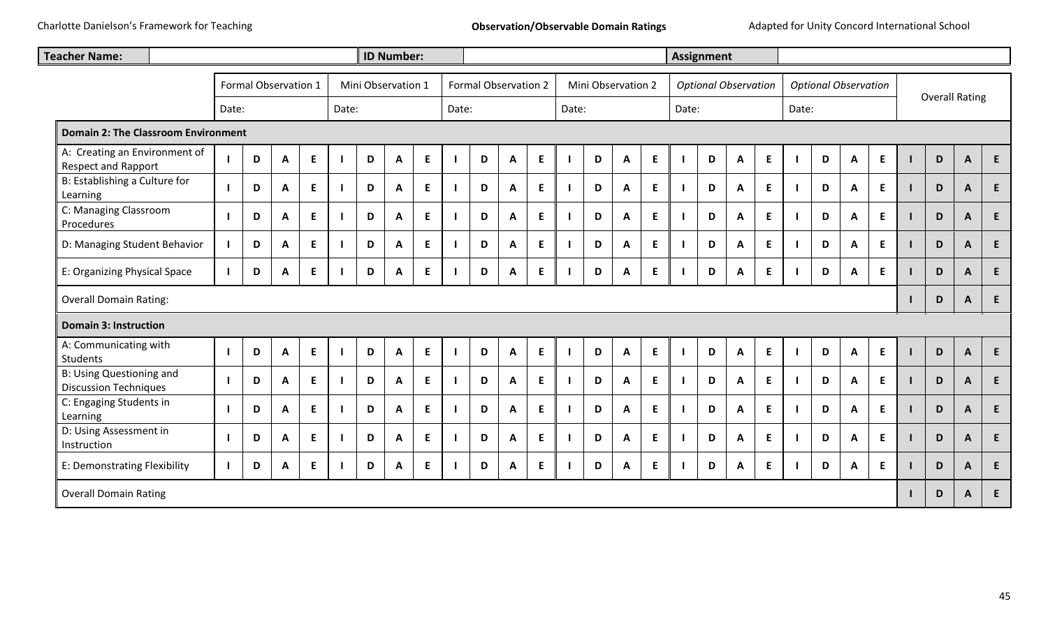| Teacher Name: | | ID Number: | | Assignment | |
|---|---|---|---|---|---|

| | Formal Observation 1 | | | | Mini Observation 1 | | | | Formal Observation 2 | | | | Mini Observation 2 | | | | *Optional Observation* | | | | *Optional Observation* | | | | Overall Rating | | | |
|---|---|---|---|---|---|---|---|---|---|---|---|---|---|---|---|---|---|---|---|---|---|---|---|---|---|---|---|---|
| | Date: | | | | Date: | | | | Date: | | | | Date: | | | | Date: | | | | Date: | | | | | | | |
| **Domain 2: The Classroom Environment** | | | | | | | | | | | | | | | | | | | | | | | | | | | | |
| A: Creating an Environment of Respect and Rapport | I | D | A | E | I | D | A | E | I | D | A | E | I | D | A | E | I | D | A | E | I | D | A | E | I | D | A | E |
| B: Establishing a Culture for Learning | I | D | A | E | I | D | A | E | I | D | A | E | I | D | A | E | I | D | A | E | I | D | A | E | I | D | A | E |
| C: Managing Classroom Procedures | I | D | A | E | I | D | A | E | I | D | A | E | I | D | A | E | I | D | A | E | I | D | A | E | I | D | A | E |
| D: Managing Student Behavior | I | D | A | E | I | D | A | E | I | D | A | E | I | D | A | E | I | D | A | E | I | D | A | E | I | D | A | E |
| E: Organizing Physical Space | I | D | A | E | I | D | A | E | I | D | A | E | I | D | A | E | I | D | A | E | I | D | A | E | I | D | A | E |
| Overall Domain Rating: | | | | | | | | | | | | | | | | | | | | | | | | | I | D | A | E |
| **Domain 3: Instruction** | | | | | | | | | | | | | | | | | | | | | | | | | | | | |
| A: Communicating with Students | I | D | A | E | I | D | A | E | I | D | A | E | I | D | A | E | I | D | A | E | I | D | A | E | I | D | A | E |
| B: Using Questioning and Discussion Techniques | I | D | A | E | I | D | A | E | I | D | A | E | I | D | A | E | I | D | A | E | I | D | A | E | I | D | A | E |
| C: Engaging Students in Learning | I | D | A | E | I | D | A | E | I | D | A | E | I | D | A | E | I | D | A | E | I | D | A | E | I | D | A | E |
| D: Using Assessment in Instruction | I | D | A | E | I | D | A | E | I | D | A | E | I | D | A | E | I | D | A | E | I | D | A | E | I | D | A | E |
| E: Demonstrating Flexibility | I | D | A | E | I | D | A | E | I | D | A | E | I | D | A | E | I | D | A | E | I | D | A | E | I | D | A | E |
| Overall Domain Rating | | | | | | | | | | | | | | | | | | | | | | | | | I | D | A | E |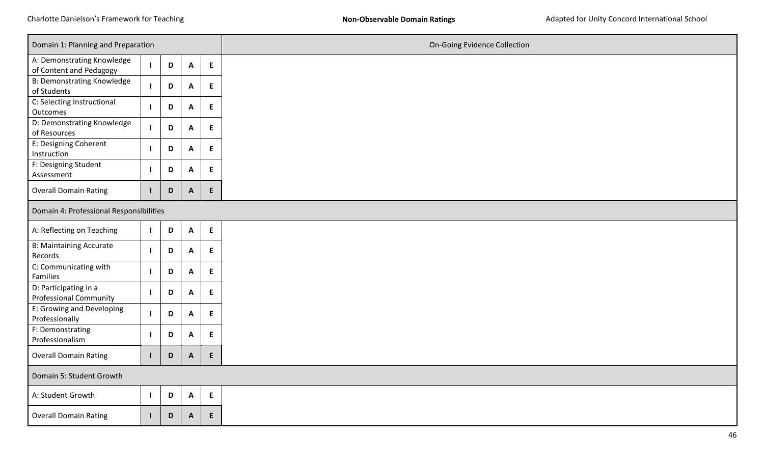### Non-Observable Domain Ratings

| Domain 1: Planning and Preparation | | | | | On-Going Evidence Collection |
|---|---|---|---|---|---|
| A: Demonstrating Knowledge of Content and Pedagogy | I | D | A | E | |
| B: Demonstrating Knowledge of Students | I | D | A | E | |
| C: Selecting Instructional Outcomes | I | D | A | E | |
| D: Demonstrating Knowledge of Resources | I | D | A | E | |
| E: Designing Coherent Instruction | I | D | A | E | |
| F: Designing Student Assessment | I | D | A | E | |
| Overall Domain Rating | I | D | A | E | |
| **Domain 4: Professional Responsibilities** | | | | | |
| A: Reflecting on Teaching | I | D | A | E | |
| B: Maintaining Accurate Records | I | D | A | E | |
| C: Communicating with Families | I | D | A | E | |
| D: Participating in a Professional Community | I | D | A | E | |
| E: Growing and Developing Professionally | I | D | A | E | |
| F: Demonstrating Professionalism | I | D | A | E | |
| Overall Domain Rating | I | D | A | E | |
| **Domain 5: Student Growth** | | | | | |
| A: Student Growth | I | D | A | E | |
| Overall Domain Rating | I | D | A | E | |